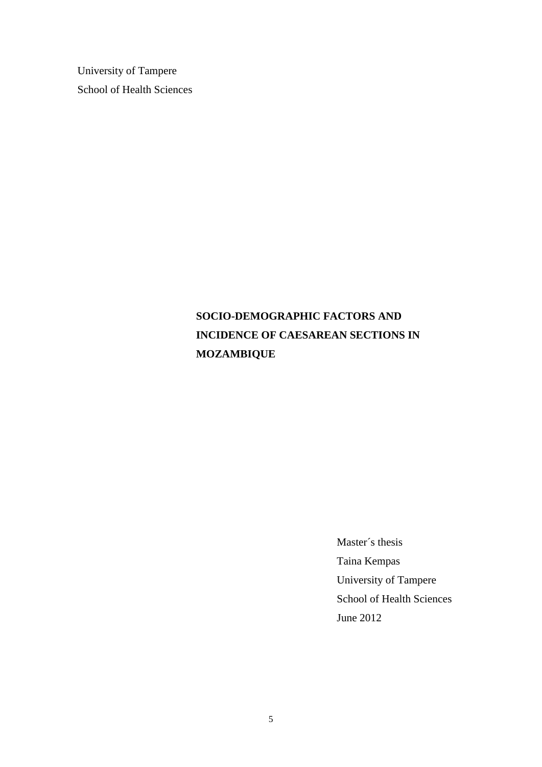University of Tampere

School of Health Sciences

# SOCIO-DEMOGRAPHIC FACTORS AND INCIDENCE OF CAESAREAN SECTIONS IN MOZAMBIQUE

Master´s thesis

Taina Kempas

University of Tampere

School of Health Sciences

June 2012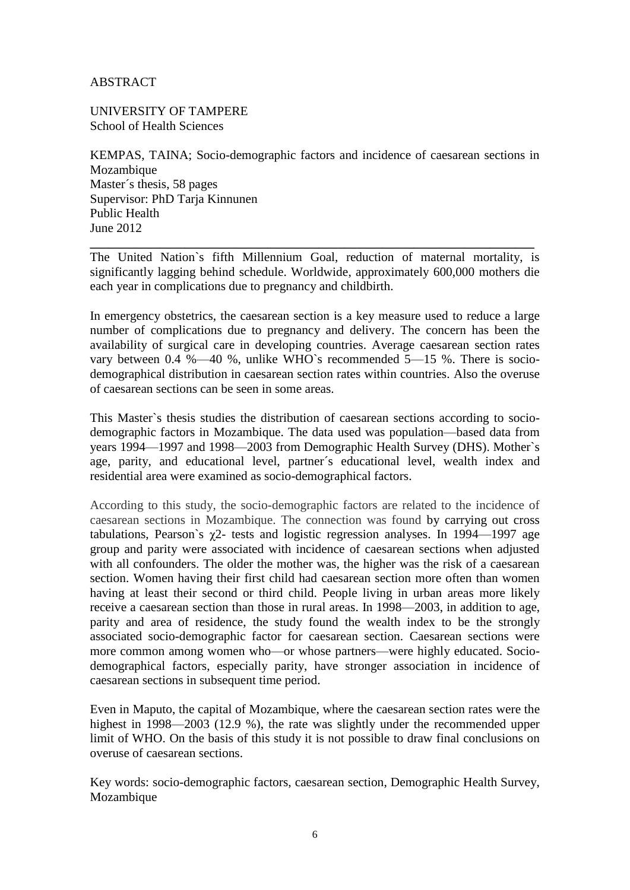ABSTRACT

UNIVERSITY OF TAMPERE
School of Health Sciences

KEMPAS, TAINA; Socio-demographic factors and incidence of caesarean sections in Mozambique
Master´s thesis, 58 pages
Supervisor: PhD Tarja Kinnunen
Public Health
June 2012

---

The United Nation`s fifth Millennium Goal, reduction of maternal mortality, is significantly lagging behind schedule. Worldwide, approximately 600,000 mothers die each year in complications due to pregnancy and childbirth.

In emergency obstetrics, the caesarean section is a key measure used to reduce a large number of complications due to pregnancy and delivery. The concern has been the availability of surgical care in developing countries. Average caesarean section rates vary between 0.4 %—40 %, unlike WHO`s recommended 5—15 %. There is socio-demographical distribution in caesarean section rates within countries. Also the overuse of caesarean sections can be seen in some areas.

This Master`s thesis studies the distribution of caesarean sections according to socio-demographic factors in Mozambique. The data used was population—based data from years 1994—1997 and 1998—2003 from Demographic Health Survey (DHS). Mother`s age, parity, and educational level, partner´s educational level, wealth index and residential area were examined as socio-demographical factors.

According to this study, the socio-demographic factors are related to the incidence of caesarean sections in Mozambique. The connection was found by carrying out cross tabulations, Pearson`s $\chi 2$- tests and logistic regression analyses. In 1994—1997 age group and parity were associated with incidence of caesarean sections when adjusted with all confounders. The older the mother was, the higher was the risk of a caesarean section. Women having their first child had caesarean section more often than women having at least their second or third child. People living in urban areas more likely receive a caesarean section than those in rural areas. In 1998—2003, in addition to age, parity and area of residence, the study found the wealth index to be the strongly associated socio-demographic factor for caesarean section. Caesarean sections were more common among women who—or whose partners—were highly educated. Socio-demographical factors, especially parity, have stronger association in incidence of caesarean sections in subsequent time period.

Even in Maputo, the capital of Mozambique, where the caesarean section rates were the highest in 1998—2003 (12.9 %), the rate was slightly under the recommended upper limit of WHO. On the basis of this study it is not possible to draw final conclusions on overuse of caesarean sections.

Key words: socio-demographic factors, caesarean section, Demographic Health Survey, Mozambique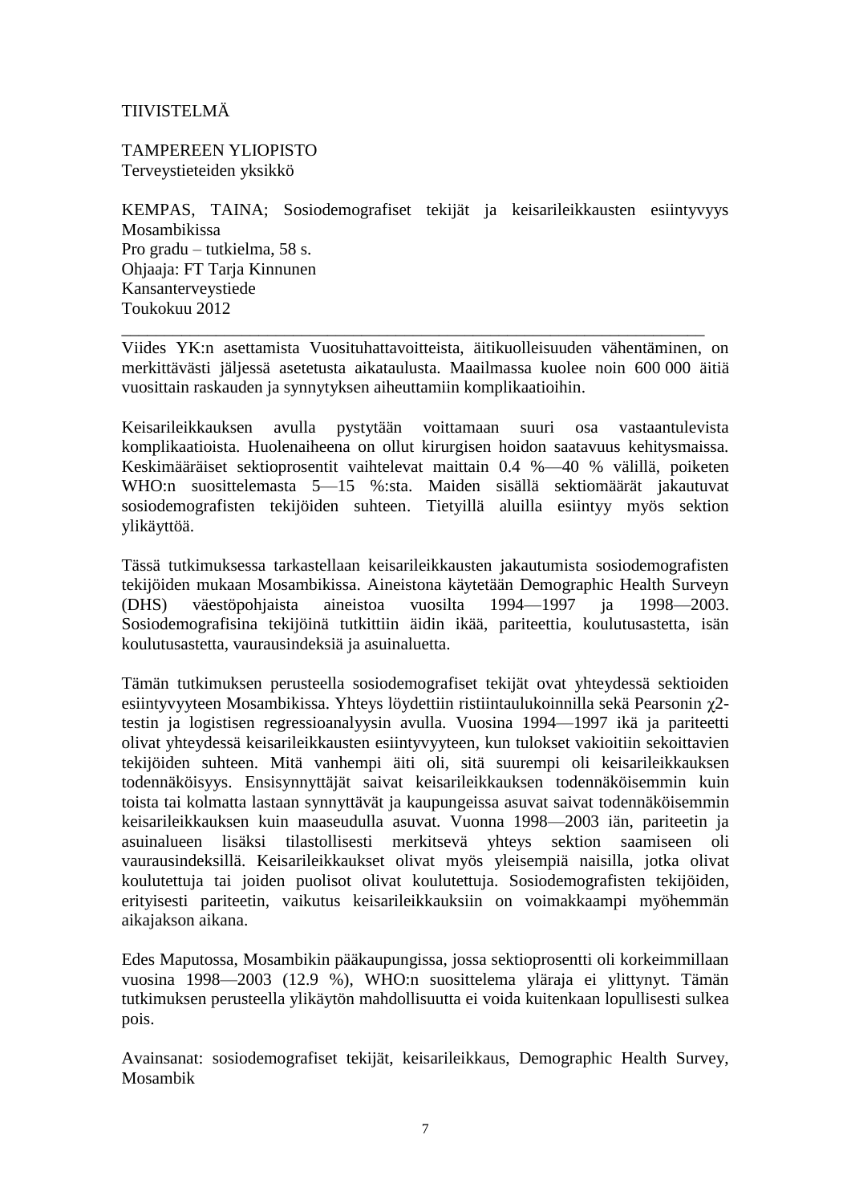TIIVISTELMÄ

TAMPEREEN YLIOPISTO
Terveystieteiden yksikkö

KEMPAS, TAINA; Sosiodemografiset tekijät ja keisarileikkausten esiintyvyys Mosambikissa
Pro gradu – tutkielma, 58 s.
Ohjaaja: FT Tarja Kinnunen
Kansanterveystiede
Toukokuu 2012

---

Viides YK:n asettamista Vuosituhattavoitteista, äitikuolleisuuden vähentäminen, on merkittävästi jäljessä asetetusta aikataulusta. Maailmassa kuolee noin 600 000 äitiä vuosittain raskauden ja synnytyksen aiheuttamiin komplikaatioihin.

Keisarileikkauksen avulla pystytään voittamaan suuri osa vastaantulevista komplikaatioista. Huolenaiheena on ollut kirurgisen hoidon saatavuus kehitysmaissa. Keskimääräiset sektioprosentit vaihtelevat maittain 0.4 %—40 % välillä, poiketen WHO:n suosittelemasta 5—15 %:sta. Maiden sisällä sektiomäärät jakautuvat sosiodemografisten tekijöiden suhteen. Tietyillä aluilla esiintyy myös sektion ylikäyttöä.

Tässä tutkimuksessa tarkastellaan keisarileikkausten jakautumista sosiodemografisten tekijöiden mukaan Mosambikissa. Aineistona käytetään Demographic Health Surveyn (DHS) väestöpohjaista aineistoa vuosilta 1994—1997 ja 1998—2003. Sosiodemografisina tekijöinä tutkittiin äidin ikää, pariteettia, koulutusastetta, isän koulutusastetta, vaurausindeksiä ja asuinaluetta.

Tämän tutkimuksen perusteella sosiodemografiset tekijät ovat yhteydessä sektioiden esiintyvyyteen Mosambikissa. Yhteys löydettiin ristiintaulukoinnilla sekä Pearsonin $\chi^2$-testin ja logistisen regressioanalyysin avulla. Vuosina 1994—1997 ikä ja pariteetti olivat yhteydessä keisarileikkausten esiintyvyyteen, kun tulokset vakioitiin sekoittavien tekijöiden suhteen. Mitä vanhempi äiti oli, sitä suurempi oli keisarileikkauksen todennäköisyys. Ensisynnyttäjät saivat keisarileikkauksen todennäköisemmin kuin toista tai kolmatta lastaan synnyttävät ja kaupungeissa asuvat saivat todennäköisemmin keisarileikkauksen kuin maaseudulla asuvat. Vuonna 1998—2003 iän, pariteetin ja asuinalueen lisäksi tilastollisesti merkitsevä yhteys sektion saamiseen oli vaurausindeksillä. Keisarileikkaukset olivat myös yleisempiä naisilla, jotka olivat koulutettuja tai joiden puolisot olivat koulutettuja. Sosiodemografisten tekijöiden, erityisesti pariteetin, vaikutus keisarileikkauksiin on voimakkaampi myöhemmän aikajakson aikana.

Edes Maputossa, Mosambikin pääkaupungissa, jossa sektioprosentti oli korkeimmillaan vuosina 1998—2003 (12.9 %), WHO:n suosittelema yläraja ei ylittynyt. Tämän tutkimuksen perusteella ylikäytön mahdollisuutta ei voida kuitenkaan lopullisesti sulkea pois.

Avainsanat: sosiodemografiset tekijät, keisarileikkaus, Demographic Health Survey, Mosambik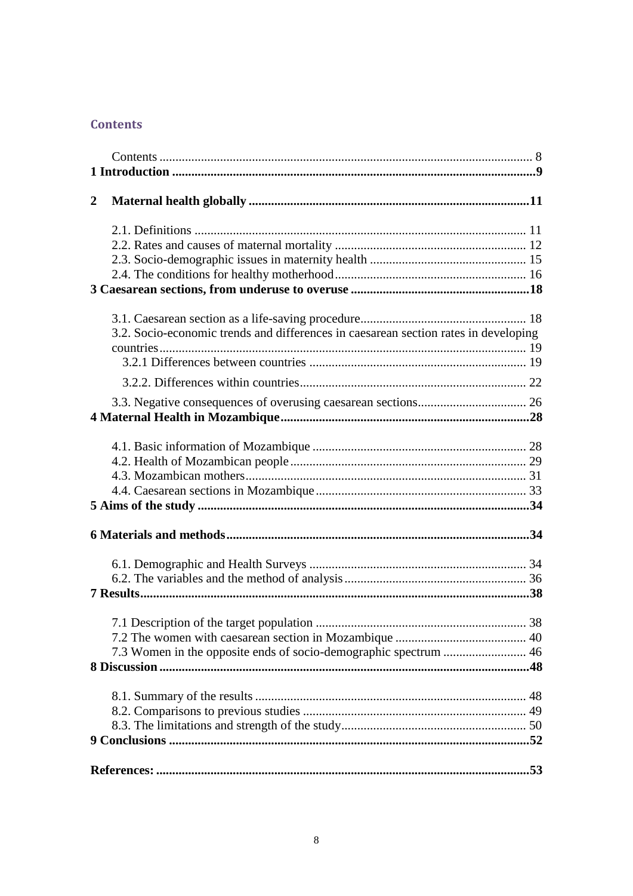## Contents

Contents ........................................................................................................ 8
**1 Introduction .................................................................................................9**

**2 Maternal health globally ...........................................................................11**

2.1. Definitions ........................................................................................... 11
2.2. Rates and causes of maternal mortality ............................................... 12
2.3. Socio-demographic issues in maternity health .................................... 15
2.4. The conditions for healthy motherhood ............................................... 16
**3 Caesarean sections, from underuse to overuse ...........................................18**

3.1. Caesarean section as a life-saving procedure....................................... 18
3.2. Socio-economic trends and differences in caesarean section rates in developing countries.......................................................................................................... 19
3.2.1 Differences between countries ........................................................ 19
3.2.2. Differences within countries........................................................... 22
3.3. Negative consequences of overusing caesarean sections...................... 26
**4 Maternal Health in Mozambique...............................................................28**

4.1. Basic information of Mozambique ....................................................... 28
4.2. Health of Mozambican people ............................................................. 29
4.3. Mozambican mothers........................................................................... 31
4.4. Caesarean sections in Mozambique ..................................................... 33
**5 Aims of the study .......................................................................................34**

**6 Materials and methods...............................................................................34**

6.1. Demographic and Health Surveys ........................................................ 34
6.2. The variables and the method of analysis............................................. 36
**7 Results.........................................................................................................38**

7.1 Description of the target population ..................................................... 38
7.2 The women with caesarean section in Mozambique ............................. 40
7.3 Women in the opposite ends of socio-demographic spectrum .............. 46
**8 Discussion ...................................................................................................48**

8.1. Summary of the results ........................................................................ 48
8.2. Comparisons to previous studies .......................................................... 49
8.3. The limitations and strength of the study.............................................. 50
**9 Conclusions ................................................................................................52**

**References: ..................................................................................................53**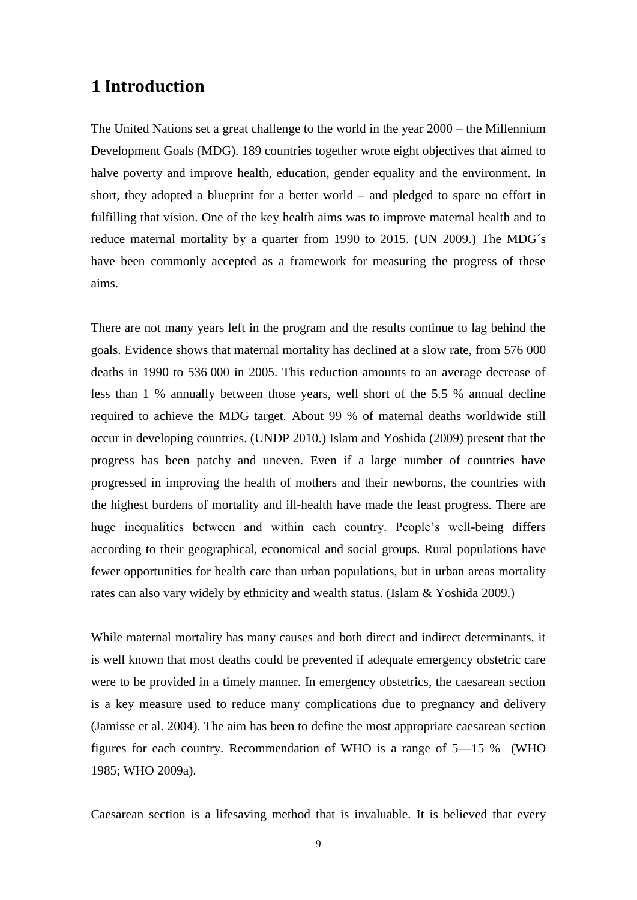# 1 Introduction

The United Nations set a great challenge to the world in the year 2000 – the Millennium Development Goals (MDG). 189 countries together wrote eight objectives that aimed to halve poverty and improve health, education, gender equality and the environment. In short, they adopted a blueprint for a better world – and pledged to spare no effort in fulfilling that vision. One of the key health aims was to improve maternal health and to reduce maternal mortality by a quarter from 1990 to 2015. (UN 2009.) The MDG´s have been commonly accepted as a framework for measuring the progress of these aims.

There are not many years left in the program and the results continue to lag behind the goals. Evidence shows that maternal mortality has declined at a slow rate, from 576 000 deaths in 1990 to 536 000 in 2005. This reduction amounts to an average decrease of less than 1 % annually between those years, well short of the 5.5 % annual decline required to achieve the MDG target. About 99 % of maternal deaths worldwide still occur in developing countries. (UNDP 2010.) Islam and Yoshida (2009) present that the progress has been patchy and uneven. Even if a large number of countries have progressed in improving the health of mothers and their newborns, the countries with the highest burdens of mortality and ill-health have made the least progress. There are huge inequalities between and within each country. People's well-being differs according to their geographical, economical and social groups. Rural populations have fewer opportunities for health care than urban populations, but in urban areas mortality rates can also vary widely by ethnicity and wealth status. (Islam & Yoshida 2009.)

While maternal mortality has many causes and both direct and indirect determinants, it is well known that most deaths could be prevented if adequate emergency obstetric care were to be provided in a timely manner. In emergency obstetrics, the caesarean section is a key measure used to reduce many complications due to pregnancy and delivery (Jamisse et al. 2004). The aim has been to define the most appropriate caesarean section figures for each country. Recommendation of WHO is a range of 5—15 % (WHO 1985; WHO 2009a).

Caesarean section is a lifesaving method that is invaluable. It is believed that every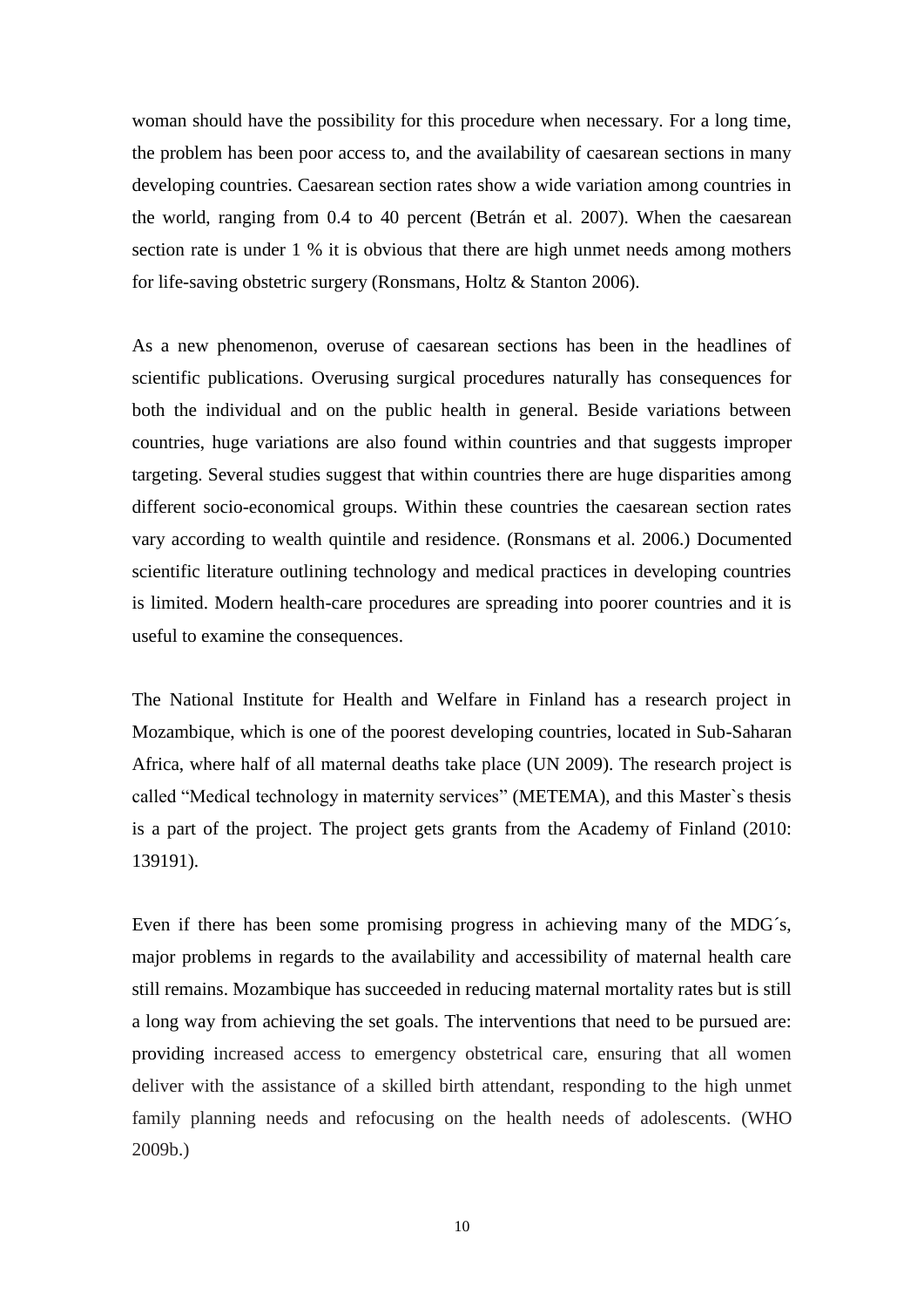woman should have the possibility for this procedure when necessary. For a long time, the problem has been poor access to, and the availability of caesarean sections in many developing countries. Caesarean section rates show a wide variation among countries in the world, ranging from 0.4 to 40 percent (Betrán et al. 2007). When the caesarean section rate is under 1 % it is obvious that there are high unmet needs among mothers for life-saving obstetric surgery (Ronsmans, Holtz & Stanton 2006).

As a new phenomenon, overuse of caesarean sections has been in the headlines of scientific publications. Overusing surgical procedures naturally has consequences for both the individual and on the public health in general. Beside variations between countries, huge variations are also found within countries and that suggests improper targeting. Several studies suggest that within countries there are huge disparities among different socio-economical groups. Within these countries the caesarean section rates vary according to wealth quintile and residence. (Ronsmans et al. 2006.) Documented scientific literature outlining technology and medical practices in developing countries is limited. Modern health-care procedures are spreading into poorer countries and it is useful to examine the consequences.

The National Institute for Health and Welfare in Finland has a research project in Mozambique, which is one of the poorest developing countries, located in Sub-Saharan Africa, where half of all maternal deaths take place (UN 2009). The research project is called "Medical technology in maternity services" (METEMA), and this Master`s thesis is a part of the project. The project gets grants from the Academy of Finland (2010: 139191).

Even if there has been some promising progress in achieving many of the MDG´s, major problems in regards to the availability and accessibility of maternal health care still remains. Mozambique has succeeded in reducing maternal mortality rates but is still a long way from achieving the set goals. The interventions that need to be pursued are: providing increased access to emergency obstetrical care, ensuring that all women deliver with the assistance of a skilled birth attendant, responding to the high unmet family planning needs and refocusing on the health needs of adolescents. (WHO 2009b.)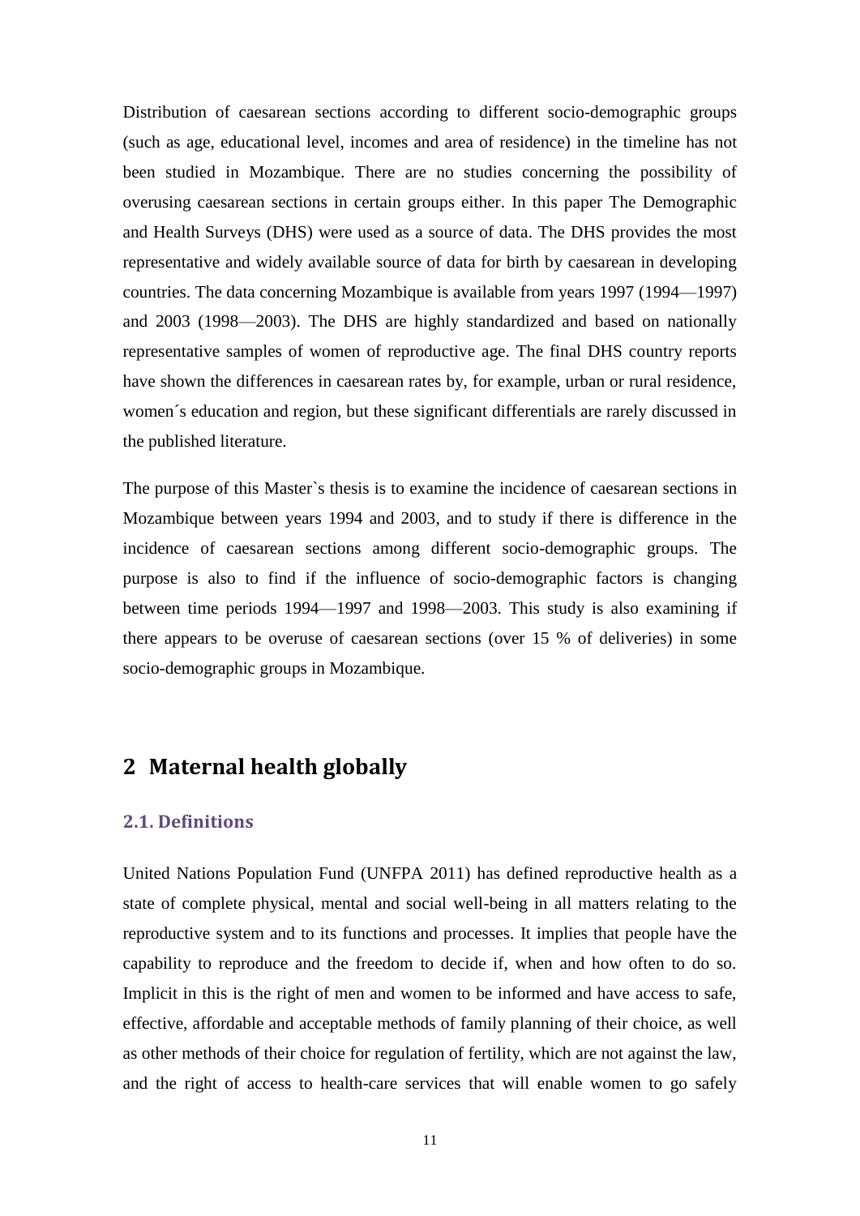Distribution of caesarean sections according to different socio-demographic groups (such as age, educational level, incomes and area of residence) in the timeline has not been studied in Mozambique. There are no studies concerning the possibility of overusing caesarean sections in certain groups either. In this paper The Demographic and Health Surveys (DHS) were used as a source of data. The DHS provides the most representative and widely available source of data for birth by caesarean in developing countries. The data concerning Mozambique is available from years 1997 (1994—1997) and 2003 (1998—2003). The DHS are highly standardized and based on nationally representative samples of women of reproductive age. The final DHS country reports have shown the differences in caesarean rates by, for example, urban or rural residence, women´s education and region, but these significant differentials are rarely discussed in the published literature.

The purpose of this Master`s thesis is to examine the incidence of caesarean sections in Mozambique between years 1994 and 2003, and to study if there is difference in the incidence of caesarean sections among different socio-demographic groups. The purpose is also to find if the influence of socio-demographic factors is changing between time periods 1994—1997 and 1998—2003. This study is also examining if there appears to be overuse of caesarean sections (over 15 % of deliveries) in some socio-demographic groups in Mozambique.

# 2 Maternal health globally

## 2.1. Definitions

United Nations Population Fund (UNFPA 2011) has defined reproductive health as a state of complete physical, mental and social well-being in all matters relating to the reproductive system and to its functions and processes. It implies that people have the capability to reproduce and the freedom to decide if, when and how often to do so. Implicit in this is the right of men and women to be informed and have access to safe, effective, affordable and acceptable methods of family planning of their choice, as well as other methods of their choice for regulation of fertility, which are not against the law, and the right of access to health-care services that will enable women to go safely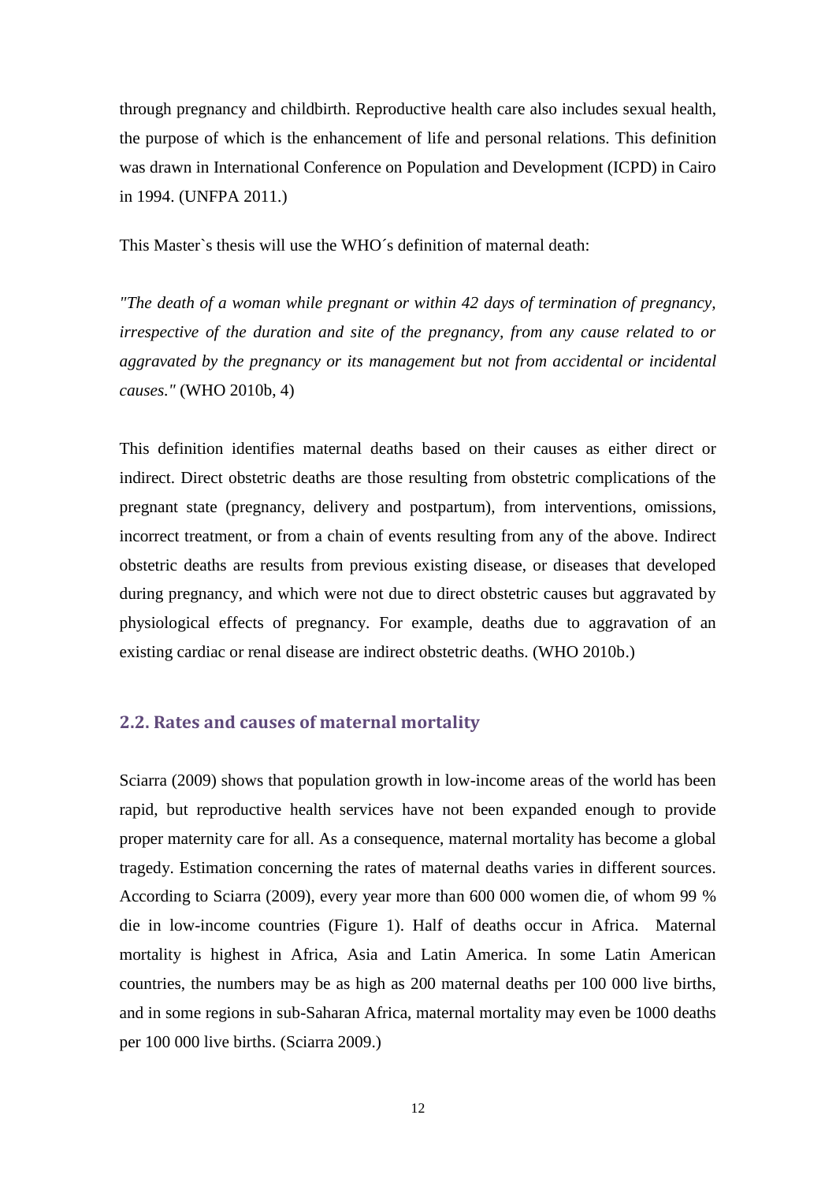through pregnancy and childbirth. Reproductive health care also includes sexual health, the purpose of which is the enhancement of life and personal relations. This definition was drawn in International Conference on Population and Development (ICPD) in Cairo in 1994. (UNFPA 2011.)

This Master`s thesis will use the WHO´s definition of maternal death:

*"The death of a woman while pregnant or within 42 days of termination of pregnancy, irrespective of the duration and site of the pregnancy, from any cause related to or aggravated by the pregnancy or its management but not from accidental or incidental causes."* (WHO 2010b, 4)

This definition identifies maternal deaths based on their causes as either direct or indirect. Direct obstetric deaths are those resulting from obstetric complications of the pregnant state (pregnancy, delivery and postpartum), from interventions, omissions, incorrect treatment, or from a chain of events resulting from any of the above. Indirect obstetric deaths are results from previous existing disease, or diseases that developed during pregnancy, and which were not due to direct obstetric causes but aggravated by physiological effects of pregnancy. For example, deaths due to aggravation of an existing cardiac or renal disease are indirect obstetric deaths. (WHO 2010b.)

## 2.2. Rates and causes of maternal mortality

Sciarra (2009) shows that population growth in low-income areas of the world has been rapid, but reproductive health services have not been expanded enough to provide proper maternity care for all. As a consequence, maternal mortality has become a global tragedy. Estimation concerning the rates of maternal deaths varies in different sources. According to Sciarra (2009), every year more than 600 000 women die, of whom 99 % die in low-income countries (Figure 1). Half of deaths occur in Africa. Maternal mortality is highest in Africa, Asia and Latin America. In some Latin American countries, the numbers may be as high as 200 maternal deaths per 100 000 live births, and in some regions in sub-Saharan Africa, maternal mortality may even be 1000 deaths per 100 000 live births. (Sciarra 2009.)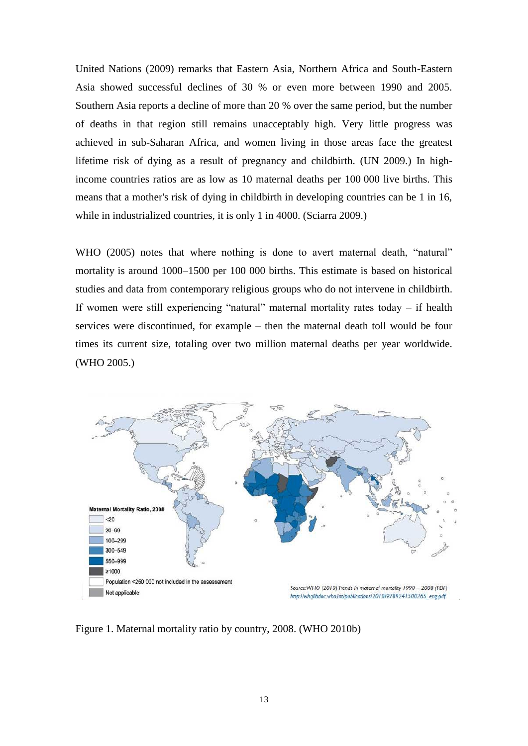United Nations (2009) remarks that Eastern Asia, Northern Africa and South-Eastern Asia showed successful declines of 30 % or even more between 1990 and 2005. Southern Asia reports a decline of more than 20 % over the same period, but the number of deaths in that region still remains unacceptably high. Very little progress was achieved in sub-Saharan Africa, and women living in those areas face the greatest lifetime risk of dying as a result of pregnancy and childbirth. (UN 2009.) In high-income countries ratios are as low as 10 maternal deaths per 100 000 live births. This means that a mother's risk of dying in childbirth in developing countries can be 1 in 16, while in industrialized countries, it is only 1 in 4000. (Sciarra 2009.)

WHO (2005) notes that where nothing is done to avert maternal death, "natural" mortality is around 1000–1500 per 100 000 births. This estimate is based on historical studies and data from contemporary religious groups who do not intervene in childbirth. If women were still experiencing "natural" maternal mortality rates today – if health services were discontinued, for example – then the maternal death toll would be four times its current size, totaling over two million maternal deaths per year worldwide. (WHO 2005.)

Figure 1. Maternal mortality ratio by country, 2008. (WHO 2010b)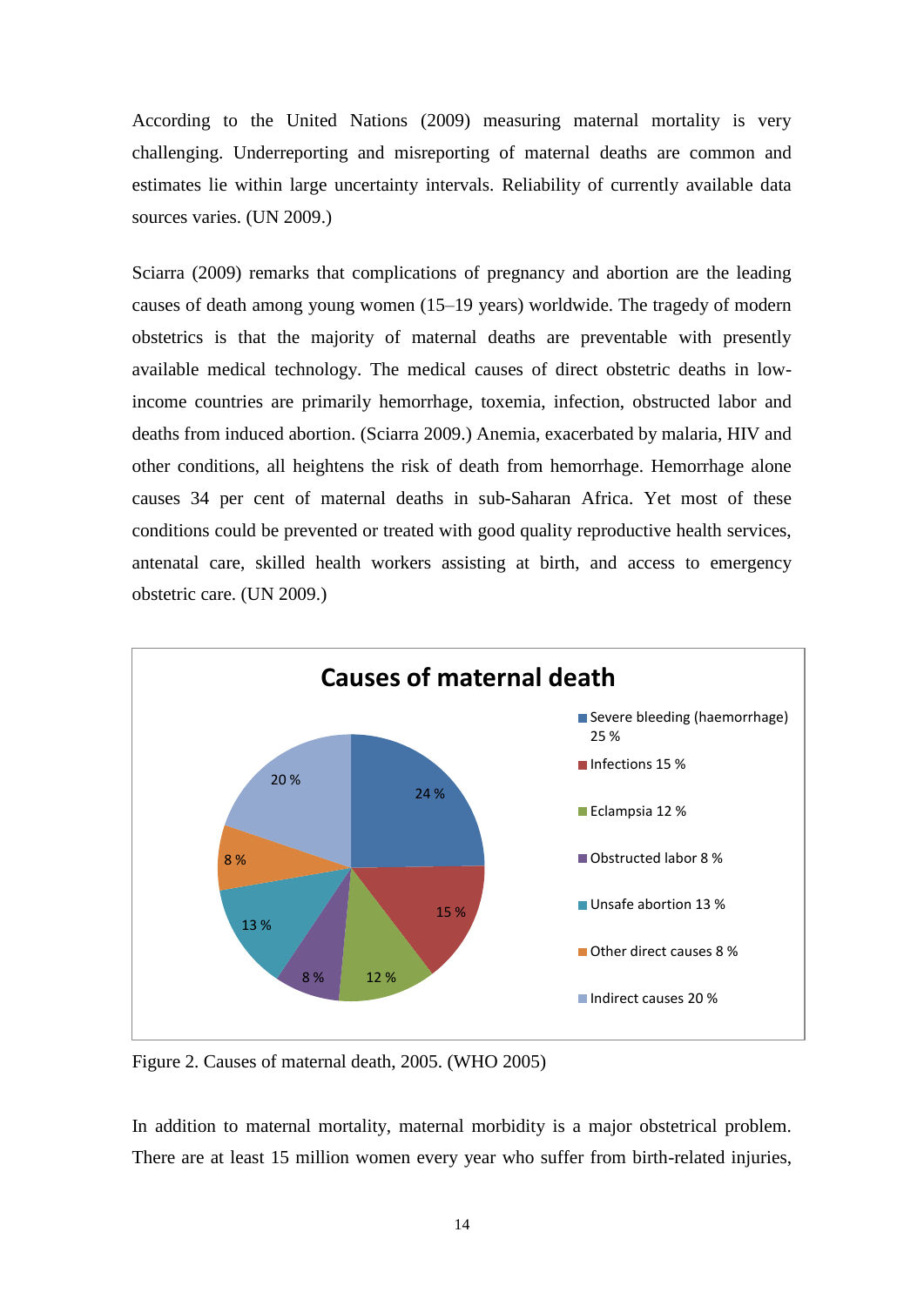According to the United Nations (2009) measuring maternal mortality is very challenging. Underreporting and misreporting of maternal deaths are common and estimates lie within large uncertainty intervals. Reliability of currently available data sources varies. (UN 2009.)

Sciarra (2009) remarks that complications of pregnancy and abortion are the leading causes of death among young women (15–19 years) worldwide. The tragedy of modern obstetrics is that the majority of maternal deaths are preventable with presently available medical technology. The medical causes of direct obstetric deaths in low-income countries are primarily hemorrhage, toxemia, infection, obstructed labor and deaths from induced abortion. (Sciarra 2009.) Anemia, exacerbated by malaria, HIV and other conditions, all heightens the risk of death from hemorrhage. Hemorrhage alone causes 34 per cent of maternal deaths in sub-Saharan Africa. Yet most of these conditions could be prevented or treated with good quality reproductive health services, antenatal care, skilled health workers assisting at birth, and access to emergency obstetric care. (UN 2009.)

**Causes of maternal death**

- Severe bleeding (haemorrhage) 25 %
- Infections 15 %
- Eclampsia 12 %
- Obstructed labor 8 %
- Unsafe abortion 13 %
- Other direct causes 8 %
- Indirect causes 20 %

Figure 2. Causes of maternal death, 2005. (WHO 2005)

In addition to maternal mortality, maternal morbidity is a major obstetrical problem. There are at least 15 million women every year who suffer from birth-related injuries,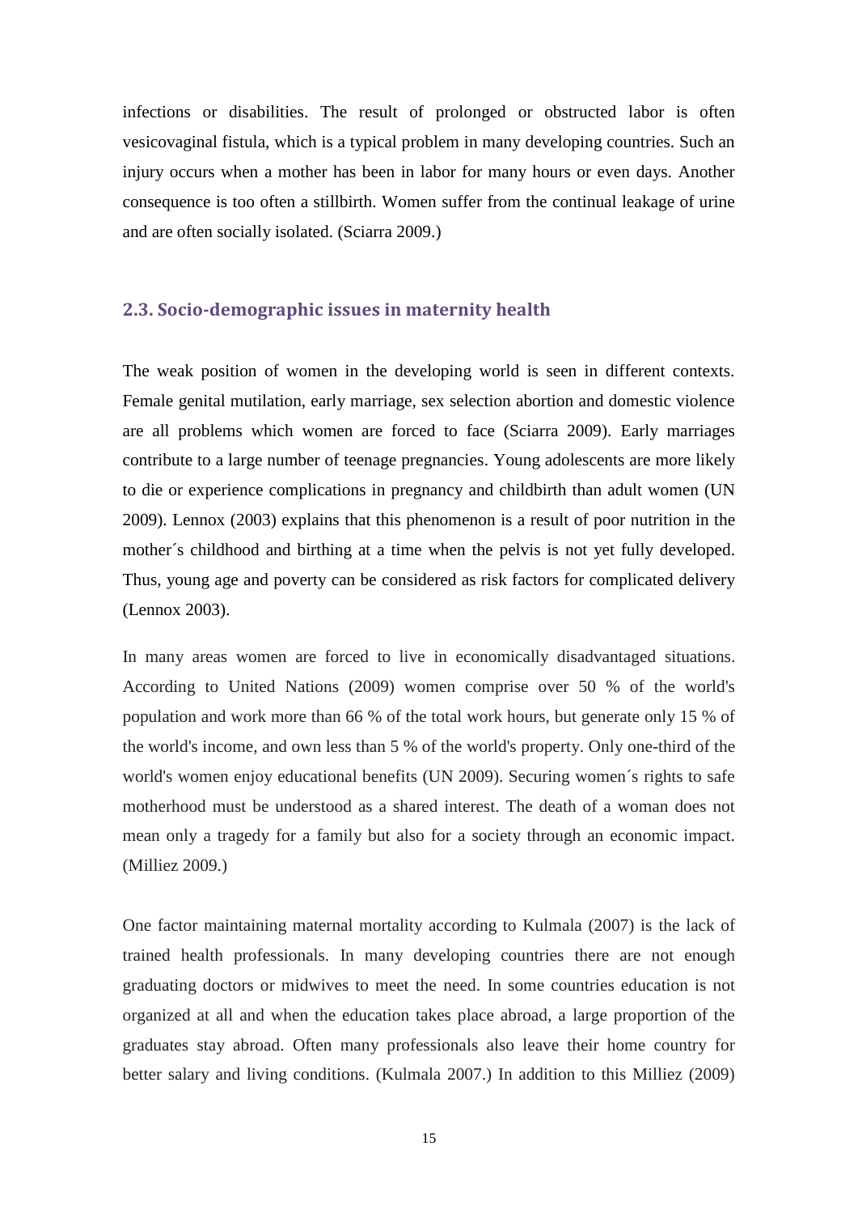infections or disabilities. The result of prolonged or obstructed labor is often vesicovaginal fistula, which is a typical problem in many developing countries. Such an injury occurs when a mother has been in labor for many hours or even days. Another consequence is too often a stillbirth. Women suffer from the continual leakage of urine and are often socially isolated. (Sciarra 2009.)

### 2.3. Socio-demographic issues in maternity health

The weak position of women in the developing world is seen in different contexts. Female genital mutilation, early marriage, sex selection abortion and domestic violence are all problems which women are forced to face (Sciarra 2009). Early marriages contribute to a large number of teenage pregnancies. Young adolescents are more likely to die or experience complications in pregnancy and childbirth than adult women (UN 2009). Lennox (2003) explains that this phenomenon is a result of poor nutrition in the mother´s childhood and birthing at a time when the pelvis is not yet fully developed. Thus, young age and poverty can be considered as risk factors for complicated delivery (Lennox 2003).

In many areas women are forced to live in economically disadvantaged situations. According to United Nations (2009) women comprise over 50 % of the world's population and work more than 66 % of the total work hours, but generate only 15 % of the world's income, and own less than 5 % of the world's property. Only one-third of the world's women enjoy educational benefits (UN 2009). Securing women´s rights to safe motherhood must be understood as a shared interest. The death of a woman does not mean only a tragedy for a family but also for a society through an economic impact. (Milliez 2009.)

One factor maintaining maternal mortality according to Kulmala (2007) is the lack of trained health professionals. In many developing countries there are not enough graduating doctors or midwives to meet the need. In some countries education is not organized at all and when the education takes place abroad, a large proportion of the graduates stay abroad. Often many professionals also leave their home country for better salary and living conditions. (Kulmala 2007.) In addition to this Milliez (2009)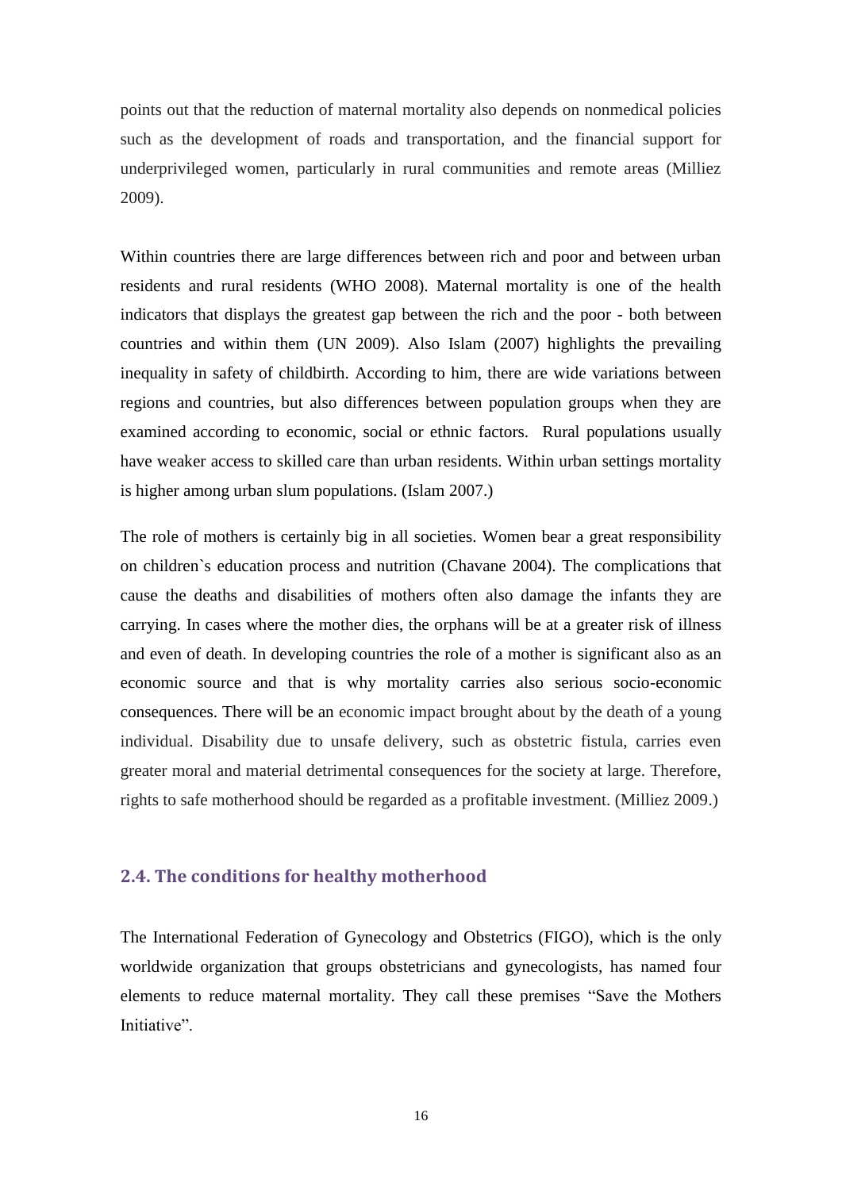points out that the reduction of maternal mortality also depends on nonmedical policies such as the development of roads and transportation, and the financial support for underprivileged women, particularly in rural communities and remote areas (Milliez 2009).

Within countries there are large differences between rich and poor and between urban residents and rural residents (WHO 2008). Maternal mortality is one of the health indicators that displays the greatest gap between the rich and the poor - both between countries and within them (UN 2009). Also Islam (2007) highlights the prevailing inequality in safety of childbirth. According to him, there are wide variations between regions and countries, but also differences between population groups when they are examined according to economic, social or ethnic factors. Rural populations usually have weaker access to skilled care than urban residents. Within urban settings mortality is higher among urban slum populations. (Islam 2007.)

The role of mothers is certainly big in all societies. Women bear a great responsibility on children`s education process and nutrition (Chavane 2004). The complications that cause the deaths and disabilities of mothers often also damage the infants they are carrying. In cases where the mother dies, the orphans will be at a greater risk of illness and even of death. In developing countries the role of a mother is significant also as an economic source and that is why mortality carries also serious socio-economic consequences. There will be an economic impact brought about by the death of a young individual. Disability due to unsafe delivery, such as obstetric fistula, carries even greater moral and material detrimental consequences for the society at large. Therefore, rights to safe motherhood should be regarded as a profitable investment. (Milliez 2009.)

## 2.4. The conditions for healthy motherhood

The International Federation of Gynecology and Obstetrics (FIGO), which is the only worldwide organization that groups obstetricians and gynecologists, has named four elements to reduce maternal mortality. They call these premises "Save the Mothers Initiative".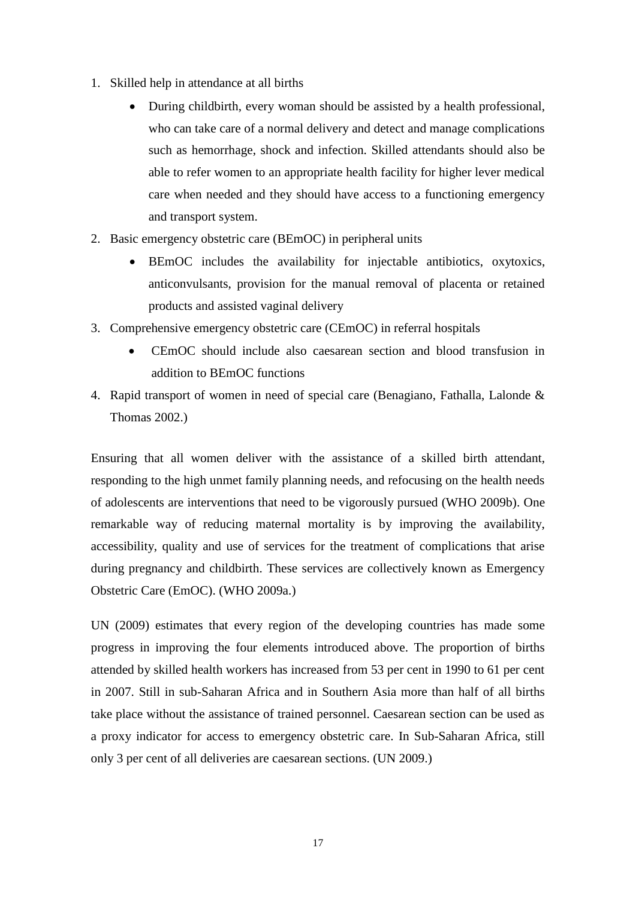1. Skilled help in attendance at all births
    - During childbirth, every woman should be assisted by a health professional, who can take care of a normal delivery and detect and manage complications such as hemorrhage, shock and infection. Skilled attendants should also be able to refer women to an appropriate health facility for higher lever medical care when needed and they should have access to a functioning emergency and transport system.
2. Basic emergency obstetric care (BEmOC) in peripheral units
    - BEmOC includes the availability for injectable antibiotics, oxytoxics, anticonvulsants, provision for the manual removal of placenta or retained products and assisted vaginal delivery
3. Comprehensive emergency obstetric care (CEmOC) in referral hospitals
    - CEmOC should include also caesarean section and blood transfusion in addition to BEmOC functions
4. Rapid transport of women in need of special care (Benagiano, Fathalla, Lalonde & Thomas 2002.)

Ensuring that all women deliver with the assistance of a skilled birth attendant, responding to the high unmet family planning needs, and refocusing on the health needs of adolescents are interventions that need to be vigorously pursued (WHO 2009b). One remarkable way of reducing maternal mortality is by improving the availability, accessibility, quality and use of services for the treatment of complications that arise during pregnancy and childbirth. These services are collectively known as Emergency Obstetric Care (EmOC). (WHO 2009a.)

UN (2009) estimates that every region of the developing countries has made some progress in improving the four elements introduced above. The proportion of births attended by skilled health workers has increased from 53 per cent in 1990 to 61 per cent in 2007. Still in sub-Saharan Africa and in Southern Asia more than half of all births take place without the assistance of trained personnel. Caesarean section can be used as a proxy indicator for access to emergency obstetric care. In Sub-Saharan Africa, still only 3 per cent of all deliveries are caesarean sections. (UN 2009.)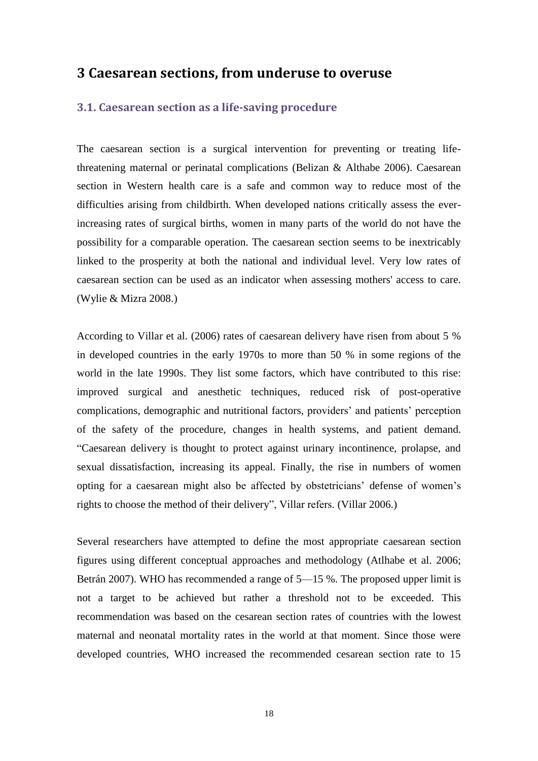# 3 Caesarean sections, from underuse to overuse

## 3.1. Caesarean section as a life-saving procedure

The caesarean section is a surgical intervention for preventing or treating life-threatening maternal or perinatal complications (Belizan & Althabe 2006). Caesarean section in Western health care is a safe and common way to reduce most of the difficulties arising from childbirth. When developed nations critically assess the ever-increasing rates of surgical births, women in many parts of the world do not have the possibility for a comparable operation. The caesarean section seems to be inextricably linked to the prosperity at both the national and individual level. Very low rates of caesarean section can be used as an indicator when assessing mothers' access to care. (Wylie & Mizra 2008.)

According to Villar et al. (2006) rates of caesarean delivery have risen from about 5 % in developed countries in the early 1970s to more than 50 % in some regions of the world in the late 1990s. They list some factors, which have contributed to this rise: improved surgical and anesthetic techniques, reduced risk of post-operative complications, demographic and nutritional factors, providers' and patients' perception of the safety of the procedure, changes in health systems, and patient demand. "Caesarean delivery is thought to protect against urinary incontinence, prolapse, and sexual dissatisfaction, increasing its appeal. Finally, the rise in numbers of women opting for a caesarean might also be affected by obstetricians' defense of women's rights to choose the method of their delivery", Villar refers. (Villar 2006.)

Several researchers have attempted to define the most appropriate caesarean section figures using different conceptual approaches and methodology (Atlhabe et al. 2006; Betrán 2007). WHO has recommended a range of 5—15 %. The proposed upper limit is not a target to be achieved but rather a threshold not to be exceeded. This recommendation was based on the cesarean section rates of countries with the lowest maternal and neonatal mortality rates in the world at that moment. Since those were developed countries, WHO increased the recommended cesarean section rate to 15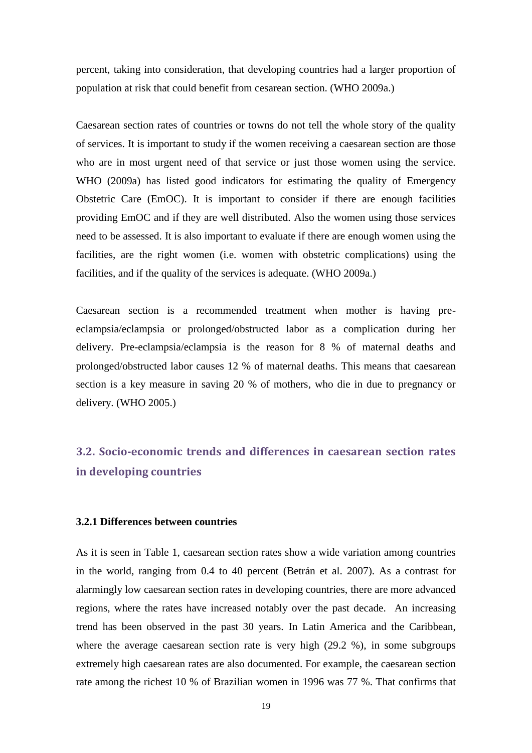percent, taking into consideration, that developing countries had a larger proportion of population at risk that could benefit from cesarean section. (WHO 2009a.)

Caesarean section rates of countries or towns do not tell the whole story of the quality of services. It is important to study if the women receiving a caesarean section are those who are in most urgent need of that service or just those women using the service. WHO (2009a) has listed good indicators for estimating the quality of Emergency Obstetric Care (EmOC). It is important to consider if there are enough facilities providing EmOC and if they are well distributed. Also the women using those services need to be assessed. It is also important to evaluate if there are enough women using the facilities, are the right women (i.e. women with obstetric complications) using the facilities, and if the quality of the services is adequate. (WHO 2009a.)

Caesarean section is a recommended treatment when mother is having pre-eclampsia/eclampsia or prolonged/obstructed labor as a complication during her delivery. Pre-eclampsia/eclampsia is the reason for 8 % of maternal deaths and prolonged/obstructed labor causes 12 % of maternal deaths. This means that caesarean section is a key measure in saving 20 % of mothers, who die in due to pregnancy or delivery. (WHO 2005.)

## 3.2. Socio-economic trends and differences in caesarean section rates in developing countries

### 3.2.1 Differences between countries

As it is seen in Table 1, caesarean section rates show a wide variation among countries in the world, ranging from 0.4 to 40 percent (Betrán et al. 2007). As a contrast for alarmingly low caesarean section rates in developing countries, there are more advanced regions, where the rates have increased notably over the past decade. An increasing trend has been observed in the past 30 years. In Latin America and the Caribbean, where the average caesarean section rate is very high (29.2 %), in some subgroups extremely high caesarean rates are also documented. For example, the caesarean section rate among the richest 10 % of Brazilian women in 1996 was 77 %. That confirms that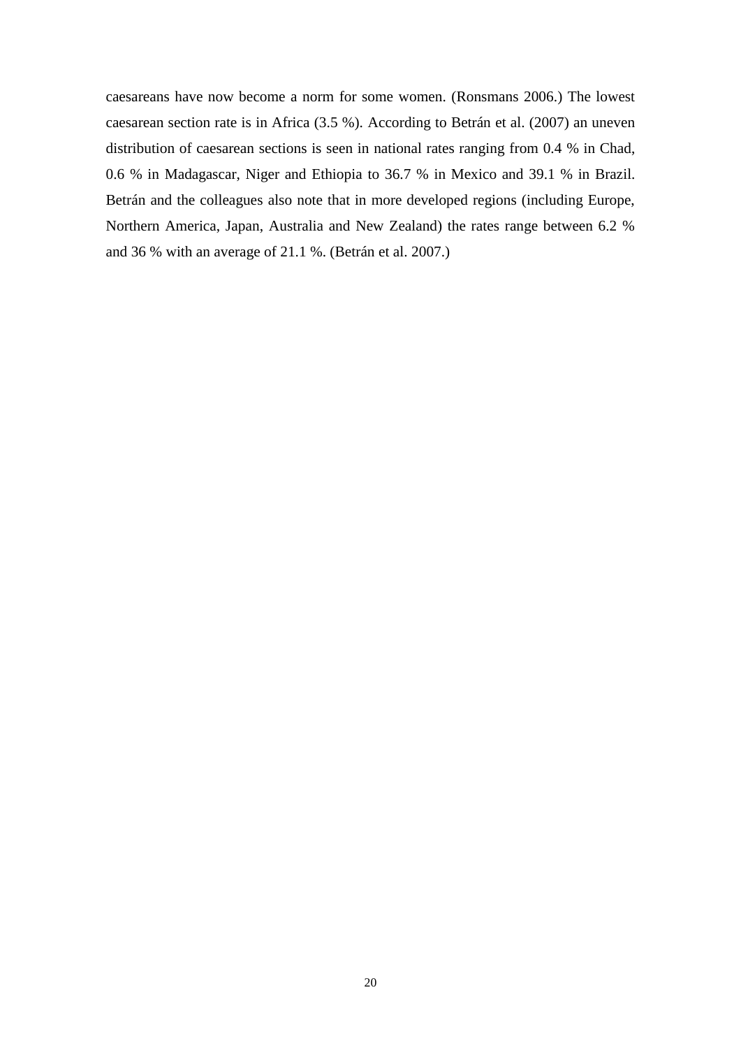caesareans have now become a norm for some women. (Ronsmans 2006.) The lowest caesarean section rate is in Africa (3.5 %). According to Betrán et al. (2007) an uneven distribution of caesarean sections is seen in national rates ranging from 0.4 % in Chad, 0.6 % in Madagascar, Niger and Ethiopia to 36.7 % in Mexico and 39.1 % in Brazil. Betrán and the colleagues also note that in more developed regions (including Europe, Northern America, Japan, Australia and New Zealand) the rates range between 6.2 % and 36 % with an average of 21.1 %. (Betrán et al. 2007.)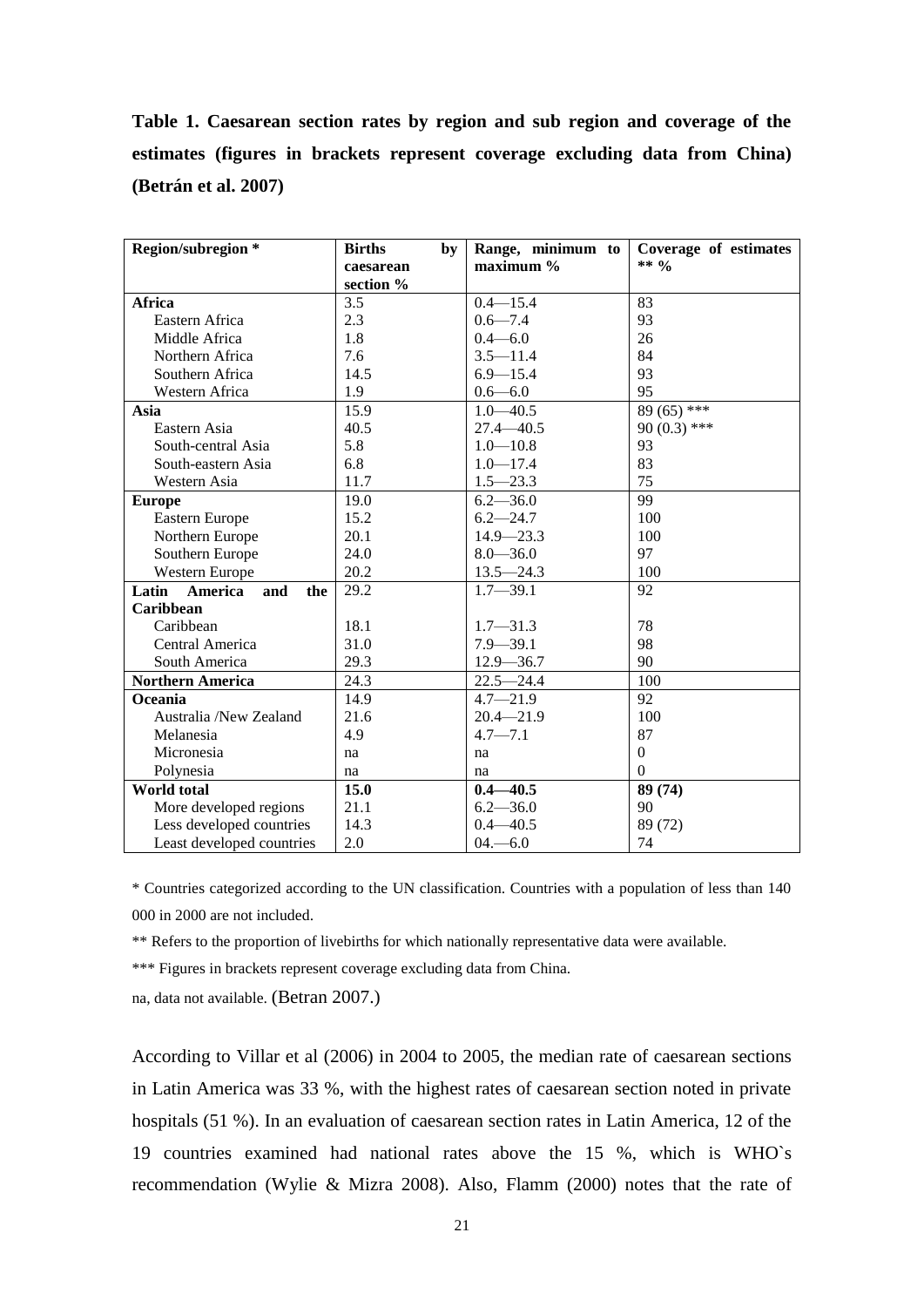**Table 1. Caesarean section rates by region and sub region and coverage of the estimates (figures in brackets represent coverage excluding data from China) (Betrán et al. 2007)**

| Region/subregion * | Births by caesarean section % | Range, minimum to maximum % | Coverage of estimates ** % |
|---|---|---|---|
| **Africa** | 3.5 | 0.4—15.4 | 83 |
| Eastern Africa | 2.3 | 0.6—7.4 | 93 |
| Middle Africa | 1.8 | 0.4—6.0 | 26 |
| Northern Africa | 7.6 | 3.5—11.4 | 84 |
| Southern Africa | 14.5 | 6.9—15.4 | 93 |
| Western Africa | 1.9 | 0.6—6.0 | 95 |
| **Asia** | 15.9 | 1.0—40.5 | 89 (65) *** |
| Eastern Asia | 40.5 | 27.4—40.5 | 90 (0.3) *** |
| South-central Asia | 5.8 | 1.0—10.8 | 93 |
| South-eastern Asia | 6.8 | 1.0—17.4 | 83 |
| Western Asia | 11.7 | 1.5—23.3 | 75 |
| **Europe** | 19.0 | 6.2—36.0 | 99 |
| Eastern Europe | 15.2 | 6.2—24.7 | 100 |
| Northern Europe | 20.1 | 14.9—23.3 | 100 |
| Southern Europe | 24.0 | 8.0—36.0 | 97 |
| Western Europe | 20.2 | 13.5—24.3 | 100 |
| **Latin America and the Caribbean** | 29.2 | 1.7—39.1 | 92 |
| Caribbean | 18.1 | 1.7—31.3 | 78 |
| Central America | 31.0 | 7.9—39.1 | 98 |
| South America | 29.3 | 12.9—36.7 | 90 |
| **Northern America** | 24.3 | 22.5—24.4 | 100 |
| **Oceania** | 14.9 | 4.7—21.9 | 92 |
| Australia /New Zealand | 21.6 | 20.4—21.9 | 100 |
| Melanesia | 4.9 | 4.7—7.1 | 87 |
| Micronesia | na | na | 0 |
| Polynesia | na | na | 0 |
| **World total** | **15.0** | **0.4—40.5** | **89 (74)** |
| More developed regions | 21.1 | 6.2—36.0 | 90 |
| Less developed countries | 14.3 | 0.4—40.5 | 89 (72) |
| Least developed countries | 2.0 | 04.—6.0 | 74 |

* Countries categorized according to the UN classification. Countries with a population of less than 140 000 in 2000 are not included.

** Refers to the proportion of livebirths for which nationally representative data were available.

*** Figures in brackets represent coverage excluding data from China.

na, data not available. (Betran 2007.)

According to Villar et al (2006) in 2004 to 2005, the median rate of caesarean sections in Latin America was 33 %, with the highest rates of caesarean section noted in private hospitals (51 %). In an evaluation of caesarean section rates in Latin America, 12 of the 19 countries examined had national rates above the 15 %, which is WHO`s recommendation (Wylie & Mizra 2008). Also, Flamm (2000) notes that the rate of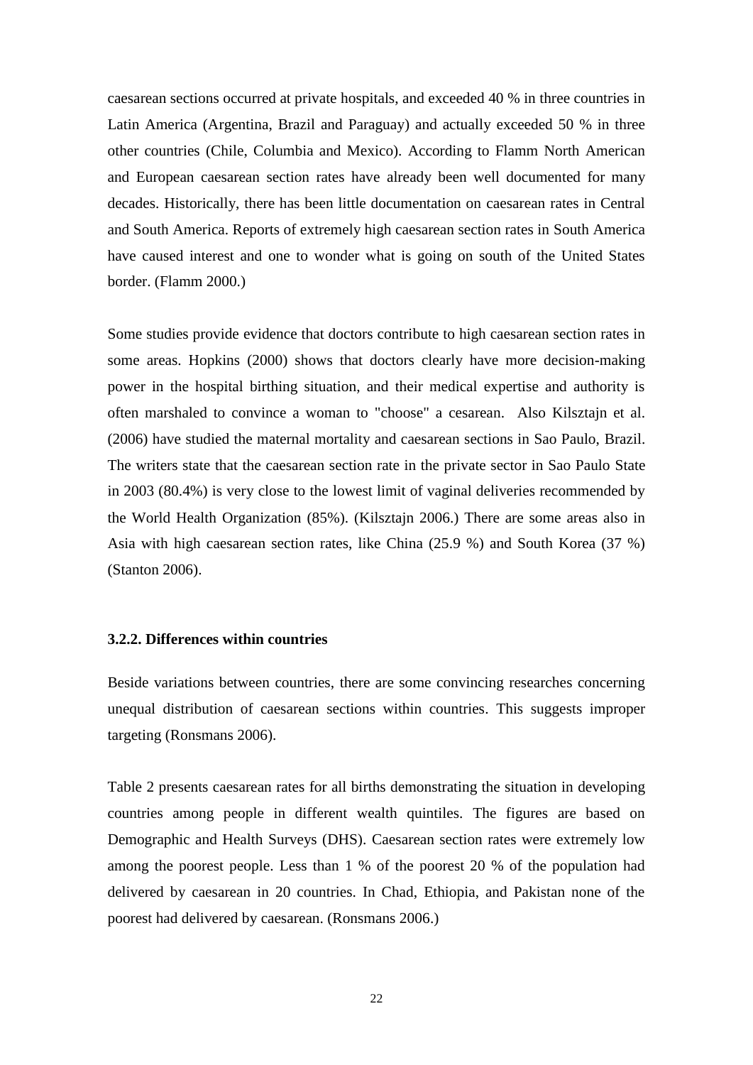caesarean sections occurred at private hospitals, and exceeded 40 % in three countries in Latin America (Argentina, Brazil and Paraguay) and actually exceeded 50 % in three other countries (Chile, Columbia and Mexico). According to Flamm North American and European caesarean section rates have already been well documented for many decades. Historically, there has been little documentation on caesarean rates in Central and South America. Reports of extremely high caesarean section rates in South America have caused interest and one to wonder what is going on south of the United States border. (Flamm 2000.)

Some studies provide evidence that doctors contribute to high caesarean section rates in some areas. Hopkins (2000) shows that doctors clearly have more decision-making power in the hospital birthing situation, and their medical expertise and authority is often marshaled to convince a woman to "choose" a cesarean. Also Kilsztajn et al. (2006) have studied the maternal mortality and caesarean sections in Sao Paulo, Brazil. The writers state that the caesarean section rate in the private sector in Sao Paulo State in 2003 (80.4%) is very close to the lowest limit of vaginal deliveries recommended by the World Health Organization (85%). (Kilsztajn 2006.) There are some areas also in Asia with high caesarean section rates, like China (25.9 %) and South Korea (37 %) (Stanton 2006).

### 3.2.2. Differences within countries

Beside variations between countries, there are some convincing researches concerning unequal distribution of caesarean sections within countries. This suggests improper targeting (Ronsmans 2006).

Table 2 presents caesarean rates for all births demonstrating the situation in developing countries among people in different wealth quintiles. The figures are based on Demographic and Health Surveys (DHS). Caesarean section rates were extremely low among the poorest people. Less than 1 % of the poorest 20 % of the population had delivered by caesarean in 20 countries. In Chad, Ethiopia, and Pakistan none of the poorest had delivered by caesarean. (Ronsmans 2006.)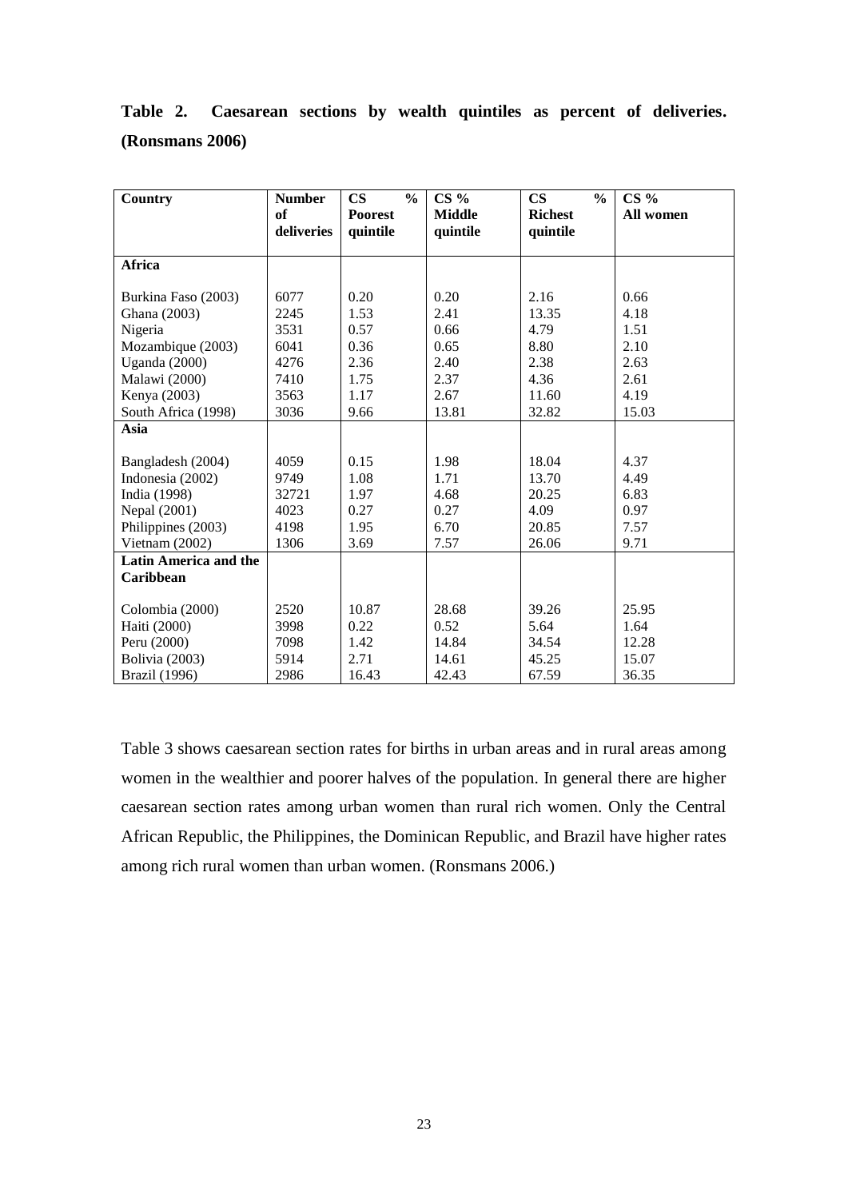**Table 2. Caesarean sections by wealth quintiles as percent of deliveries. (Ronsmans 2006)**

| Country | Number of deliveries | CS % Poorest quintile | CS % Middle quintile | CS % Richest quintile | CS % All women |
|---|---|---|---|---|---|
| **Africa** | | | | | |
| Burkina Faso (2003) | 6077 | 0.20 | 0.20 | 2.16 | 0.66 |
| Ghana (2003) | 2245 | 1.53 | 2.41 | 13.35 | 4.18 |
| Nigeria | 3531 | 0.57 | 0.66 | 4.79 | 1.51 |
| Mozambique (2003) | 6041 | 0.36 | 0.65 | 8.80 | 2.10 |
| Uganda (2000) | 4276 | 2.36 | 2.40 | 2.38 | 2.63 |
| Malawi (2000) | 7410 | 1.75 | 2.37 | 4.36 | 2.61 |
| Kenya (2003) | 3563 | 1.17 | 2.67 | 11.60 | 4.19 |
| South Africa (1998) | 3036 | 9.66 | 13.81 | 32.82 | 15.03 |
| **Asia** | | | | | |
| Bangladesh (2004) | 4059 | 0.15 | 1.98 | 18.04 | 4.37 |
| Indonesia (2002) | 9749 | 1.08 | 1.71 | 13.70 | 4.49 |
| India (1998) | 32721 | 1.97 | 4.68 | 20.25 | 6.83 |
| Nepal (2001) | 4023 | 0.27 | 0.27 | 4.09 | 0.97 |
| Philippines (2003) | 4198 | 1.95 | 6.70 | 20.85 | 7.57 |
| Vietnam (2002) | 1306 | 3.69 | 7.57 | 26.06 | 9.71 |
| **Latin America and the Caribbean** | | | | | |
| Colombia (2000) | 2520 | 10.87 | 28.68 | 39.26 | 25.95 |
| Haiti (2000) | 3998 | 0.22 | 0.52 | 5.64 | 1.64 |
| Peru (2000) | 7098 | 1.42 | 14.84 | 34.54 | 12.28 |
| Bolivia (2003) | 5914 | 2.71 | 14.61 | 45.25 | 15.07 |
| Brazil (1996) | 2986 | 16.43 | 42.43 | 67.59 | 36.35 |

Table 3 shows caesarean section rates for births in urban areas and in rural areas among women in the wealthier and poorer halves of the population. In general there are higher caesarean section rates among urban women than rural rich women. Only the Central African Republic, the Philippines, the Dominican Republic, and Brazil have higher rates among rich rural women than urban women. (Ronsmans 2006.)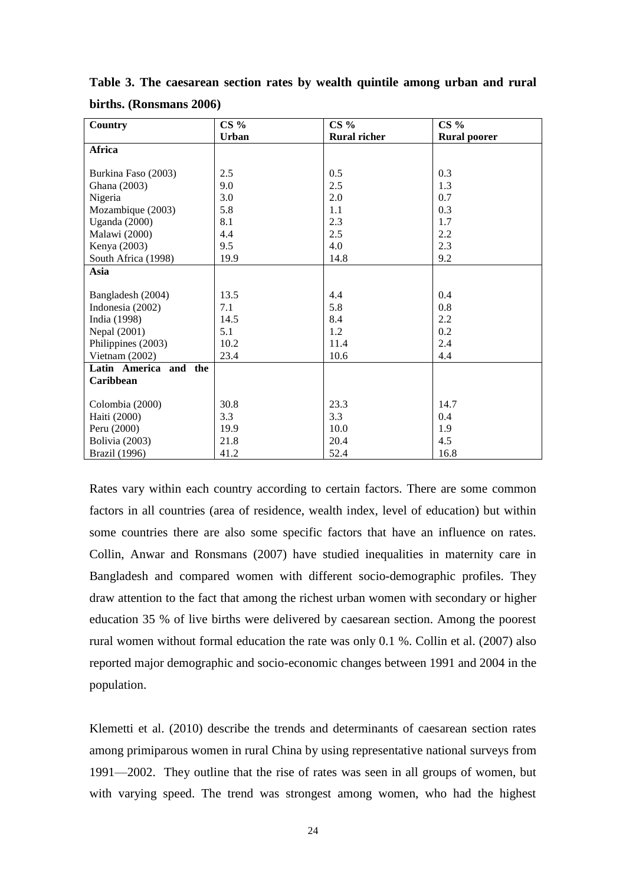**Table 3. The caesarean section rates by wealth quintile among urban and rural births. (Ronsmans 2006)**

| Country | CS % Urban | CS % Rural richer | CS % Rural poorer |
|---|---|---|---|
| **Africa** | | | |
| Burkina Faso (2003) | 2.5 | 0.5 | 0.3 |
| Ghana (2003) | 9.0 | 2.5 | 1.3 |
| Nigeria | 3.0 | 2.0 | 0.7 |
| Mozambique (2003) | 5.8 | 1.1 | 0.3 |
| Uganda (2000) | 8.1 | 2.3 | 1.7 |
| Malawi (2000) | 4.4 | 2.5 | 2.2 |
| Kenya (2003) | 9.5 | 4.0 | 2.3 |
| South Africa (1998) | 19.9 | 14.8 | 9.2 |
| **Asia** | | | |
| Bangladesh (2004) | 13.5 | 4.4 | 0.4 |
| Indonesia (2002) | 7.1 | 5.8 | 0.8 |
| India (1998) | 14.5 | 8.4 | 2.2 |
| Nepal (2001) | 5.1 | 1.2 | 0.2 |
| Philippines (2003) | 10.2 | 11.4 | 2.4 |
| Vietnam (2002) | 23.4 | 10.6 | 4.4 |
| **Latin America and the Caribbean** | | | |
| Colombia (2000) | 30.8 | 23.3 | 14.7 |
| Haiti (2000) | 3.3 | 3.3 | 0.4 |
| Peru (2000) | 19.9 | 10.0 | 1.9 |
| Bolivia (2003) | 21.8 | 20.4 | 4.5 |
| Brazil (1996) | 41.2 | 52.4 | 16.8 |

Rates vary within each country according to certain factors. There are some common factors in all countries (area of residence, wealth index, level of education) but within some countries there are also some specific factors that have an influence on rates. Collin, Anwar and Ronsmans (2007) have studied inequalities in maternity care in Bangladesh and compared women with different socio-demographic profiles. They draw attention to the fact that among the richest urban women with secondary or higher education 35 % of live births were delivered by caesarean section. Among the poorest rural women without formal education the rate was only 0.1 %. Collin et al. (2007) also reported major demographic and socio-economic changes between 1991 and 2004 in the population.

Klemetti et al. (2010) describe the trends and determinants of caesarean section rates among primiparous women in rural China by using representative national surveys from 1991—2002. They outline that the rise of rates was seen in all groups of women, but with varying speed. The trend was strongest among women, who had the highest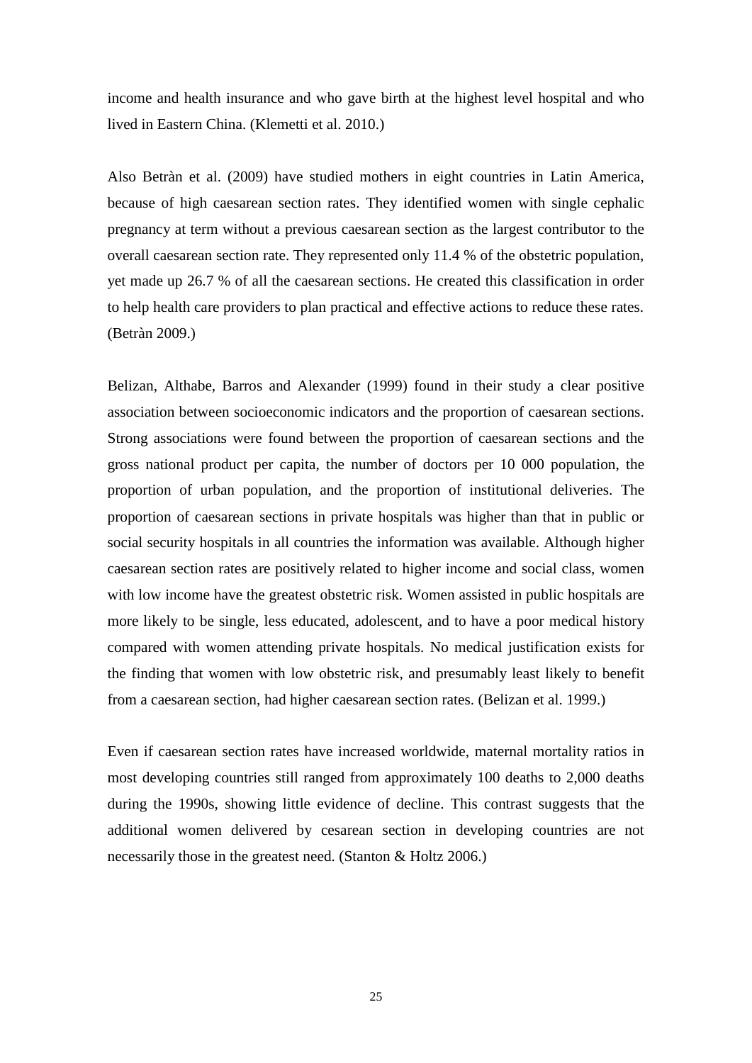income and health insurance and who gave birth at the highest level hospital and who lived in Eastern China. (Klemetti et al. 2010.)

Also Betràn et al. (2009) have studied mothers in eight countries in Latin America, because of high caesarean section rates. They identified women with single cephalic pregnancy at term without a previous caesarean section as the largest contributor to the overall caesarean section rate. They represented only 11.4 % of the obstetric population, yet made up 26.7 % of all the caesarean sections. He created this classification in order to help health care providers to plan practical and effective actions to reduce these rates. (Betràn 2009.)

Belizan, Althabe, Barros and Alexander (1999) found in their study a clear positive association between socioeconomic indicators and the proportion of caesarean sections. Strong associations were found between the proportion of caesarean sections and the gross national product per capita, the number of doctors per 10 000 population, the proportion of urban population, and the proportion of institutional deliveries. The proportion of caesarean sections in private hospitals was higher than that in public or social security hospitals in all countries the information was available. Although higher caesarean section rates are positively related to higher income and social class, women with low income have the greatest obstetric risk. Women assisted in public hospitals are more likely to be single, less educated, adolescent, and to have a poor medical history compared with women attending private hospitals. No medical justification exists for the finding that women with low obstetric risk, and presumably least likely to benefit from a caesarean section, had higher caesarean section rates. (Belizan et al. 1999.)

Even if caesarean section rates have increased worldwide, maternal mortality ratios in most developing countries still ranged from approximately 100 deaths to 2,000 deaths during the 1990s, showing little evidence of decline. This contrast suggests that the additional women delivered by cesarean section in developing countries are not necessarily those in the greatest need. (Stanton & Holtz 2006.)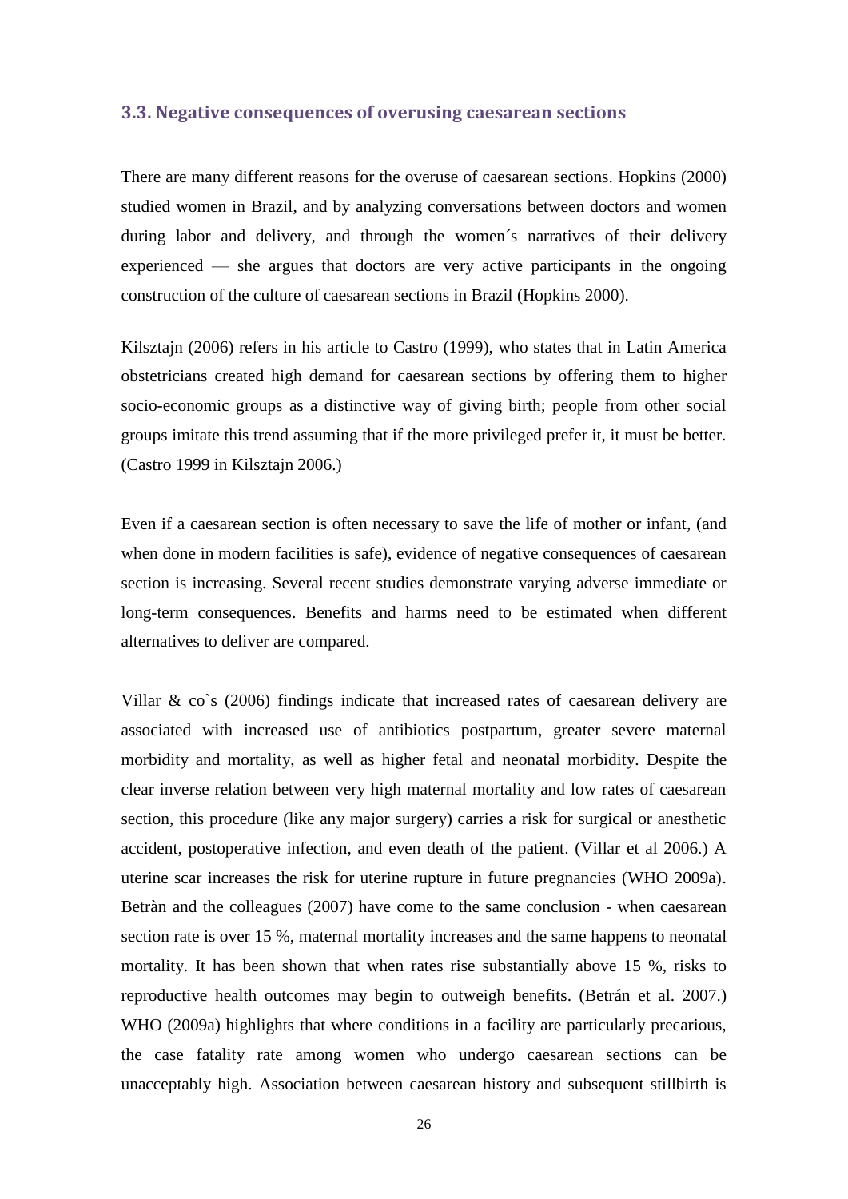### 3.3. Negative consequences of overusing caesarean sections

There are many different reasons for the overuse of caesarean sections. Hopkins (2000) studied women in Brazil, and by analyzing conversations between doctors and women during labor and delivery, and through the women´s narratives of their delivery experienced — she argues that doctors are very active participants in the ongoing construction of the culture of caesarean sections in Brazil (Hopkins 2000).

Kilsztajn (2006) refers in his article to Castro (1999), who states that in Latin America obstetricians created high demand for caesarean sections by offering them to higher socio-economic groups as a distinctive way of giving birth; people from other social groups imitate this trend assuming that if the more privileged prefer it, it must be better. (Castro 1999 in Kilsztajn 2006.)

Even if a caesarean section is often necessary to save the life of mother or infant, (and when done in modern facilities is safe), evidence of negative consequences of caesarean section is increasing. Several recent studies demonstrate varying adverse immediate or long-term consequences. Benefits and harms need to be estimated when different alternatives to deliver are compared.

Villar & co`s (2006) findings indicate that increased rates of caesarean delivery are associated with increased use of antibiotics postpartum, greater severe maternal morbidity and mortality, as well as higher fetal and neonatal morbidity. Despite the clear inverse relation between very high maternal mortality and low rates of caesarean section, this procedure (like any major surgery) carries a risk for surgical or anesthetic accident, postoperative infection, and even death of the patient. (Villar et al 2006.) A uterine scar increases the risk for uterine rupture in future pregnancies (WHO 2009a). Betràn and the colleagues (2007) have come to the same conclusion - when caesarean section rate is over 15 %, maternal mortality increases and the same happens to neonatal mortality. It has been shown that when rates rise substantially above 15 %, risks to reproductive health outcomes may begin to outweigh benefits. (Betrán et al. 2007.) WHO (2009a) highlights that where conditions in a facility are particularly precarious, the case fatality rate among women who undergo caesarean sections can be unacceptably high. Association between caesarean history and subsequent stillbirth is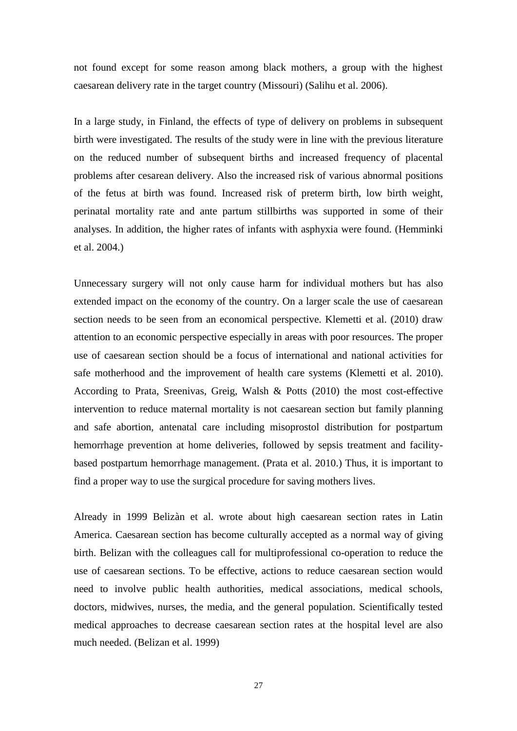not found except for some reason among black mothers, a group with the highest caesarean delivery rate in the target country (Missouri) (Salihu et al. 2006).

In a large study, in Finland, the effects of type of delivery on problems in subsequent birth were investigated. The results of the study were in line with the previous literature on the reduced number of subsequent births and increased frequency of placental problems after cesarean delivery. Also the increased risk of various abnormal positions of the fetus at birth was found. Increased risk of preterm birth, low birth weight, perinatal mortality rate and ante partum stillbirths was supported in some of their analyses. In addition, the higher rates of infants with asphyxia were found. (Hemminki et al. 2004.)

Unnecessary surgery will not only cause harm for individual mothers but has also extended impact on the economy of the country. On a larger scale the use of caesarean section needs to be seen from an economical perspective. Klemetti et al. (2010) draw attention to an economic perspective especially in areas with poor resources. The proper use of caesarean section should be a focus of international and national activities for safe motherhood and the improvement of health care systems (Klemetti et al. 2010). According to Prata, Sreenivas, Greig, Walsh & Potts (2010) the most cost-effective intervention to reduce maternal mortality is not caesarean section but family planning and safe abortion, antenatal care including misoprostol distribution for postpartum hemorrhage prevention at home deliveries, followed by sepsis treatment and facility-based postpartum hemorrhage management. (Prata et al. 2010.) Thus, it is important to find a proper way to use the surgical procedure for saving mothers lives.

Already in 1999 Belizàn et al. wrote about high caesarean section rates in Latin America. Caesarean section has become culturally accepted as a normal way of giving birth. Belizan with the colleagues call for multiprofessional co-operation to reduce the use of caesarean sections. To be effective, actions to reduce caesarean section would need to involve public health authorities, medical associations, medical schools, doctors, midwives, nurses, the media, and the general population. Scientifically tested medical approaches to decrease caesarean section rates at the hospital level are also much needed. (Belizan et al. 1999)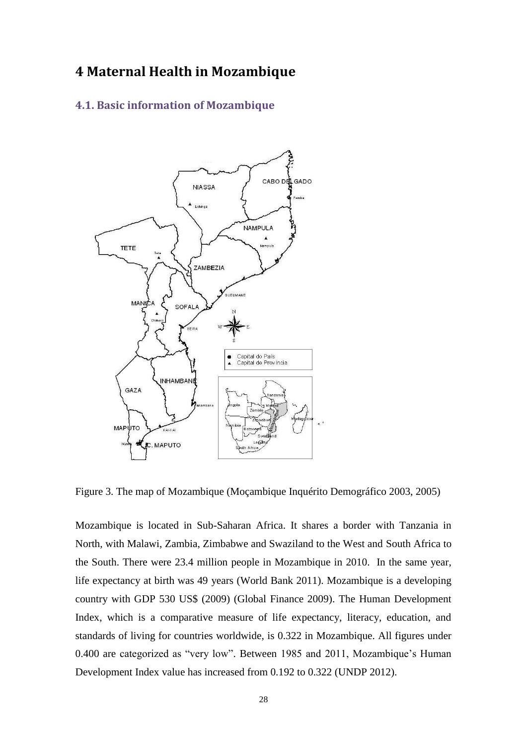# 4 Maternal Health in Mozambique

## 4.1. Basic information of Mozambique

Figure 3. The map of Mozambique (Moçambique Inquérito Demográfico 2003, 2005)

Mozambique is located in Sub-Saharan Africa. It shares a border with Tanzania in North, with Malawi, Zambia, Zimbabwe and Swaziland to the West and South Africa to the South. There were 23.4 million people in Mozambique in 2010. In the same year, life expectancy at birth was 49 years (World Bank 2011). Mozambique is a developing country with GDP 530 US$ (2009) (Global Finance 2009). The Human Development Index, which is a comparative measure of life expectancy, literacy, education, and standards of living for countries worldwide, is 0.322 in Mozambique. All figures under 0.400 are categorized as "very low". Between 1985 and 2011, Mozambique's Human Development Index value has increased from 0.192 to 0.322 (UNDP 2012).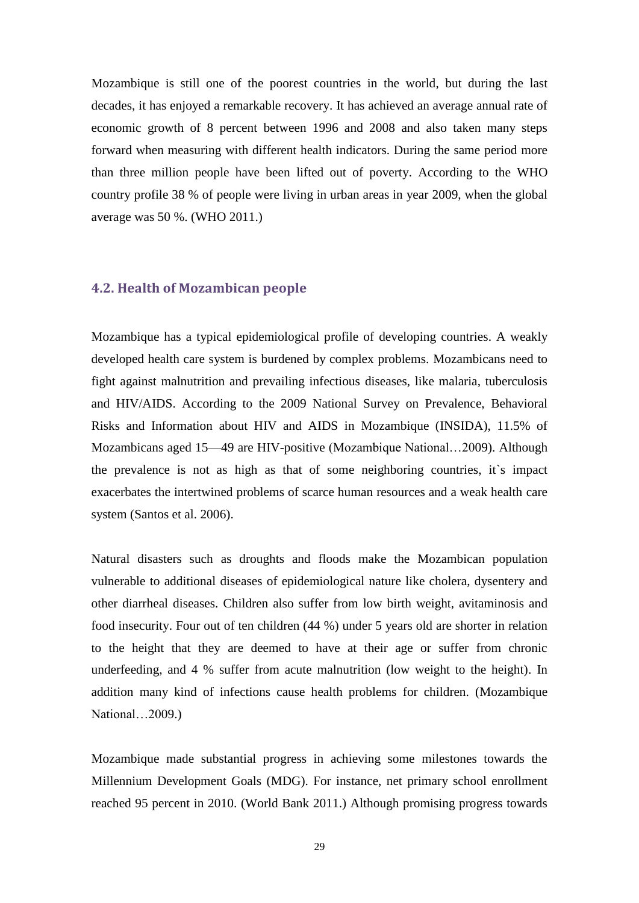Mozambique is still one of the poorest countries in the world, but during the last decades, it has enjoyed a remarkable recovery. It has achieved an average annual rate of economic growth of 8 percent between 1996 and 2008 and also taken many steps forward when measuring with different health indicators. During the same period more than three million people have been lifted out of poverty. According to the WHO country profile 38 % of people were living in urban areas in year 2009, when the global average was 50 %. (WHO 2011.)

### 4.2. Health of Mozambican people

Mozambique has a typical epidemiological profile of developing countries. A weakly developed health care system is burdened by complex problems. Mozambicans need to fight against malnutrition and prevailing infectious diseases, like malaria, tuberculosis and HIV/AIDS. According to the 2009 National Survey on Prevalence, Behavioral Risks and Information about HIV and AIDS in Mozambique (INSIDA), 11.5% of Mozambicans aged 15—49 are HIV-positive (Mozambique National…2009). Although the prevalence is not as high as that of some neighboring countries, it`s impact exacerbates the intertwined problems of scarce human resources and a weak health care system (Santos et al. 2006).

Natural disasters such as droughts and floods make the Mozambican population vulnerable to additional diseases of epidemiological nature like cholera, dysentery and other diarrheal diseases. Children also suffer from low birth weight, avitaminosis and food insecurity. Four out of ten children (44 %) under 5 years old are shorter in relation to the height that they are deemed to have at their age or suffer from chronic underfeeding, and 4 % suffer from acute malnutrition (low weight to the height). In addition many kind of infections cause health problems for children. (Mozambique National…2009.)

Mozambique made substantial progress in achieving some milestones towards the Millennium Development Goals (MDG). For instance, net primary school enrollment reached 95 percent in 2010. (World Bank 2011.) Although promising progress towards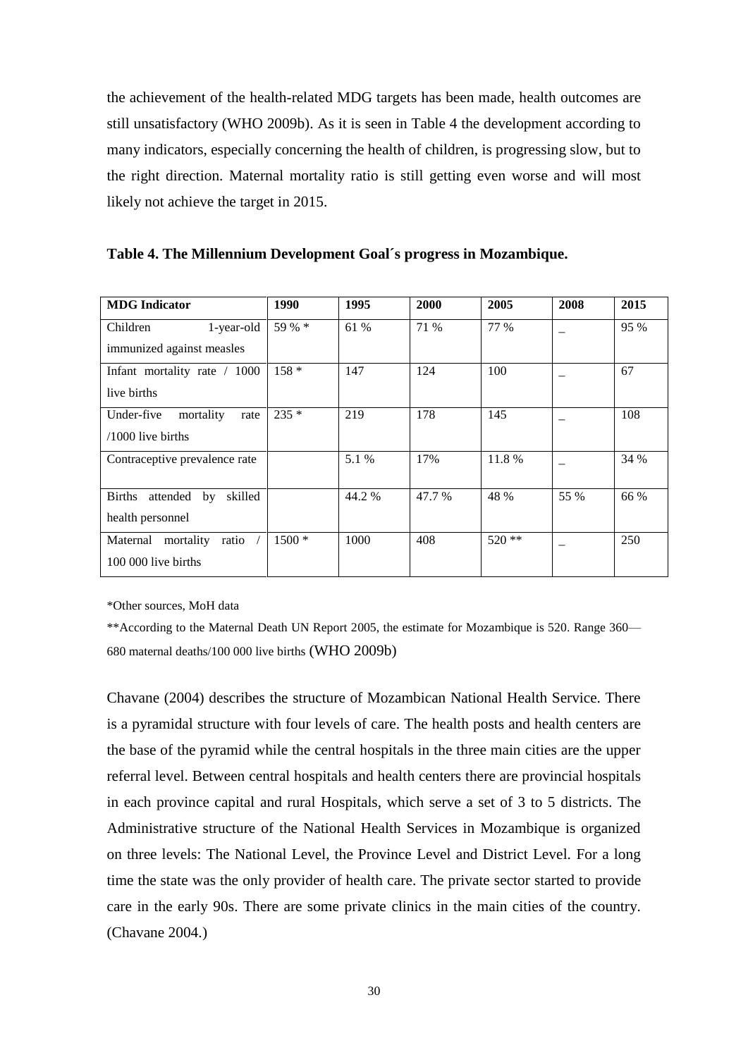the achievement of the health-related MDG targets has been made, health outcomes are still unsatisfactory (WHO 2009b). As it is seen in Table 4 the development according to many indicators, especially concerning the health of children, is progressing slow, but to the right direction. Maternal mortality ratio is still getting even worse and will most likely not achieve the target in 2015.

**Table 4. The Millennium Development Goal´s progress in Mozambique.**

| MDG Indicator | 1990 | 1995 | 2000 | 2005 | 2008 | 2015 |
|---|---|---|---|---|---|---|
| Children 1-year-old immunized against measles | 59 % * | 61 % | 71 % | 77 % | _ | 95 % |
| Infant mortality rate / 1000 live births | 158 * | 147 | 124 | 100 | _ | 67 |
| Under-five mortality rate /1000 live births | 235 * | 219 | 178 | 145 | _ | 108 |
| Contraceptive prevalence rate | | 5.1 % | 17% | 11.8 % | _ | 34 % |
| Births attended by skilled health personnel | | 44.2 % | 47.7 % | 48 % | 55 % | 66 % |
| Maternal mortality ratio / 100 000 live births | 1500 * | 1000 | 408 | 520 ** | _ | 250 |

*Other sources, MoH data

**According to the Maternal Death UN Report 2005, the estimate for Mozambique is 520. Range 360—680 maternal deaths/100 000 live births (WHO 2009b)

Chavane (2004) describes the structure of Mozambican National Health Service. There is a pyramidal structure with four levels of care. The health posts and health centers are the base of the pyramid while the central hospitals in the three main cities are the upper referral level. Between central hospitals and health centers there are provincial hospitals in each province capital and rural Hospitals, which serve a set of 3 to 5 districts. The Administrative structure of the National Health Services in Mozambique is organized on three levels: The National Level, the Province Level and District Level. For a long time the state was the only provider of health care. The private sector started to provide care in the early 90s. There are some private clinics in the main cities of the country. (Chavane 2004.)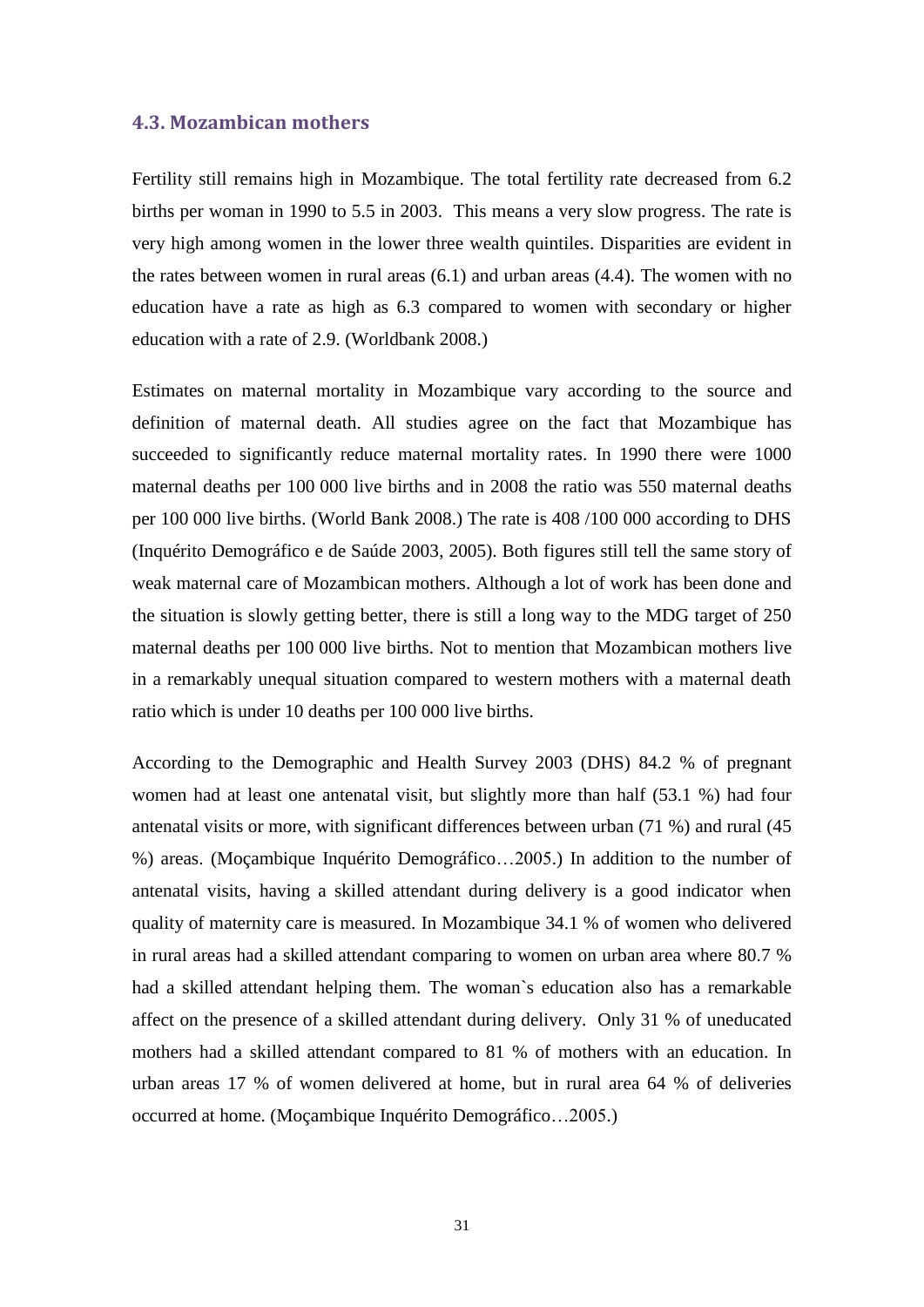### 4.3. Mozambican mothers

Fertility still remains high in Mozambique. The total fertility rate decreased from 6.2 births per woman in 1990 to 5.5 in 2003. This means a very slow progress. The rate is very high among women in the lower three wealth quintiles. Disparities are evident in the rates between women in rural areas (6.1) and urban areas (4.4). The women with no education have a rate as high as 6.3 compared to women with secondary or higher education with a rate of 2.9. (Worldbank 2008.)

Estimates on maternal mortality in Mozambique vary according to the source and definition of maternal death. All studies agree on the fact that Mozambique has succeeded to significantly reduce maternal mortality rates. In 1990 there were 1000 maternal deaths per 100 000 live births and in 2008 the ratio was 550 maternal deaths per 100 000 live births. (World Bank 2008.) The rate is 408 /100 000 according to DHS (Inquérito Demográfico e de Saúde 2003, 2005). Both figures still tell the same story of weak maternal care of Mozambican mothers. Although a lot of work has been done and the situation is slowly getting better, there is still a long way to the MDG target of 250 maternal deaths per 100 000 live births. Not to mention that Mozambican mothers live in a remarkably unequal situation compared to western mothers with a maternal death ratio which is under 10 deaths per 100 000 live births.

According to the Demographic and Health Survey 2003 (DHS) 84.2 % of pregnant women had at least one antenatal visit, but slightly more than half (53.1 %) had four antenatal visits or more, with significant differences between urban (71 %) and rural (45 %) areas. (Moçambique Inquérito Demográfico…2005.) In addition to the number of antenatal visits, having a skilled attendant during delivery is a good indicator when quality of maternity care is measured. In Mozambique 34.1 % of women who delivered in rural areas had a skilled attendant comparing to women on urban area where 80.7 % had a skilled attendant helping them. The woman`s education also has a remarkable affect on the presence of a skilled attendant during delivery. Only 31 % of uneducated mothers had a skilled attendant compared to 81 % of mothers with an education. In urban areas 17 % of women delivered at home, but in rural area 64 % of deliveries occurred at home. (Moçambique Inquérito Demográfico…2005.)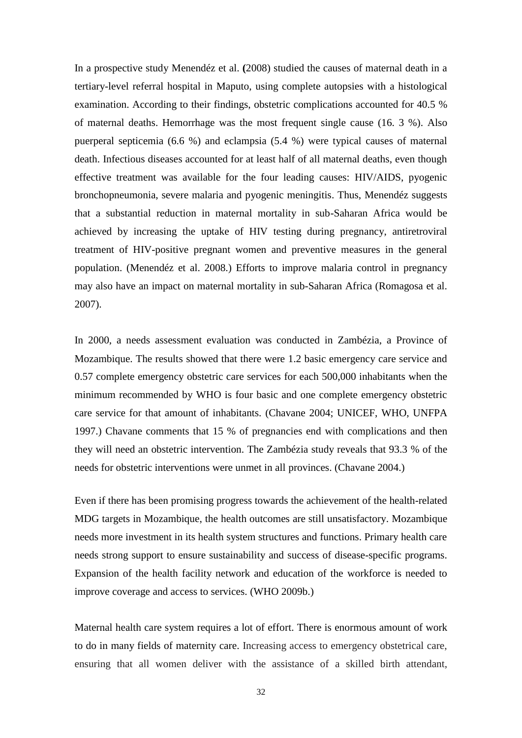In a prospective study Menendéz et al. (2008) studied the causes of maternal death in a tertiary-level referral hospital in Maputo, using complete autopsies with a histological examination. According to their findings, obstetric complications accounted for 40.5 % of maternal deaths. Hemorrhage was the most frequent single cause (16. 3 %). Also puerperal septicemia (6.6 %) and eclampsia (5.4 %) were typical causes of maternal death. Infectious diseases accounted for at least half of all maternal deaths, even though effective treatment was available for the four leading causes: HIV/AIDS, pyogenic bronchopneumonia, severe malaria and pyogenic meningitis. Thus, Menendéz suggests that a substantial reduction in maternal mortality in sub-Saharan Africa would be achieved by increasing the uptake of HIV testing during pregnancy, antiretroviral treatment of HIV-positive pregnant women and preventive measures in the general population. (Menendéz et al. 2008.) Efforts to improve malaria control in pregnancy may also have an impact on maternal mortality in sub-Saharan Africa (Romagosa et al. 2007).

In 2000, a needs assessment evaluation was conducted in Zambézia, a Province of Mozambique. The results showed that there were 1.2 basic emergency care service and 0.57 complete emergency obstetric care services for each 500,000 inhabitants when the minimum recommended by WHO is four basic and one complete emergency obstetric care service for that amount of inhabitants. (Chavane 2004; UNICEF, WHO, UNFPA 1997.) Chavane comments that 15 % of pregnancies end with complications and then they will need an obstetric intervention. The Zambézia study reveals that 93.3 % of the needs for obstetric interventions were unmet in all provinces. (Chavane 2004.)

Even if there has been promising progress towards the achievement of the health-related MDG targets in Mozambique, the health outcomes are still unsatisfactory. Mozambique needs more investment in its health system structures and functions. Primary health care needs strong support to ensure sustainability and success of disease-specific programs. Expansion of the health facility network and education of the workforce is needed to improve coverage and access to services. (WHO 2009b.)

Maternal health care system requires a lot of effort. There is enormous amount of work to do in many fields of maternity care. Increasing access to emergency obstetrical care, ensuring that all women deliver with the assistance of a skilled birth attendant,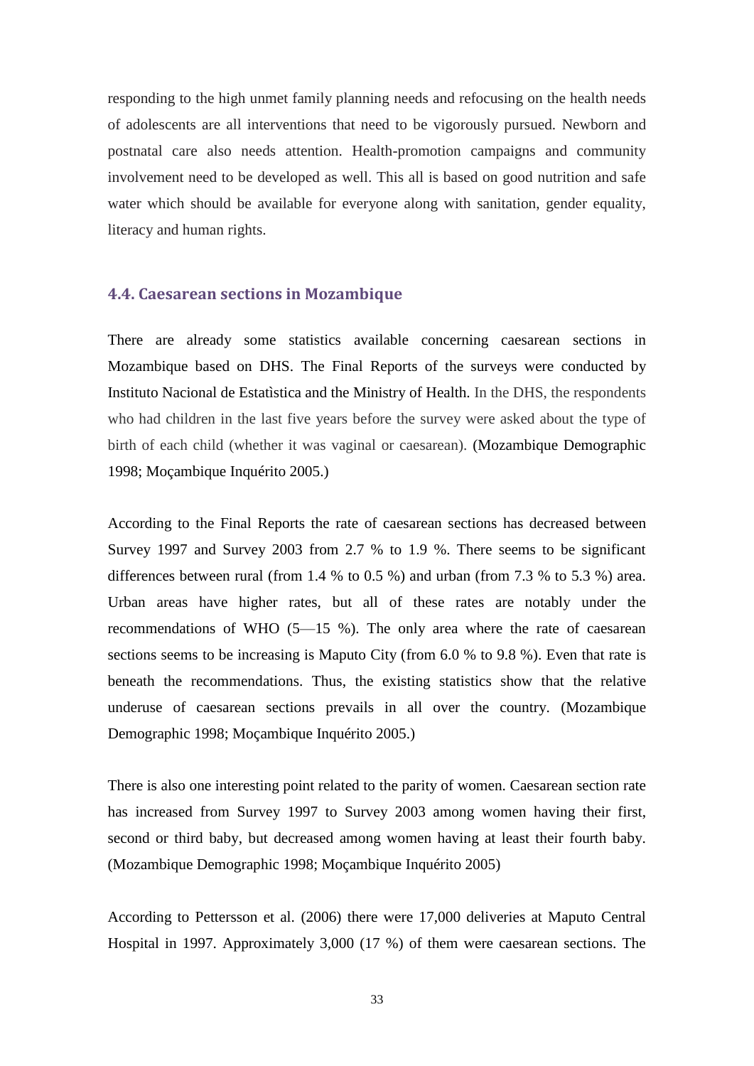responding to the high unmet family planning needs and refocusing on the health needs of adolescents are all interventions that need to be vigorously pursued. Newborn and postnatal care also needs attention. Health-promotion campaigns and community involvement need to be developed as well. This all is based on good nutrition and safe water which should be available for everyone along with sanitation, gender equality, literacy and human rights.

### 4.4. Caesarean sections in Mozambique

There are already some statistics available concerning caesarean sections in Mozambique based on DHS. The Final Reports of the surveys were conducted by Instituto Nacional de Estatìstica and the Ministry of Health. In the DHS, the respondents who had children in the last five years before the survey were asked about the type of birth of each child (whether it was vaginal or caesarean). (Mozambique Demographic 1998; Moçambique Inquérito 2005.)

According to the Final Reports the rate of caesarean sections has decreased between Survey 1997 and Survey 2003 from 2.7 % to 1.9 %. There seems to be significant differences between rural (from 1.4 % to 0.5 %) and urban (from 7.3 % to 5.3 %) area. Urban areas have higher rates, but all of these rates are notably under the recommendations of WHO (5—15 %). The only area where the rate of caesarean sections seems to be increasing is Maputo City (from 6.0 % to 9.8 %). Even that rate is beneath the recommendations. Thus, the existing statistics show that the relative underuse of caesarean sections prevails in all over the country. (Mozambique Demographic 1998; Moçambique Inquérito 2005.)

There is also one interesting point related to the parity of women. Caesarean section rate has increased from Survey 1997 to Survey 2003 among women having their first, second or third baby, but decreased among women having at least their fourth baby. (Mozambique Demographic 1998; Moçambique Inquérito 2005)

According to Pettersson et al. (2006) there were 17,000 deliveries at Maputo Central Hospital in 1997. Approximately 3,000 (17 %) of them were caesarean sections. The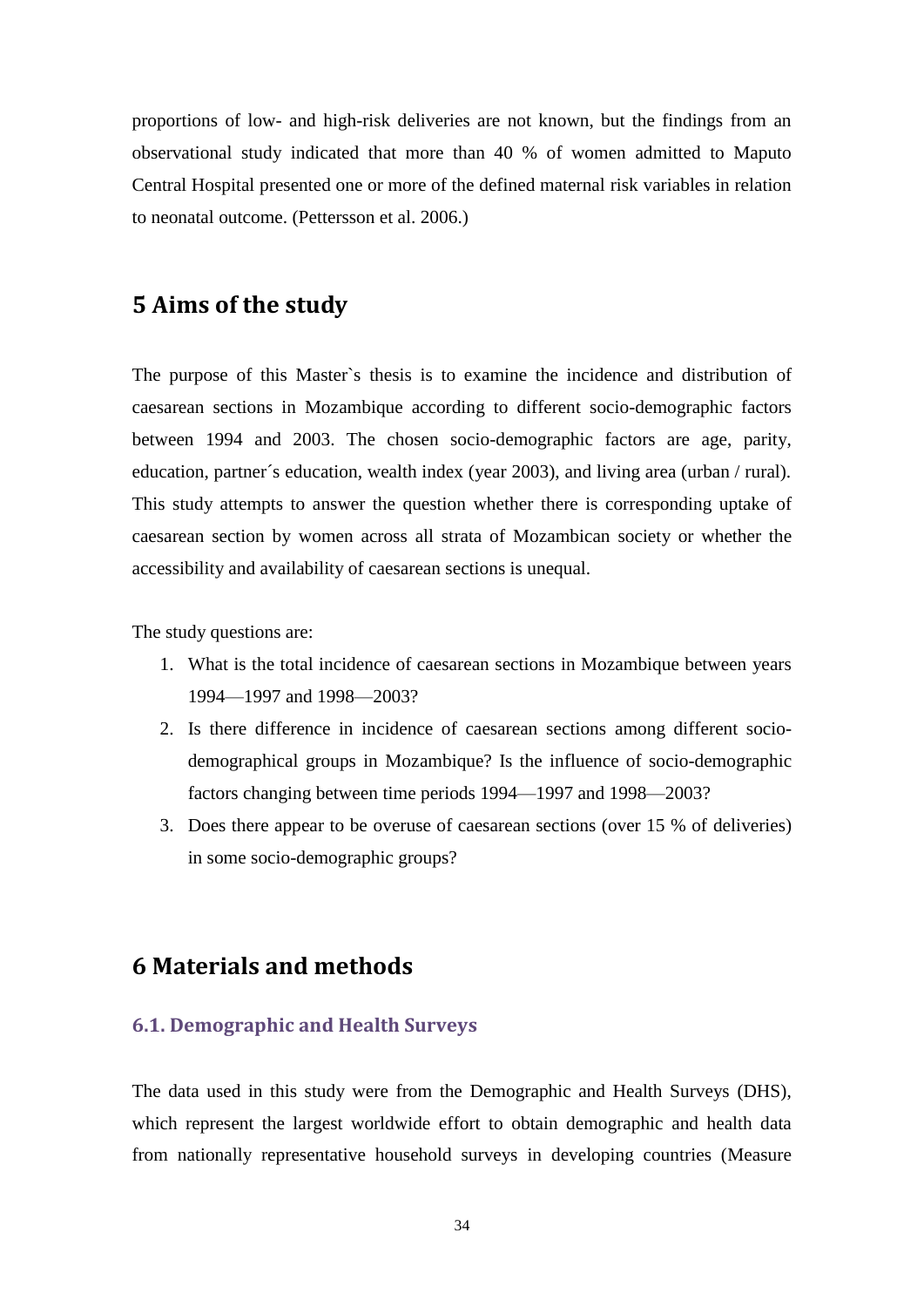proportions of low- and high-risk deliveries are not known, but the findings from an observational study indicated that more than 40 % of women admitted to Maputo Central Hospital presented one or more of the defined maternal risk variables in relation to neonatal outcome. (Pettersson et al. 2006.)

# 5 Aims of the study

The purpose of this Master`s thesis is to examine the incidence and distribution of caesarean sections in Mozambique according to different socio-demographic factors between 1994 and 2003. The chosen socio-demographic factors are age, parity, education, partner´s education, wealth index (year 2003), and living area (urban / rural). This study attempts to answer the question whether there is corresponding uptake of caesarean section by women across all strata of Mozambican society or whether the accessibility and availability of caesarean sections is unequal.

The study questions are:

1. What is the total incidence of caesarean sections in Mozambique between years 1994—1997 and 1998—2003?
2. Is there difference in incidence of caesarean sections among different socio-demographical groups in Mozambique? Is the influence of socio-demographic factors changing between time periods 1994—1997 and 1998—2003?
3. Does there appear to be overuse of caesarean sections (over 15 % of deliveries) in some socio-demographic groups?

# 6 Materials and methods

## 6.1. Demographic and Health Surveys

The data used in this study were from the Demographic and Health Surveys (DHS), which represent the largest worldwide effort to obtain demographic and health data from nationally representative household surveys in developing countries (Measure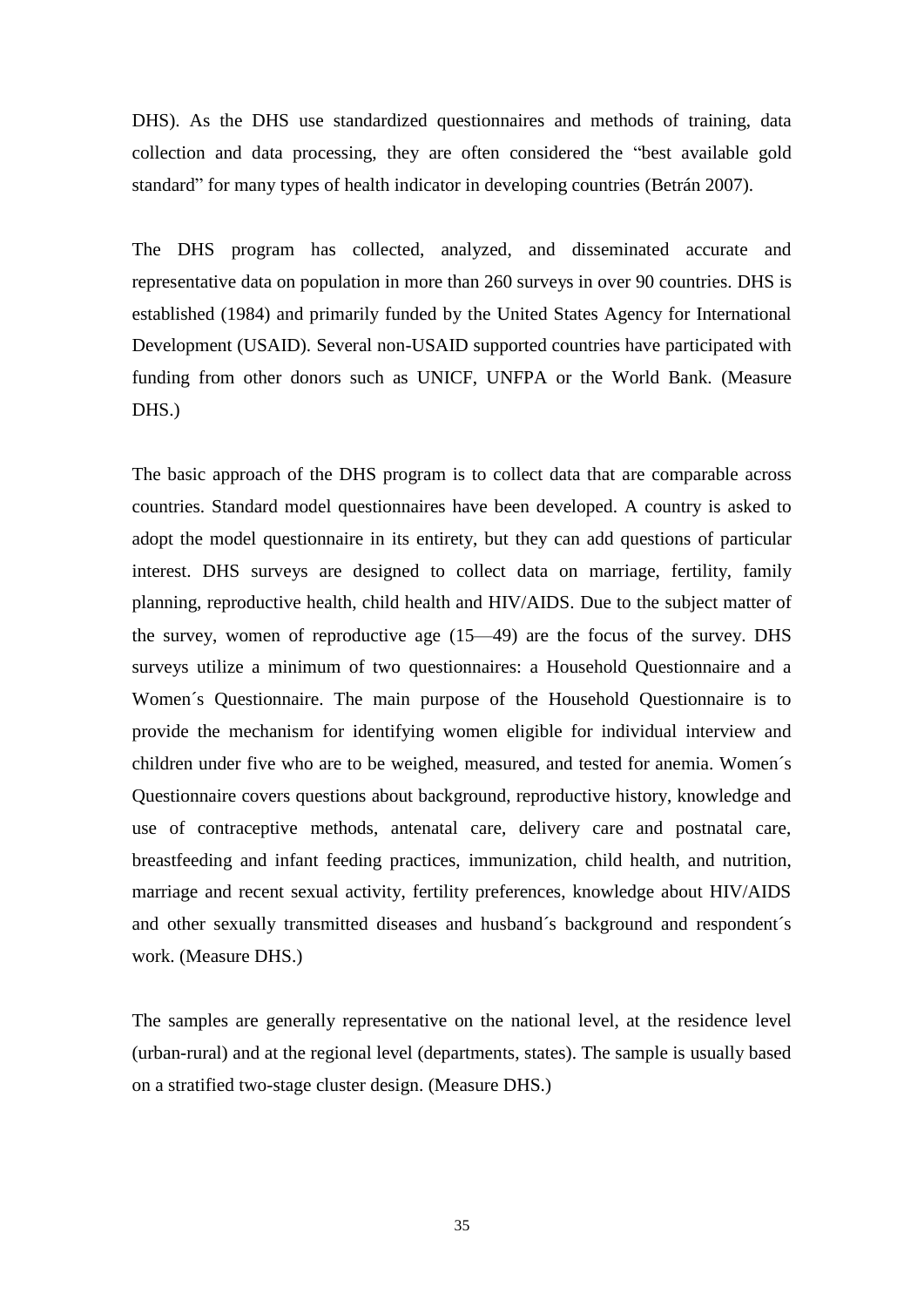DHS). As the DHS use standardized questionnaires and methods of training, data collection and data processing, they are often considered the “best available gold standard” for many types of health indicator in developing countries (Betrán 2007).

The DHS program has collected, analyzed, and disseminated accurate and representative data on population in more than 260 surveys in over 90 countries. DHS is established (1984) and primarily funded by the United States Agency for International Development (USAID). Several non-USAID supported countries have participated with funding from other donors such as UNICF, UNFPA or the World Bank. (Measure DHS.)

The basic approach of the DHS program is to collect data that are comparable across countries. Standard model questionnaires have been developed. A country is asked to adopt the model questionnaire in its entirety, but they can add questions of particular interest. DHS surveys are designed to collect data on marriage, fertility, family planning, reproductive health, child health and HIV/AIDS. Due to the subject matter of the survey, women of reproductive age (15—49) are the focus of the survey. DHS surveys utilize a minimum of two questionnaires: a Household Questionnaire and a Women´s Questionnaire. The main purpose of the Household Questionnaire is to provide the mechanism for identifying women eligible for individual interview and children under five who are to be weighed, measured, and tested for anemia. Women´s Questionnaire covers questions about background, reproductive history, knowledge and use of contraceptive methods, antenatal care, delivery care and postnatal care, breastfeeding and infant feeding practices, immunization, child health, and nutrition, marriage and recent sexual activity, fertility preferences, knowledge about HIV/AIDS and other sexually transmitted diseases and husband´s background and respondent´s work. (Measure DHS.)

The samples are generally representative on the national level, at the residence level (urban-rural) and at the regional level (departments, states). The sample is usually based on a stratified two-stage cluster design. (Measure DHS.)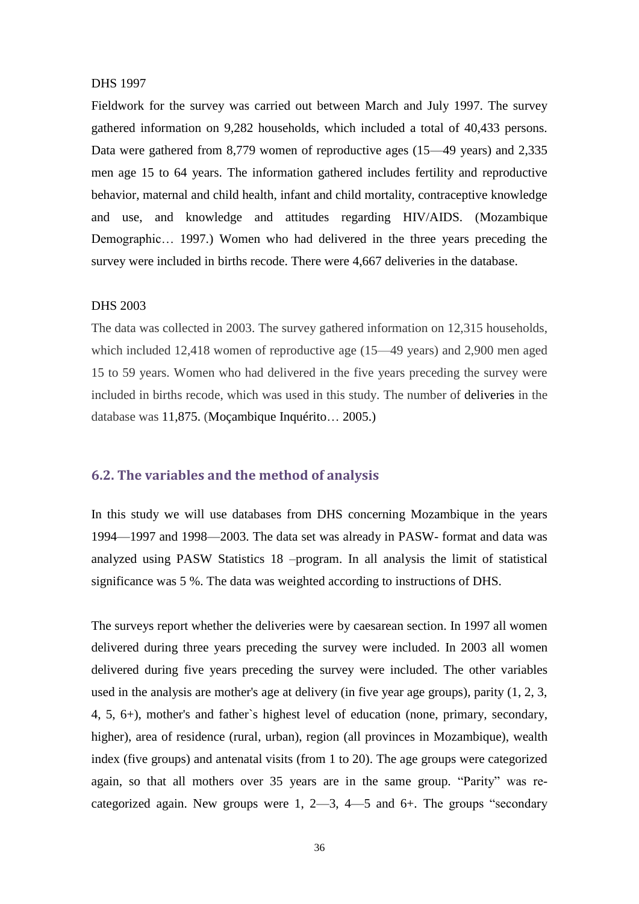DHS 1997

Fieldwork for the survey was carried out between March and July 1997. The survey gathered information on 9,282 households, which included a total of 40,433 persons. Data were gathered from 8,779 women of reproductive ages (15—49 years) and 2,335 men age 15 to 64 years. The information gathered includes fertility and reproductive behavior, maternal and child health, infant and child mortality, contraceptive knowledge and use, and knowledge and attitudes regarding HIV/AIDS. (Mozambique Demographic… 1997.) Women who had delivered in the three years preceding the survey were included in births recode. There were 4,667 deliveries in the database.

DHS 2003

The data was collected in 2003. The survey gathered information on 12,315 households, which included 12,418 women of reproductive age (15—49 years) and 2,900 men aged 15 to 59 years. Women who had delivered in the five years preceding the survey were included in births recode, which was used in this study. The number of deliveries in the database was 11,875. (Moçambique Inquérito… 2005.)

## 6.2. The variables and the method of analysis

In this study we will use databases from DHS concerning Mozambique in the years 1994—1997 and 1998—2003. The data set was already in PASW- format and data was analyzed using PASW Statistics 18 –program. In all analysis the limit of statistical significance was 5 %. The data was weighted according to instructions of DHS.

The surveys report whether the deliveries were by caesarean section. In 1997 all women delivered during three years preceding the survey were included. In 2003 all women delivered during five years preceding the survey were included. The other variables used in the analysis are mother's age at delivery (in five year age groups), parity (1, 2, 3, 4, 5, 6+), mother's and father`s highest level of education (none, primary, secondary, higher), area of residence (rural, urban), region (all provinces in Mozambique), wealth index (five groups) and antenatal visits (from 1 to 20). The age groups were categorized again, so that all mothers over 35 years are in the same group. "Parity" was re-categorized again. New groups were 1, 2—3, 4—5 and 6+. The groups "secondary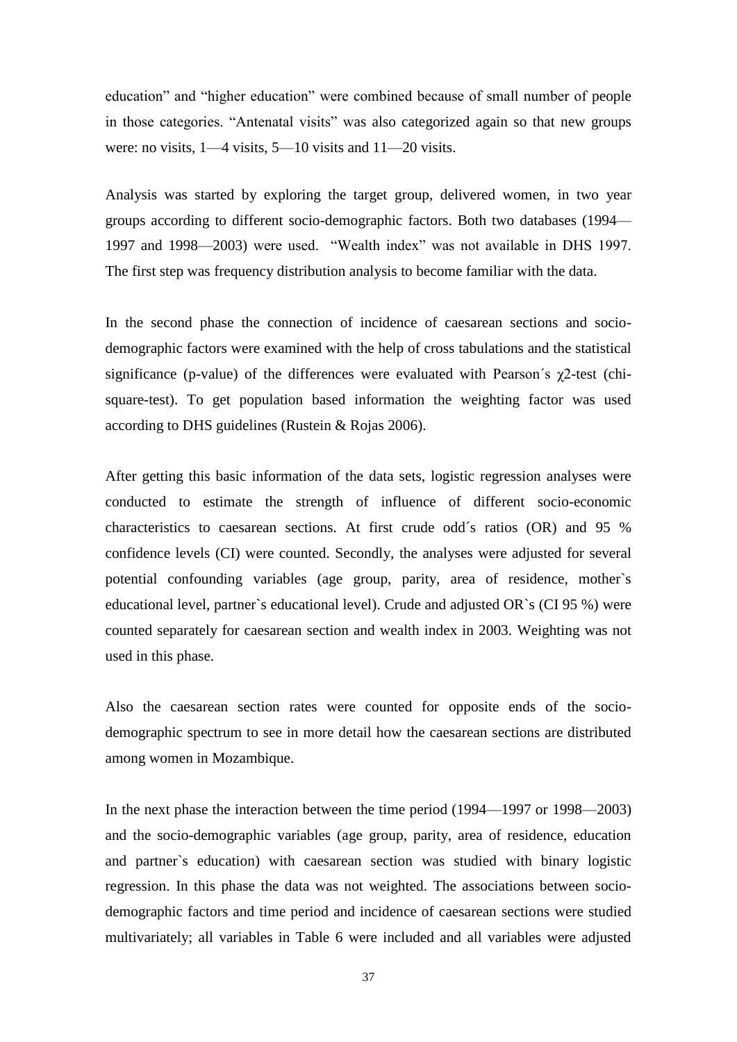education" and "higher education" were combined because of small number of people in those categories. "Antenatal visits" was also categorized again so that new groups were: no visits, 1—4 visits, 5—10 visits and 11—20 visits.

Analysis was started by exploring the target group, delivered women, in two year groups according to different socio-demographic factors. Both two databases (1994—1997 and 1998—2003) were used. "Wealth index" was not available in DHS 1997. The first step was frequency distribution analysis to become familiar with the data.

In the second phase the connection of incidence of caesarean sections and socio-demographic factors were examined with the help of cross tabulations and the statistical significance (p-value) of the differences were evaluated with Pearson´s $\chi 2$-test (chi-square-test). To get population based information the weighting factor was used according to DHS guidelines (Rustein & Rojas 2006).

After getting this basic information of the data sets, logistic regression analyses were conducted to estimate the strength of influence of different socio-economic characteristics to caesarean sections. At first crude odd´s ratios (OR) and 95 % confidence levels (CI) were counted. Secondly, the analyses were adjusted for several potential confounding variables (age group, parity, area of residence, mother`s educational level, partner`s educational level). Crude and adjusted OR`s (CI 95 %) were counted separately for caesarean section and wealth index in 2003. Weighting was not used in this phase.

Also the caesarean section rates were counted for opposite ends of the socio-demographic spectrum to see in more detail how the caesarean sections are distributed among women in Mozambique.

In the next phase the interaction between the time period (1994—1997 or 1998—2003) and the socio-demographic variables (age group, parity, area of residence, education and partner`s education) with caesarean section was studied with binary logistic regression. In this phase the data was not weighted. The associations between socio-demographic factors and time period and incidence of caesarean sections were studied multivariately; all variables in Table 6 were included and all variables were adjusted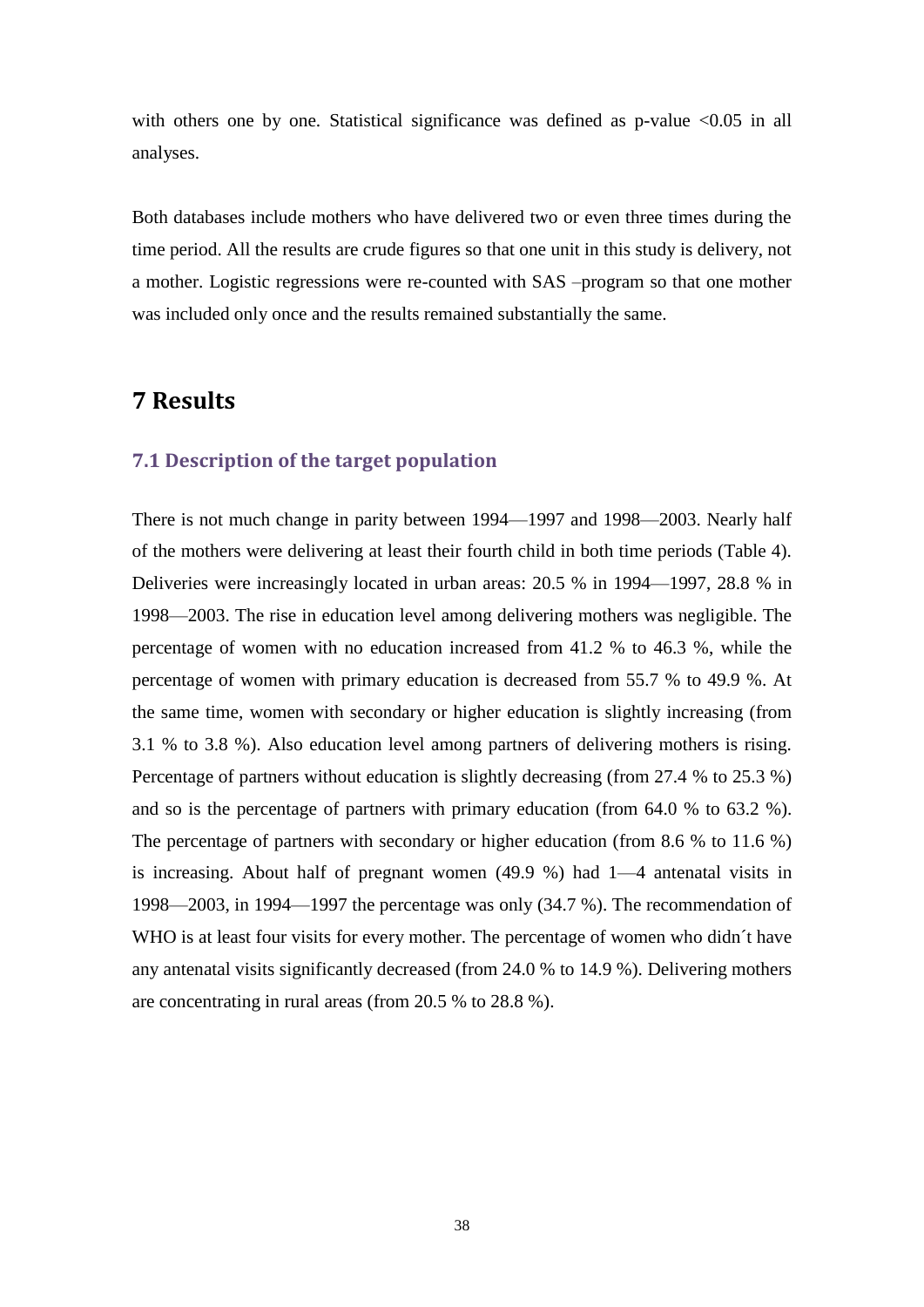with others one by one. Statistical significance was defined as p-value <0.05 in all analyses.

Both databases include mothers who have delivered two or even three times during the time period. All the results are crude figures so that one unit in this study is delivery, not a mother. Logistic regressions were re-counted with SAS –program so that one mother was included only once and the results remained substantially the same.

# 7 Results

## 7.1 Description of the target population

There is not much change in parity between 1994—1997 and 1998—2003. Nearly half of the mothers were delivering at least their fourth child in both time periods (Table 4). Deliveries were increasingly located in urban areas: 20.5 % in 1994—1997, 28.8 % in 1998—2003. The rise in education level among delivering mothers was negligible. The percentage of women with no education increased from 41.2 % to 46.3 %, while the percentage of women with primary education is decreased from 55.7 % to 49.9 %. At the same time, women with secondary or higher education is slightly increasing (from 3.1 % to 3.8 %). Also education level among partners of delivering mothers is rising. Percentage of partners without education is slightly decreasing (from 27.4 % to 25.3 %) and so is the percentage of partners with primary education (from 64.0 % to 63.2 %). The percentage of partners with secondary or higher education (from 8.6 % to 11.6 %) is increasing. About half of pregnant women (49.9 %) had 1—4 antenatal visits in 1998—2003, in 1994—1997 the percentage was only (34.7 %). The recommendation of WHO is at least four visits for every mother. The percentage of women who didn´t have any antenatal visits significantly decreased (from 24.0 % to 14.9 %). Delivering mothers are concentrating in rural areas (from 20.5 % to 28.8 %).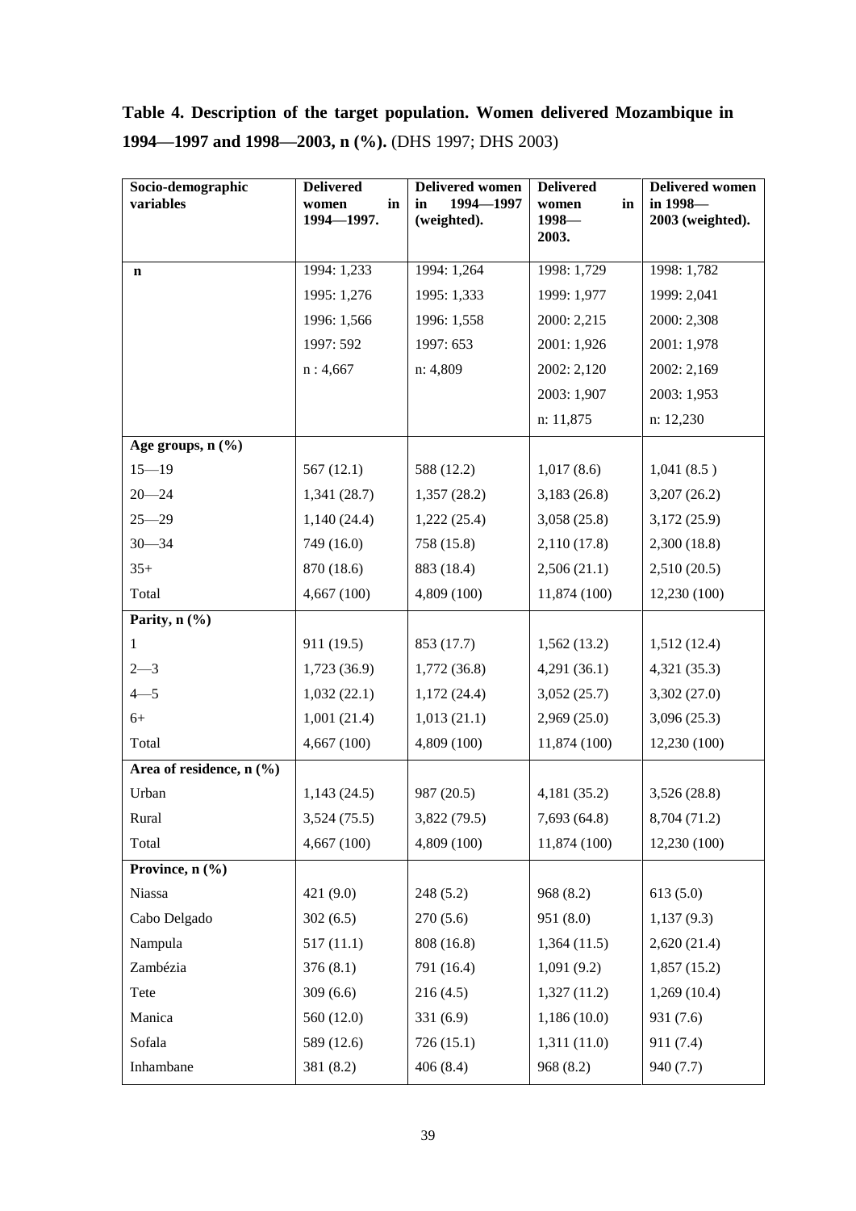**Table 4. Description of the target population. Women delivered Mozambique in 1994—1997 and 1998—2003, n (%).** (DHS 1997; DHS 2003)

| Socio-demographic variables | Delivered women in 1994—1997. | Delivered women in 1994—1997 (weighted). | Delivered women in 1998—2003. | Delivered women in 1998—2003 (weighted). |
|---|---|---|---|---|
| **n** | 1994: 1,233 | 1994: 1,264 | 1998: 1,729 | 1998: 1,782 |
| | 1995: 1,276 | 1995: 1,333 | 1999: 1,977 | 1999: 2,041 |
| | 1996: 1,566 | 1996: 1,558 | 2000: 2,215 | 2000: 2,308 |
| | 1997: 592 | 1997: 653 | 2001: 1,926 | 2001: 1,978 |
| | n : 4,667 | n: 4,809 | 2002: 2,120 | 2002: 2,169 |
| | | | 2003: 1,907 | 2003: 1,953 |
| | | | n: 11,875 | n: 12,230 |
| **Age groups, n (%)** | | | | |
| 15—19 | 567 (12.1) | 588 (12.2) | 1,017 (8.6) | 1,041 (8.5 ) |
| 20—24 | 1,341 (28.7) | 1,357 (28.2) | 3,183 (26.8) | 3,207 (26.2) |
| 25—29 | 1,140 (24.4) | 1,222 (25.4) | 3,058 (25.8) | 3,172 (25.9) |
| 30—34 | 749 (16.0) | 758 (15.8) | 2,110 (17.8) | 2,300 (18.8) |
| 35+ | 870 (18.6) | 883 (18.4) | 2,506 (21.1) | 2,510 (20.5) |
| Total | 4,667 (100) | 4,809 (100) | 11,874 (100) | 12,230 (100) |
| **Parity, n (%)** | | | | |
| 1 | 911 (19.5) | 853 (17.7) | 1,562 (13.2) | 1,512 (12.4) |
| 2—3 | 1,723 (36.9) | 1,772 (36.8) | 4,291 (36.1) | 4,321 (35.3) |
| 4—5 | 1,032 (22.1) | 1,172 (24.4) | 3,052 (25.7) | 3,302 (27.0) |
| 6+ | 1,001 (21.4) | 1,013 (21.1) | 2,969 (25.0) | 3,096 (25.3) |
| Total | 4,667 (100) | 4,809 (100) | 11,874 (100) | 12,230 (100) |
| **Area of residence, n (%)** | | | | |
| Urban | 1,143 (24.5) | 987 (20.5) | 4,181 (35.2) | 3,526 (28.8) |
| Rural | 3,524 (75.5) | 3,822 (79.5) | 7,693 (64.8) | 8,704 (71.2) |
| Total | 4,667 (100) | 4,809 (100) | 11,874 (100) | 12,230 (100) |
| **Province, n (%)** | | | | |
| Niassa | 421 (9.0) | 248 (5.2) | 968 (8.2) | 613 (5.0) |
| Cabo Delgado | 302 (6.5) | 270 (5.6) | 951 (8.0) | 1,137 (9.3) |
| Nampula | 517 (11.1) | 808 (16.8) | 1,364 (11.5) | 2,620 (21.4) |
| Zambézia | 376 (8.1) | 791 (16.4) | 1,091 (9.2) | 1,857 (15.2) |
| Tete | 309 (6.6) | 216 (4.5) | 1,327 (11.2) | 1,269 (10.4) |
| Manica | 560 (12.0) | 331 (6.9) | 1,186 (10.0) | 931 (7.6) |
| Sofala | 589 (12.6) | 726 (15.1) | 1,311 (11.0) | 911 (7.4) |
| Inhambane | 381 (8.2) | 406 (8.4) | 968 (8.2) | 940 (7.7) |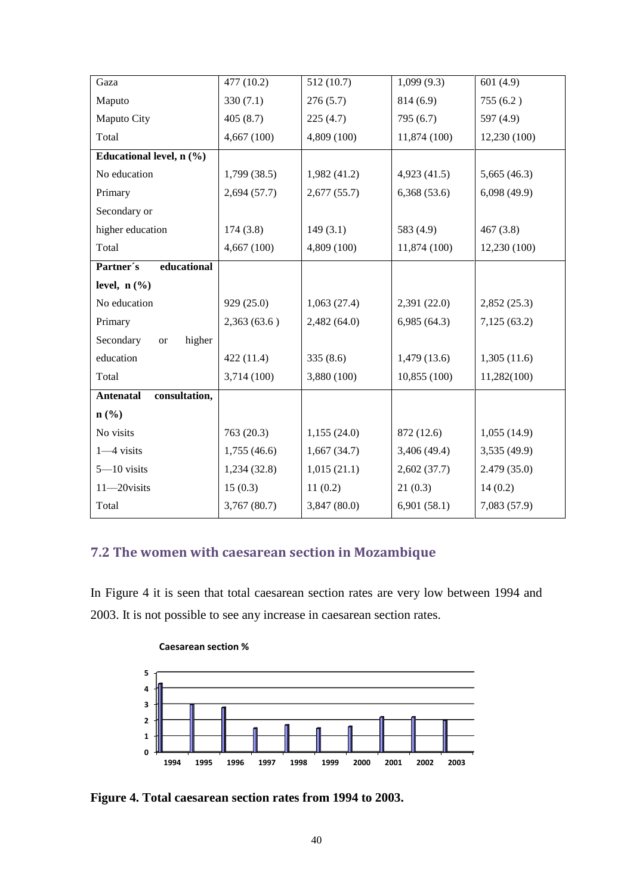| | | | | |
|---|---|---|---|---|
| Gaza | 477 (10.2) | 512 (10.7) | 1,099 (9.3) | 601 (4.9) |
| Maputo | 330 (7.1) | 276 (5.7) | 814 (6.9) | 755 (6.2 ) |
| Maputo City | 405 (8.7) | 225 (4.7) | 795 (6.7) | 597 (4.9) |
| Total | 4,667 (100) | 4,809 (100) | 11,874 (100) | 12,230 (100) |
| **Educational level, n (%)** | | | | |
| No education | 1,799 (38.5) | 1,982 (41.2) | 4,923 (41.5) | 5,665 (46.3) |
| Primary | 2,694 (57.7) | 2,677 (55.7) | 6,368 (53.6) | 6,098 (49.9) |
| Secondary or higher education | 174 (3.8) | 149 (3.1) | 583 (4.9) | 467 (3.8) |
| Total | 4,667 (100) | 4,809 (100) | 11,874 (100) | 12,230 (100) |
| **Partner´s educational level, n (%)** | | | | |
| No education | 929 (25.0) | 1,063 (27.4) | 2,391 (22.0) | 2,852 (25.3) |
| Primary | 2,363 (63.6 ) | 2,482 (64.0) | 6,985 (64.3) | 7,125 (63.2) |
| Secondary or higher education | 422 (11.4) | 335 (8.6) | 1,479 (13.6) | 1,305 (11.6) |
| Total | 3,714 (100) | 3,880 (100) | 10,855 (100) | 11,282(100) |
| **Antenatal consultation, n (%)** | | | | |
| No visits | 763 (20.3) | 1,155 (24.0) | 872 (12.6) | 1,055 (14.9) |
| 1—4 visits | 1,755 (46.6) | 1,667 (34.7) | 3,406 (49.4) | 3,535 (49.9) |
| 5—10 visits | 1,234 (32.8) | 1,015 (21.1) | 2,602 (37.7) | 2.479 (35.0) |
| 11—20visits | 15 (0.3) | 11 (0.2) | 21 (0.3) | 14 (0.2) |
| Total | 3,767 (80.7) | 3,847 (80.0) | 6,901 (58.1) | 7,083 (57.9) |

## 7.2 The women with caesarean section in Mozambique

In Figure 4 it is seen that total caesarean section rates are very low between 1994 and 2003. It is not possible to see any increase in caesarean section rates.

**Caesarean section %**

| Year | 1994 | 1995 | 1996 | 1997 | 1998 | 1999 | 2000 | 2001 | 2002 | 2003 |
|---|---|---|---|---|---|---|---|---|---|---|

**Figure 4. Total caesarean section rates from 1994 to 2003.**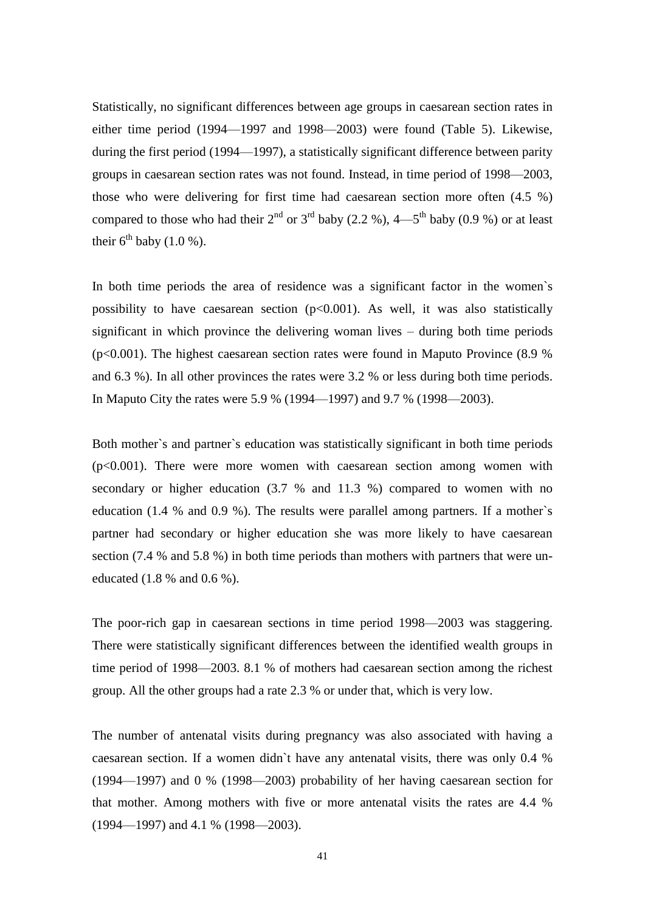Statistically, no significant differences between age groups in caesarean section rates in either time period (1994—1997 and 1998—2003) were found (Table 5). Likewise, during the first period (1994—1997), a statistically significant difference between parity groups in caesarean section rates was not found. Instead, in time period of 1998—2003, those who were delivering for first time had caesarean section more often (4.5 %) compared to those who had their 2nd or 3rd baby (2.2 %), 4—5th baby (0.9 %) or at least their 6th baby (1.0 %).

In both time periods the area of residence was a significant factor in the women`s possibility to have caesarean section ($p<0.001$). As well, it was also statistically significant in which province the delivering woman lives – during both time periods ($p<0.001$). The highest caesarean section rates were found in Maputo Province (8.9 % and 6.3 %). In all other provinces the rates were 3.2 % or less during both time periods. In Maputo City the rates were 5.9 % (1994—1997) and 9.7 % (1998—2003).

Both mother`s and partner`s education was statistically significant in both time periods ($p<0.001$). There were more women with caesarean section among women with secondary or higher education (3.7 % and 11.3 %) compared to women with no education (1.4 % and 0.9 %). The results were parallel among partners. If a mother`s partner had secondary or higher education she was more likely to have caesarean section (7.4 % and 5.8 %) in both time periods than mothers with partners that were un-educated (1.8 % and 0.6 %).

The poor-rich gap in caesarean sections in time period 1998—2003 was staggering. There were statistically significant differences between the identified wealth groups in time period of 1998—2003. 8.1 % of mothers had caesarean section among the richest group. All the other groups had a rate 2.3 % or under that, which is very low.

The number of antenatal visits during pregnancy was also associated with having a caesarean section. If a women didn`t have any antenatal visits, there was only 0.4 % (1994—1997) and 0 % (1998—2003) probability of her having caesarean section for that mother. Among mothers with five or more antenatal visits the rates are 4.4 % (1994—1997) and 4.1 % (1998—2003).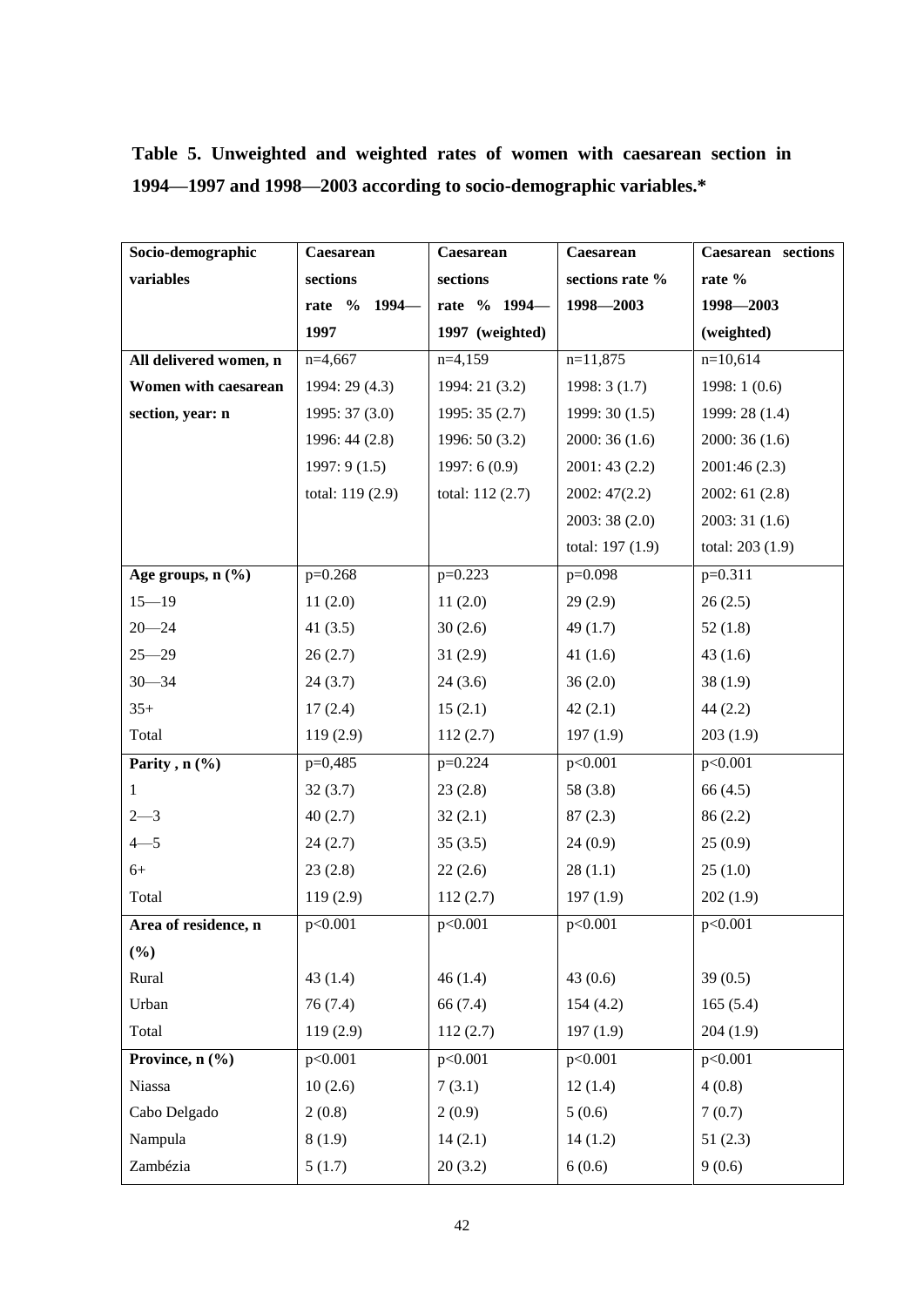**Table 5. Unweighted and weighted rates of women with caesarean section in 1994—1997 and 1998—2003 according to socio-demographic variables.***

| Socio-demographic variables | Caesarean sections rate % 1994—1997 | Caesarean sections rate % 1994—1997 (weighted) | Caesarean sections rate % 1998—2003 | Caesarean sections rate % 1998—2003 (weighted) |
|---|---|---|---|---|
| **All delivered women, n** | n=4,667 | n=4,159 | n=11,875 | n=10,614 |
| **Women with caesarean section, year: n** | 1994: 29 (4.3) | 1994: 21 (3.2) | 1998: 3 (1.7) | 1998: 1 (0.6) |
| | 1995: 37 (3.0) | 1995: 35 (2.7) | 1999: 30 (1.5) | 1999: 28 (1.4) |
| | 1996: 44 (2.8) | 1996: 50 (3.2) | 2000: 36 (1.6) | 2000: 36 (1.6) |
| | 1997: 9 (1.5) | 1997: 6 (0.9) | 2001: 43 (2.2) | 2001:46 (2.3) |
| | total: 119 (2.9) | total: 112 (2.7) | 2002: 47(2.2) | 2002: 61 (2.8) |
| | | | 2003: 38 (2.0) | 2003: 31 (1.6) |
| | | | total: 197 (1.9) | total: 203 (1.9) |
| **Age groups, n (%)** | p=0.268 | p=0.223 | p=0.098 | p=0.311 |
| 15—19 | 11 (2.0) | 11 (2.0) | 29 (2.9) | 26 (2.5) |
| 20—24 | 41 (3.5) | 30 (2.6) | 49 (1.7) | 52 (1.8) |
| 25—29 | 26 (2.7) | 31 (2.9) | 41 (1.6) | 43 (1.6) |
| 30—34 | 24 (3.7) | 24 (3.6) | 36 (2.0) | 38 (1.9) |
| 35+ | 17 (2.4) | 15 (2.1) | 42 (2.1) | 44 (2.2) |
| Total | 119 (2.9) | 112 (2.7) | 197 (1.9) | 203 (1.9) |
| **Parity , n (%)** | p=0,485 | p=0.224 | p<0.001 | p<0.001 |
| 1 | 32 (3.7) | 23 (2.8) | 58 (3.8) | 66 (4.5) |
| 2—3 | 40 (2.7) | 32 (2.1) | 87 (2.3) | 86 (2.2) |
| 4—5 | 24 (2.7) | 35 (3.5) | 24 (0.9) | 25 (0.9) |
| 6+ | 23 (2.8) | 22 (2.6) | 28 (1.1) | 25 (1.0) |
| Total | 119 (2.9) | 112 (2.7) | 197 (1.9) | 202 (1.9) |
| **Area of residence, n (%)** | p<0.001 | p<0.001 | p<0.001 | p<0.001 |
| Rural | 43 (1.4) | 46 (1.4) | 43 (0.6) | 39 (0.5) |
| Urban | 76 (7.4) | 66 (7.4) | 154 (4.2) | 165 (5.4) |
| Total | 119 (2.9) | 112 (2.7) | 197 (1.9) | 204 (1.9) |
| **Province, n (%)** | p<0.001 | p<0.001 | p<0.001 | p<0.001 |
| Niassa | 10 (2.6) | 7 (3.1) | 12 (1.4) | 4 (0.8) |
| Cabo Delgado | 2 (0.8) | 2 (0.9) | 5 (0.6) | 7 (0.7) |
| Nampula | 8 (1.9) | 14 (2.1) | 14 (1.2) | 51 (2.3) |
| Zambézia | 5 (1.7) | 20 (3.2) | 6 (0.6) | 9 (0.6) |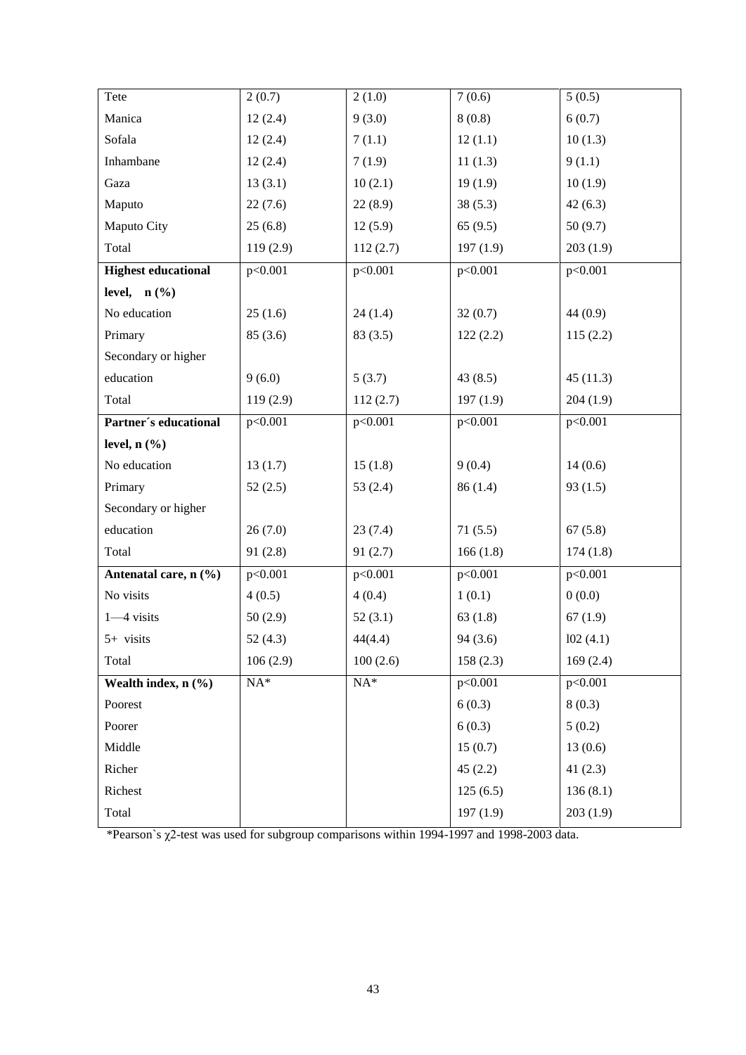| | | | | |
|---|---|---|---|---|
| Tete | 2 (0.7) | 2 (1.0) | 7 (0.6) | 5 (0.5) |
| Manica | 12 (2.4) | 9 (3.0) | 8 (0.8) | 6 (0.7) |
| Sofala | 12 (2.4) | 7 (1.1) | 12 (1.1) | 10 (1.3) |
| Inhambane | 12 (2.4) | 7 (1.9) | 11 (1.3) | 9 (1.1) |
| Gaza | 13 (3.1) | 10 (2.1) | 19 (1.9) | 10 (1.9) |
| Maputo | 22 (7.6) | 22 (8.9) | 38 (5.3) | 42 (6.3) |
| Maputo City | 25 (6.8) | 12 (5.9) | 65 (9.5) | 50 (9.7) |
| Total | 119 (2.9) | 112 (2.7) | 197 (1.9) | 203 (1.9) |
| **Highest educational level, n (%)** | p<0.001 | p<0.001 | p<0.001 | p<0.001 |
| No education | 25 (1.6) | 24 (1.4) | 32 (0.7) | 44 (0.9) |
| Primary | 85 (3.6) | 83 (3.5) | 122 (2.2) | 115 (2.2) |
| Secondary or higher education | 9 (6.0) | 5 (3.7) | 43 (8.5) | 45 (11.3) |
| Total | 119 (2.9) | 112 (2.7) | 197 (1.9) | 204 (1.9) |
| **Partner´s educational level, n (%)** | p<0.001 | p<0.001 | p<0.001 | p<0.001 |
| No education | 13 (1.7) | 15 (1.8) | 9 (0.4) | 14 (0.6) |
| Primary | 52 (2.5) | 53 (2.4) | 86 (1.4) | 93 (1.5) |
| Secondary or higher education | 26 (7.0) | 23 (7.4) | 71 (5.5) | 67 (5.8) |
| Total | 91 (2.8) | 91 (2.7) | 166 (1.8) | 174 (1.8) |
| **Antenatal care, n (%)** | p<0.001 | p<0.001 | p<0.001 | p<0.001 |
| No visits | 4 (0.5) | 4 (0.4) | 1 (0.1) | 0 (0.0) |
| 1—4 visits | 50 (2.9) | 52 (3.1) | 63 (1.8) | 67 (1.9) |
| 5+ visits | 52 (4.3) | 44(4.4) | 94 (3.6) | l02 (4.1) |
| Total | 106 (2.9) | 100 (2.6) | 158 (2.3) | 169 (2.4) |
| **Wealth index, n (%)** | NA* | NA* | p<0.001 | p<0.001 |
| Poorest | | | 6 (0.3) | 8 (0.3) |
| Poorer | | | 6 (0.3) | 5 (0.2) |
| Middle | | | 15 (0.7) | 13 (0.6) |
| Richer | | | 45 (2.2) | 41 (2.3) |
| Richest | | | 125 (6.5) | 136 (8.1) |
| Total | | | 197 (1.9) | 203 (1.9) |

*Pearson`s $\chi$2-test was used for subgroup comparisons within 1994-1997 and 1998-2003 data.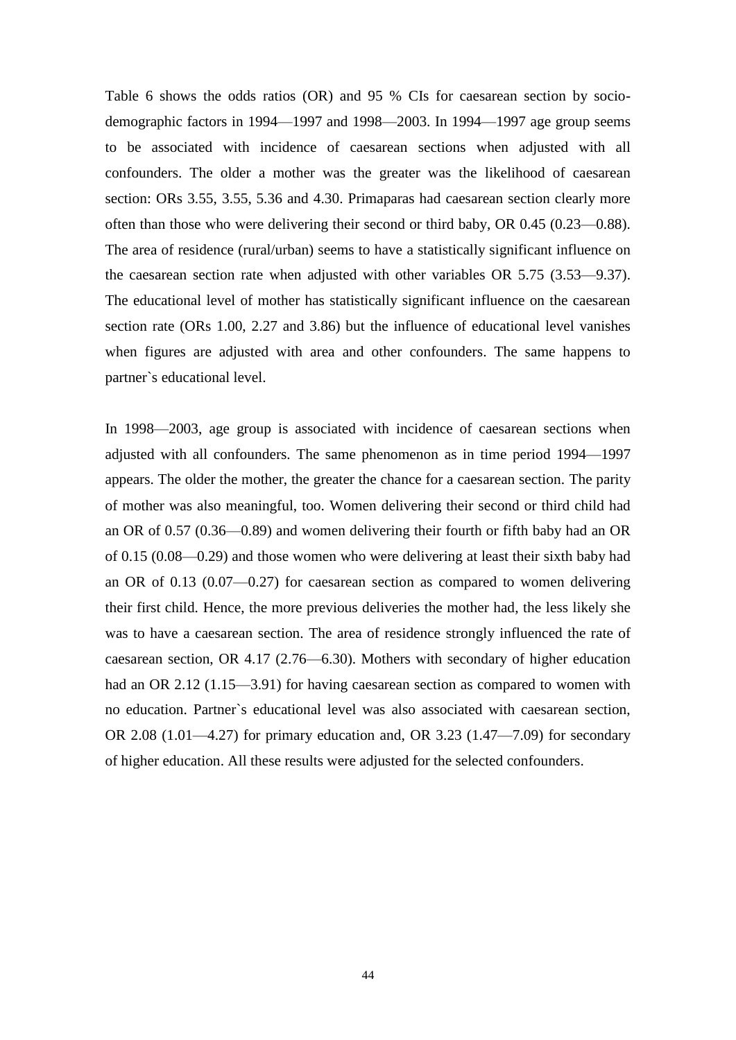Table 6 shows the odds ratios (OR) and 95 % CIs for caesarean section by socio-demographic factors in 1994—1997 and 1998—2003. In 1994—1997 age group seems to be associated with incidence of caesarean sections when adjusted with all confounders. The older a mother was the greater was the likelihood of caesarean section: ORs 3.55, 3.55, 5.36 and 4.30. Primaparas had caesarean section clearly more often than those who were delivering their second or third baby, OR 0.45 (0.23—0.88). The area of residence (rural/urban) seems to have a statistically significant influence on the caesarean section rate when adjusted with other variables OR 5.75 (3.53—9.37). The educational level of mother has statistically significant influence on the caesarean section rate (ORs 1.00, 2.27 and 3.86) but the influence of educational level vanishes when figures are adjusted with area and other confounders. The same happens to partner`s educational level.

In 1998—2003, age group is associated with incidence of caesarean sections when adjusted with all confounders. The same phenomenon as in time period 1994—1997 appears. The older the mother, the greater the chance for a caesarean section. The parity of mother was also meaningful, too. Women delivering their second or third child had an OR of 0.57 (0.36—0.89) and women delivering their fourth or fifth baby had an OR of 0.15 (0.08—0.29) and those women who were delivering at least their sixth baby had an OR of 0.13 (0.07—0.27) for caesarean section as compared to women delivering their first child. Hence, the more previous deliveries the mother had, the less likely she was to have a caesarean section. The area of residence strongly influenced the rate of caesarean section, OR 4.17 (2.76—6.30). Mothers with secondary of higher education had an OR 2.12 (1.15—3.91) for having caesarean section as compared to women with no education. Partner`s educational level was also associated with caesarean section, OR 2.08 (1.01—4.27) for primary education and, OR 3.23 (1.47—7.09) for secondary of higher education. All these results were adjusted for the selected confounders.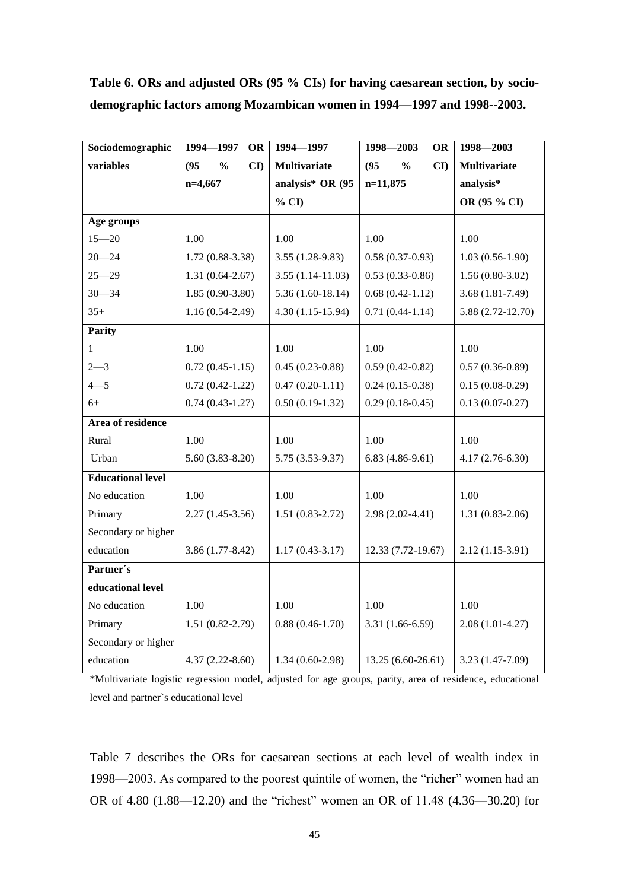**Table 6. ORs and adjusted ORs (95 % CIs) for having caesarean section, by socio-demographic factors among Mozambican women in 1994—1997 and 1998--2003.**

| Sociodemographic variables | 1994—1997 OR (95 % CI) n=4,667 | 1994—1997 Multivariate analysis* OR (95 % CI) | 1998—2003 OR (95 % CI) n=11,875 | 1998—2003 Multivariate analysis* OR (95 % CI) |
|---|---|---|---|---|
| **Age groups** | | | | |
| 15—20 | 1.00 | 1.00 | 1.00 | 1.00 |
| 20—24 | 1.72 (0.88-3.38) | 3.55 (1.28-9.83) | 0.58 (0.37-0.93) | 1.03 (0.56-1.90) |
| 25—29 | 1.31 (0.64-2.67) | 3.55 (1.14-11.03) | 0.53 (0.33-0.86) | 1.56 (0.80-3.02) |
| 30—34 | 1.85 (0.90-3.80) | 5.36 (1.60-18.14) | 0.68 (0.42-1.12) | 3.68 (1.81-7.49) |
| 35+ | 1.16 (0.54-2.49) | 4.30 (1.15-15.94) | 0.71 (0.44-1.14) | 5.88 (2.72-12.70) |
| **Parity** | | | | |
| 1 | 1.00 | 1.00 | 1.00 | 1.00 |
| 2—3 | 0.72 (0.45-1.15) | 0.45 (0.23-0.88) | 0.59 (0.42-0.82) | 0.57 (0.36-0.89) |
| 4—5 | 0.72 (0.42-1.22) | 0.47 (0.20-1.11) | 0.24 (0.15-0.38) | 0.15 (0.08-0.29) |
| 6+ | 0.74 (0.43-1.27) | 0.50 (0.19-1.32) | 0.29 (0.18-0.45) | 0.13 (0.07-0.27) |
| **Area of residence** | | | | |
| Rural | 1.00 | 1.00 | 1.00 | 1.00 |
| Urban | 5.60 (3.83-8.20) | 5.75 (3.53-9.37) | 6.83 (4.86-9.61) | 4.17 (2.76-6.30) |
| **Educational level** | | | | |
| No education | 1.00 | 1.00 | 1.00 | 1.00 |
| Primary | 2.27 (1.45-3.56) | 1.51 (0.83-2.72) | 2.98 (2.02-4.41) | 1.31 (0.83-2.06) |
| Secondary or higher education | 3.86 (1.77-8.42) | 1.17 (0.43-3.17) | 12.33 (7.72-19.67) | 2.12 (1.15-3.91) |
| **Partner´s educational level** | | | | |
| No education | 1.00 | 1.00 | 1.00 | 1.00 |
| Primary | 1.51 (0.82-2.79) | 0.88 (0.46-1.70) | 3.31 (1.66-6.59) | 2.08 (1.01-4.27) |
| Secondary or higher education | 4.37 (2.22-8.60) | 1.34 (0.60-2.98) | 13.25 (6.60-26.61) | 3.23 (1.47-7.09) |

*Multivariate logistic regression model, adjusted for age groups, parity, area of residence, educational level and partner`s educational level

Table 7 describes the ORs for caesarean sections at each level of wealth index in 1998—2003. As compared to the poorest quintile of women, the "richer" women had an OR of 4.80 (1.88—12.20) and the "richest" women an OR of 11.48 (4.36—30.20) for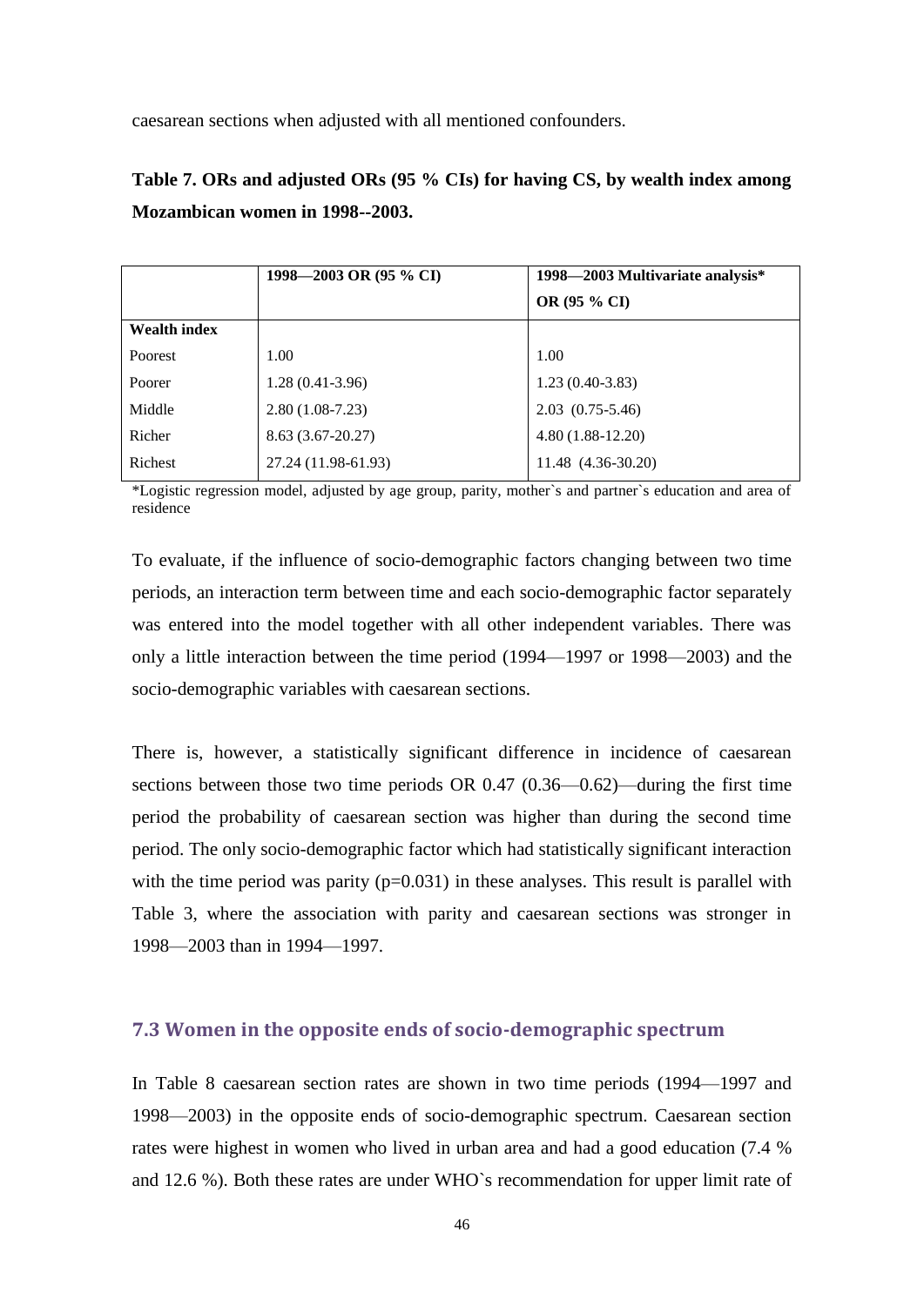caesarean sections when adjusted with all mentioned confounders.

**Table 7. ORs and adjusted ORs (95 % CIs) for having CS, by wealth index among Mozambican women in 1998--2003.**

| | 1998—2003 OR (95 % CI) | 1998—2003 Multivariate analysis* OR (95 % CI) |
|---|---|---|
| **Wealth index** | | |
| Poorest | 1.00 | 1.00 |
| Poorer | 1.28 (0.41-3.96) | 1.23 (0.40-3.83) |
| Middle | 2.80 (1.08-7.23) | 2.03 (0.75-5.46) |
| Richer | 8.63 (3.67-20.27) | 4.80 (1.88-12.20) |
| Richest | 27.24 (11.98-61.93) | 11.48 (4.36-30.20) |

*Logistic regression model, adjusted by age group, parity, mother`s and partner`s education and area of residence

To evaluate, if the influence of socio-demographic factors changing between two time periods, an interaction term between time and each socio-demographic factor separately was entered into the model together with all other independent variables. There was only a little interaction between the time period (1994—1997 or 1998—2003) and the socio-demographic variables with caesarean sections.

There is, however, a statistically significant difference in incidence of caesarean sections between those two time periods OR 0.47 (0.36—0.62)—during the first time period the probability of caesarean section was higher than during the second time period. The only socio-demographic factor which had statistically significant interaction with the time period was parity ($p=0.031$) in these analyses. This result is parallel with Table 3, where the association with parity and caesarean sections was stronger in 1998—2003 than in 1994—1997.

## 7.3 Women in the opposite ends of socio-demographic spectrum

In Table 8 caesarean section rates are shown in two time periods (1994—1997 and 1998—2003) in the opposite ends of socio-demographic spectrum. Caesarean section rates were highest in women who lived in urban area and had a good education (7.4 % and 12.6 %). Both these rates are under WHO`s recommendation for upper limit rate of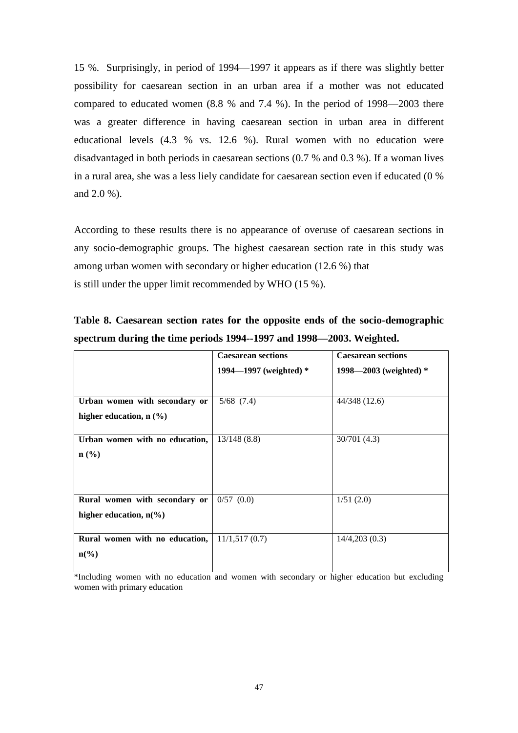15 %. Surprisingly, in period of 1994—1997 it appears as if there was slightly better possibility for caesarean section in an urban area if a mother was not educated compared to educated women (8.8 % and 7.4 %). In the period of 1998—2003 there was a greater difference in having caesarean section in urban area in different educational levels (4.3 % vs. 12.6 %). Rural women with no education were disadvantaged in both periods in caesarean sections (0.7 % and 0.3 %). If a woman lives in a rural area, she was a less liely candidate for caesarean section even if educated (0 % and 2.0 %).

According to these results there is no appearance of overuse of caesarean sections in any socio-demographic groups. The highest caesarean section rate in this study was among urban women with secondary or higher education (12.6 %) that
is still under the upper limit recommended by WHO (15 %).

**Table 8. Caesarean section rates for the opposite ends of the socio-demographic spectrum during the time periods 1994--1997 and 1998—2003. Weighted.**

| | **Caesarean sections 1994—1997 (weighted) *** | **Caesarean sections 1998—2003 (weighted) *** |
|---|---|---|
| **Urban women with secondary or higher education, n (%)** | 5/68 (7.4) | 44/348 (12.6) |
| **Urban women with no education, n (%)** | 13/148 (8.8) | 30/701 (4.3) |
| **Rural women with secondary or higher education, n(%)** | 0/57 (0.0) | 1/51 (2.0) |
| **Rural women with no education, n(%)** | 11/1,517 (0.7) | 14/4,203 (0.3) |

*Including women with no education and women with secondary or higher education but excluding women with primary education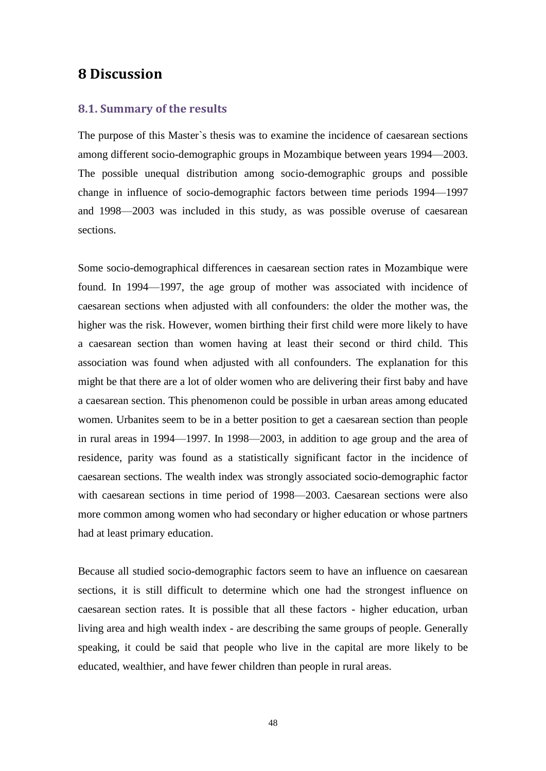# 8 Discussion

## 8.1. Summary of the results

The purpose of this Master`s thesis was to examine the incidence of caesarean sections among different socio-demographic groups in Mozambique between years 1994—2003. The possible unequal distribution among socio-demographic groups and possible change in influence of socio-demographic factors between time periods 1994—1997 and 1998—2003 was included in this study, as was possible overuse of caesarean sections.

Some socio-demographical differences in caesarean section rates in Mozambique were found. In 1994—1997, the age group of mother was associated with incidence of caesarean sections when adjusted with all confounders: the older the mother was, the higher was the risk. However, women birthing their first child were more likely to have a caesarean section than women having at least their second or third child. This association was found when adjusted with all confounders. The explanation for this might be that there are a lot of older women who are delivering their first baby and have a caesarean section. This phenomenon could be possible in urban areas among educated women. Urbanites seem to be in a better position to get a caesarean section than people in rural areas in 1994—1997. In 1998—2003, in addition to age group and the area of residence, parity was found as a statistically significant factor in the incidence of caesarean sections. The wealth index was strongly associated socio-demographic factor with caesarean sections in time period of 1998—2003. Caesarean sections were also more common among women who had secondary or higher education or whose partners had at least primary education.

Because all studied socio-demographic factors seem to have an influence on caesarean sections, it is still difficult to determine which one had the strongest influence on caesarean section rates. It is possible that all these factors - higher education, urban living area and high wealth index - are describing the same groups of people. Generally speaking, it could be said that people who live in the capital are more likely to be educated, wealthier, and have fewer children than people in rural areas.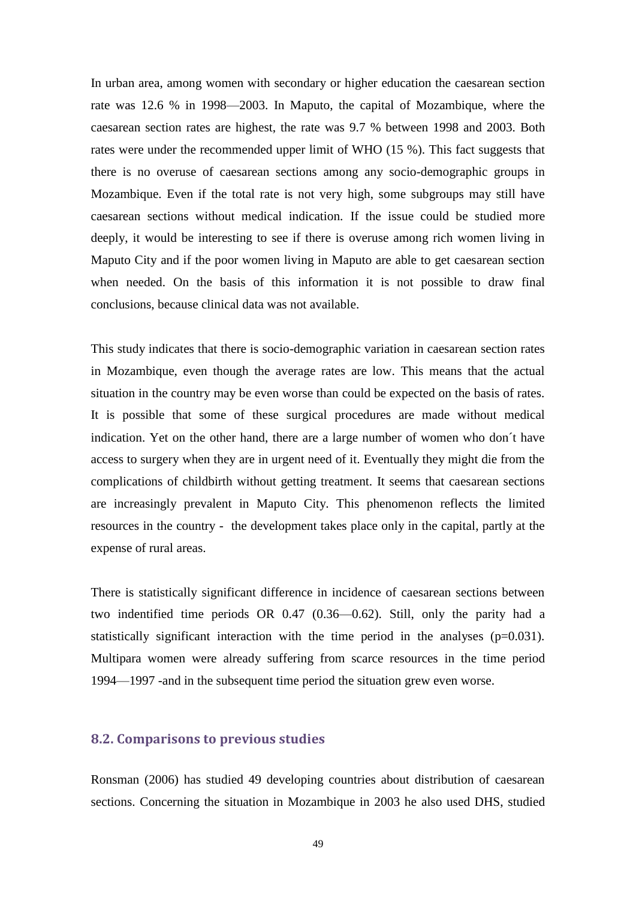In urban area, among women with secondary or higher education the caesarean section rate was 12.6 % in 1998—2003. In Maputo, the capital of Mozambique, where the caesarean section rates are highest, the rate was 9.7 % between 1998 and 2003. Both rates were under the recommended upper limit of WHO (15 %). This fact suggests that there is no overuse of caesarean sections among any socio-demographic groups in Mozambique. Even if the total rate is not very high, some subgroups may still have caesarean sections without medical indication. If the issue could be studied more deeply, it would be interesting to see if there is overuse among rich women living in Maputo City and if the poor women living in Maputo are able to get caesarean section when needed. On the basis of this information it is not possible to draw final conclusions, because clinical data was not available.

This study indicates that there is socio-demographic variation in caesarean section rates in Mozambique, even though the average rates are low. This means that the actual situation in the country may be even worse than could be expected on the basis of rates. It is possible that some of these surgical procedures are made without medical indication. Yet on the other hand, there are a large number of women who don´t have access to surgery when they are in urgent need of it. Eventually they might die from the complications of childbirth without getting treatment. It seems that caesarean sections are increasingly prevalent in Maputo City. This phenomenon reflects the limited resources in the country - the development takes place only in the capital, partly at the expense of rural areas.

There is statistically significant difference in incidence of caesarean sections between two indentified time periods OR 0.47 (0.36—0.62). Still, only the parity had a statistically significant interaction with the time period in the analyses ($p=0.031$). Multipara women were already suffering from scarce resources in the time period 1994—1997 -and in the subsequent time period the situation grew even worse.

## 8.2. Comparisons to previous studies

Ronsman (2006) has studied 49 developing countries about distribution of caesarean sections. Concerning the situation in Mozambique in 2003 he also used DHS, studied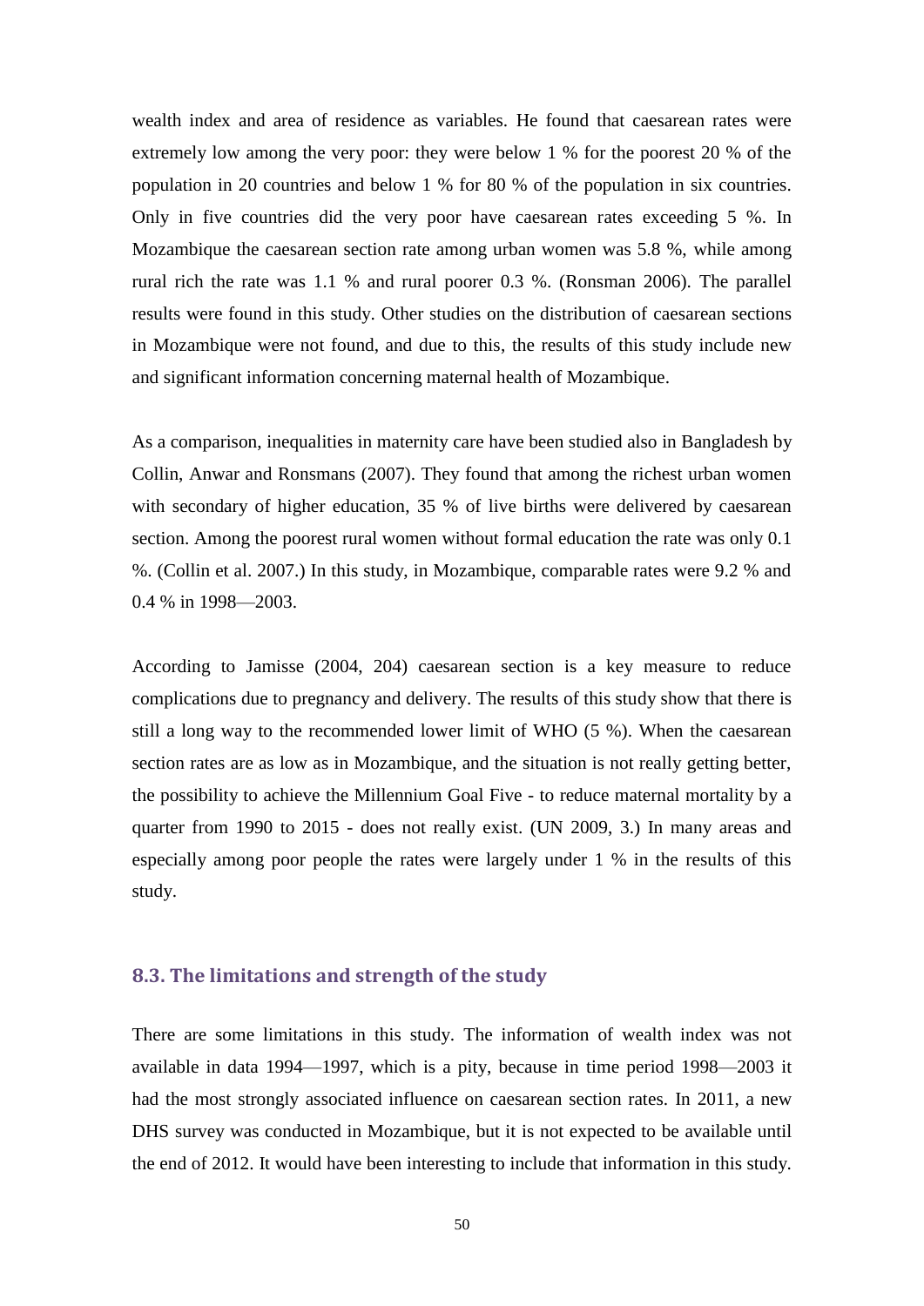wealth index and area of residence as variables. He found that caesarean rates were extremely low among the very poor: they were below 1 % for the poorest 20 % of the population in 20 countries and below 1 % for 80 % of the population in six countries. Only in five countries did the very poor have caesarean rates exceeding 5 %. In Mozambique the caesarean section rate among urban women was 5.8 %, while among rural rich the rate was 1.1 % and rural poorer 0.3 %. (Ronsman 2006). The parallel results were found in this study. Other studies on the distribution of caesarean sections in Mozambique were not found, and due to this, the results of this study include new and significant information concerning maternal health of Mozambique.

As a comparison, inequalities in maternity care have been studied also in Bangladesh by Collin, Anwar and Ronsmans (2007). They found that among the richest urban women with secondary of higher education, 35 % of live births were delivered by caesarean section. Among the poorest rural women without formal education the rate was only 0.1 %. (Collin et al. 2007.) In this study, in Mozambique, comparable rates were 9.2 % and 0.4 % in 1998—2003.

According to Jamisse (2004, 204) caesarean section is a key measure to reduce complications due to pregnancy and delivery. The results of this study show that there is still a long way to the recommended lower limit of WHO (5 %). When the caesarean section rates are as low as in Mozambique, and the situation is not really getting better, the possibility to achieve the Millennium Goal Five - to reduce maternal mortality by a quarter from 1990 to 2015 - does not really exist. (UN 2009, 3.) In many areas and especially among poor people the rates were largely under 1 % in the results of this study.

### 8.3. The limitations and strength of the study

There are some limitations in this study. The information of wealth index was not available in data 1994—1997, which is a pity, because in time period 1998—2003 it had the most strongly associated influence on caesarean section rates. In 2011, a new DHS survey was conducted in Mozambique, but it is not expected to be available until the end of 2012. It would have been interesting to include that information in this study.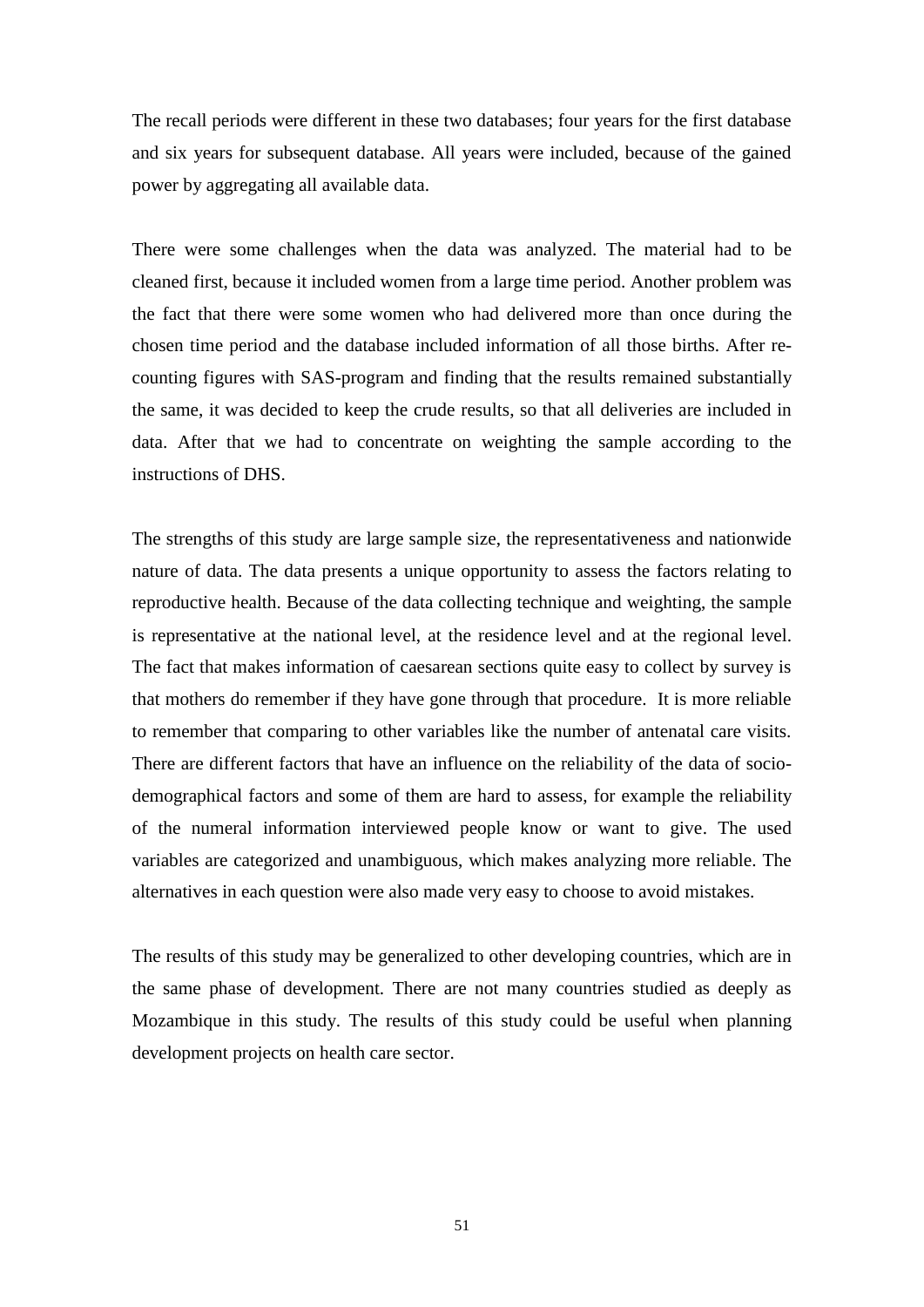The recall periods were different in these two databases; four years for the first database and six years for subsequent database. All years were included, because of the gained power by aggregating all available data.

There were some challenges when the data was analyzed. The material had to be cleaned first, because it included women from a large time period. Another problem was the fact that there were some women who had delivered more than once during the chosen time period and the database included information of all those births. After re-counting figures with SAS-program and finding that the results remained substantially the same, it was decided to keep the crude results, so that all deliveries are included in data. After that we had to concentrate on weighting the sample according to the instructions of DHS.

The strengths of this study are large sample size, the representativeness and nationwide nature of data. The data presents a unique opportunity to assess the factors relating to reproductive health. Because of the data collecting technique and weighting, the sample is representative at the national level, at the residence level and at the regional level. The fact that makes information of caesarean sections quite easy to collect by survey is that mothers do remember if they have gone through that procedure. It is more reliable to remember that comparing to other variables like the number of antenatal care visits. There are different factors that have an influence on the reliability of the data of socio-demographical factors and some of them are hard to assess, for example the reliability of the numeral information interviewed people know or want to give. The used variables are categorized and unambiguous, which makes analyzing more reliable. The alternatives in each question were also made very easy to choose to avoid mistakes.

The results of this study may be generalized to other developing countries, which are in the same phase of development. There are not many countries studied as deeply as Mozambique in this study. The results of this study could be useful when planning development projects on health care sector.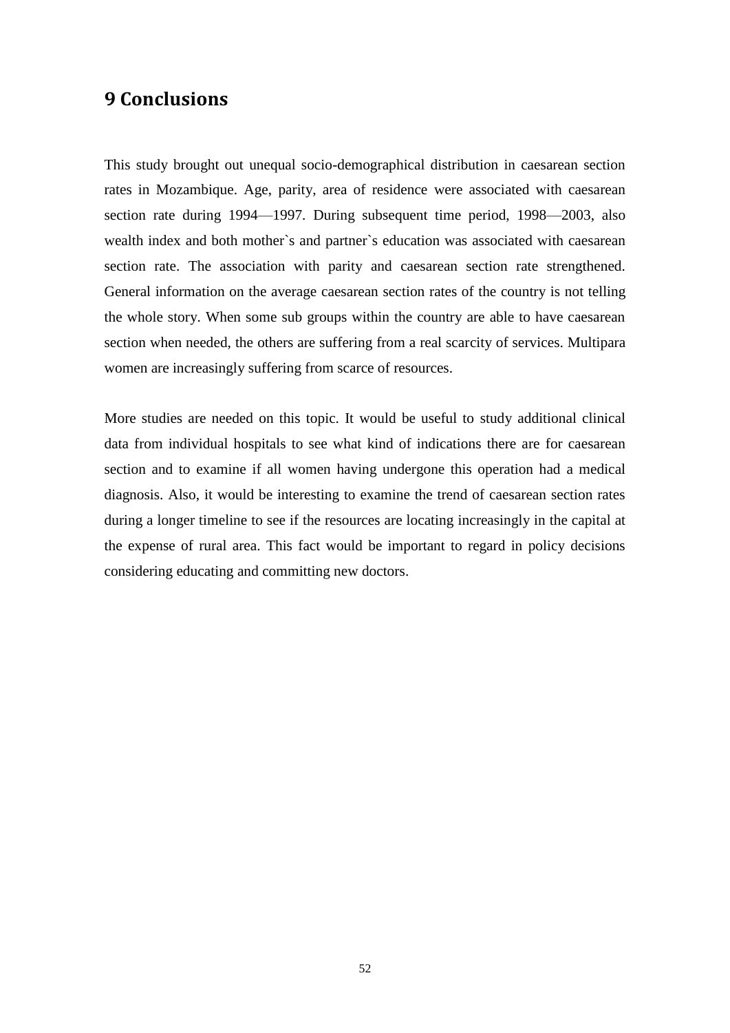# 9 Conclusions

This study brought out unequal socio-demographical distribution in caesarean section rates in Mozambique. Age, parity, area of residence were associated with caesarean section rate during 1994—1997. During subsequent time period, 1998—2003, also wealth index and both mother`s and partner`s education was associated with caesarean section rate. The association with parity and caesarean section rate strengthened. General information on the average caesarean section rates of the country is not telling the whole story. When some sub groups within the country are able to have caesarean section when needed, the others are suffering from a real scarcity of services. Multipara women are increasingly suffering from scarce of resources.

More studies are needed on this topic. It would be useful to study additional clinical data from individual hospitals to see what kind of indications there are for caesarean section and to examine if all women having undergone this operation had a medical diagnosis. Also, it would be interesting to examine the trend of caesarean section rates during a longer timeline to see if the resources are locating increasingly in the capital at the expense of rural area. This fact would be important to regard in policy decisions considering educating and committing new doctors.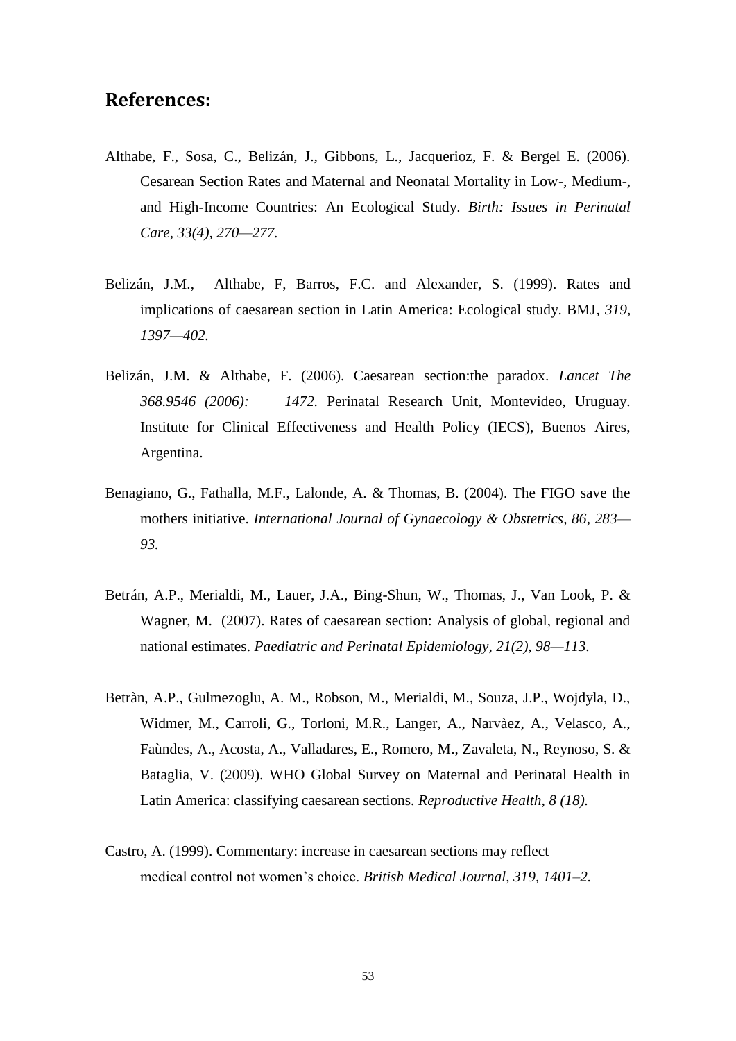## References:

Althabe, F., Sosa, C., Belizán, J., Gibbons, L., Jacquerioz, F. & Bergel E. (2006). Cesarean Section Rates and Maternal and Neonatal Mortality in Low-, Medium-, and High-Income Countries: An Ecological Study. *Birth: Issues in Perinatal Care, 33(4), 270—277.*

Belizán, J.M., Althabe, F, Barros, F.C. and Alexander, S. (1999). Rates and implications of caesarean section in Latin America: Ecological study. BMJ*, 319, 1397—402.*

Belizán, J.M. & Althabe, F. (2006). Caesarean section:the paradox. *Lancet The 368.9546 (2006): 1472.* Perinatal Research Unit, Montevideo, Uruguay. Institute for Clinical Effectiveness and Health Policy (IECS), Buenos Aires, Argentina.

Benagiano, G., Fathalla, M.F., Lalonde, A. & Thomas, B. (2004). The FIGO save the mothers initiative. *International Journal of Gynaecology & Obstetrics*, *86*, *283—93.*

Betrán, A.P., Merialdi, M., Lauer, J.A., Bing-Shun, W., Thomas, J., Van Look, P. & Wagner, M. (2007). Rates of caesarean section: Analysis of global, regional and national estimates. *Paediatric and Perinatal Epidemiology, 21(2), 98—113.*

Betràn, A.P., Gulmezoglu, A. M., Robson, M., Merialdi, M., Souza, J.P., Wojdyla, D., Widmer, M., Carroli, G., Torloni, M.R., Langer, A., Narvàez, A., Velasco, A., Faùndes, A., Acosta, A., Valladares, E., Romero, M., Zavaleta, N., Reynoso, S. & Bataglia, V. (2009). WHO Global Survey on Maternal and Perinatal Health in Latin America: classifying caesarean sections. *Reproductive Health, 8 (18).*

Castro, A. (1999). Commentary: increase in caesarean sections may reflect medical control not women's choice. *British Medical Journal, 319, 1401–2.*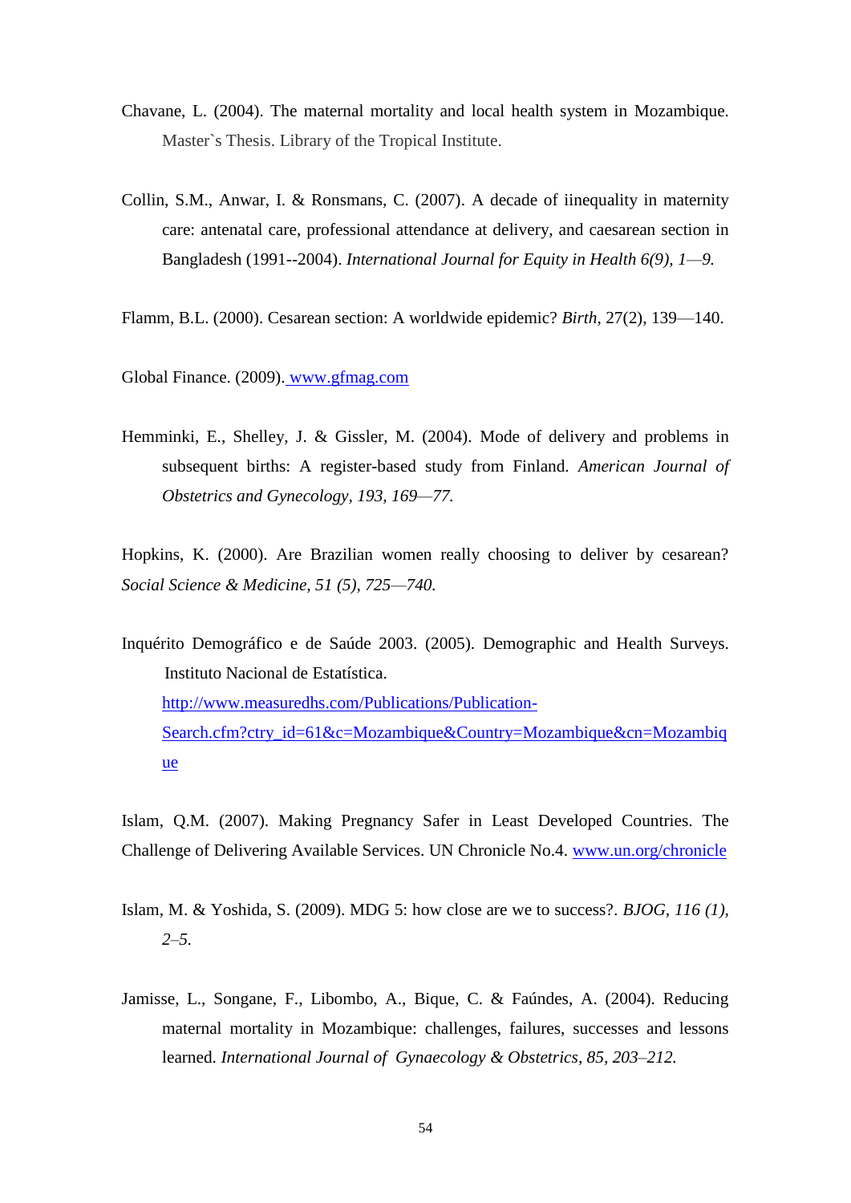Chavane, L. (2004). The maternal mortality and local health system in Mozambique. Master`s Thesis. Library of the Tropical Institute.

Collin, S.M., Anwar, I. & Ronsmans, C. (2007). A decade of iinequality in maternity care: antenatal care, professional attendance at delivery, and caesarean section in Bangladesh (1991--2004). *International Journal for Equity in Health 6(9), 1—9.*

Flamm, B.L. (2000). Cesarean section: A worldwide epidemic? *Birth*, 27(2), 139—140.

Global Finance. (2009). [www.gfmag.com](http://www.gfmag.com)

Hemminki, E., Shelley, J. & Gissler, M. (2004). Mode of delivery and problems in subsequent births: A register-based study from Finland. *American Journal of Obstetrics and Gynecology, 193, 169—77.*

Hopkins, K. (2000). Are Brazilian women really choosing to deliver by cesarean? *Social Science & Medicine, 51 (5), 725—740.*

Inquérito Demográfico e de Saúde 2003. (2005). Demographic and Health Surveys. Instituto Nacional de Estatística. [http://www.measuredhs.com/Publications/Publication-Search.cfm?ctry_id=61&c=Mozambique&Country=Mozambique&cn=Mozambique](http://www.measuredhs.com/Publications/Publication-Search.cfm?ctry_id=61&c=Mozambique&Country=Mozambique&cn=Mozambique)

Islam, Q.M. (2007). Making Pregnancy Safer in Least Developed Countries. The Challenge of Delivering Available Services. UN Chronicle No.4. [www.un.org/chronicle](http://www.un.org/chronicle)

Islam, M. & Yoshida, S. (2009). MDG 5: how close are we to success?. *BJOG, 116 (1), 2–5.*

Jamisse, L., Songane, F., Libombo, A., Bique, C. & Faúndes, A. (2004). Reducing maternal mortality in Mozambique: challenges, failures, successes and lessons learned. *International Journal of Gynaecology & Obstetrics, 85, 203–212.*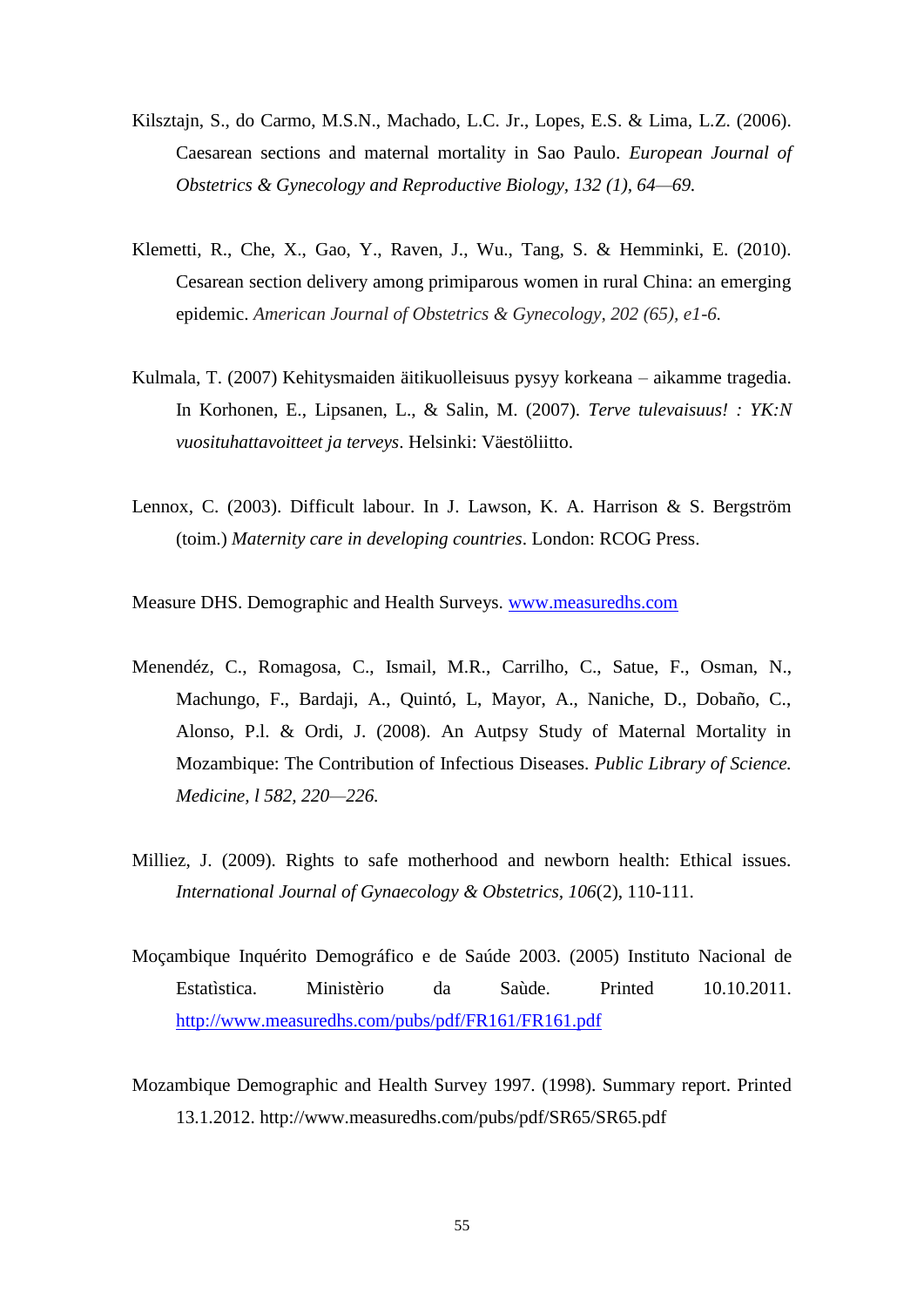Kilsztajn, S., do Carmo, M.S.N., Machado, L.C. Jr., Lopes, E.S. & Lima, L.Z. (2006). Caesarean sections and maternal mortality in Sao Paulo. *European Journal of Obstetrics & Gynecology and Reproductive Biology, 132 (1), 64—69.*

Klemetti, R., Che, X., Gao, Y., Raven, J., Wu., Tang, S. & Hemminki, E. (2010). Cesarean section delivery among primiparous women in rural China: an emerging epidemic. *American Journal of Obstetrics & Gynecology, 202 (65), e1-6.*

Kulmala, T. (2007) Kehitysmaiden äitikuolleisuus pysyy korkeana – aikamme tragedia. In Korhonen, E., Lipsanen, L., & Salin, M. (2007). *Terve tulevaisuus! : YK:N vuosituhattavoitteet ja terveys*. Helsinki: Väestöliitto.

Lennox, C. (2003). Difficult labour. In J. Lawson, K. A. Harrison & S. Bergström (toim.) *Maternity care in developing countries*. London: RCOG Press.

Measure DHS. Demographic and Health Surveys. [www.measuredhs.com](www.measuredhs.com)

Menendéz, C., Romagosa, C., Ismail, M.R., Carrilho, C., Satue, F., Osman, N., Machungo, F., Bardaji, A., Quintó, L, Mayor, A., Naniche, D., Dobaño, C., Alonso, P.l. & Ordi, J. (2008). An Autpsy Study of Maternal Mortality in Mozambique: The Contribution of Infectious Diseases. *Public Library of Science. Medicine, l 582, 220—226.*

Milliez, J. (2009). Rights to safe motherhood and newborn health: Ethical issues. *International Journal of Gynaecology & Obstetrics, 106*(2), 110-111.

Moçambique Inquérito Demográfico e de Saúde 2003. (2005) Instituto Nacional de Estatìstica. Ministèrio da Saùde. Printed 10.10.2011. [http://www.measuredhs.com/pubs/pdf/FR161/FR161.pdf](http://www.measuredhs.com/pubs/pdf/FR161/FR161.pdf)

Mozambique Demographic and Health Survey 1997. (1998). Summary report. Printed 13.1.2012. http://www.measuredhs.com/pubs/pdf/SR65/SR65.pdf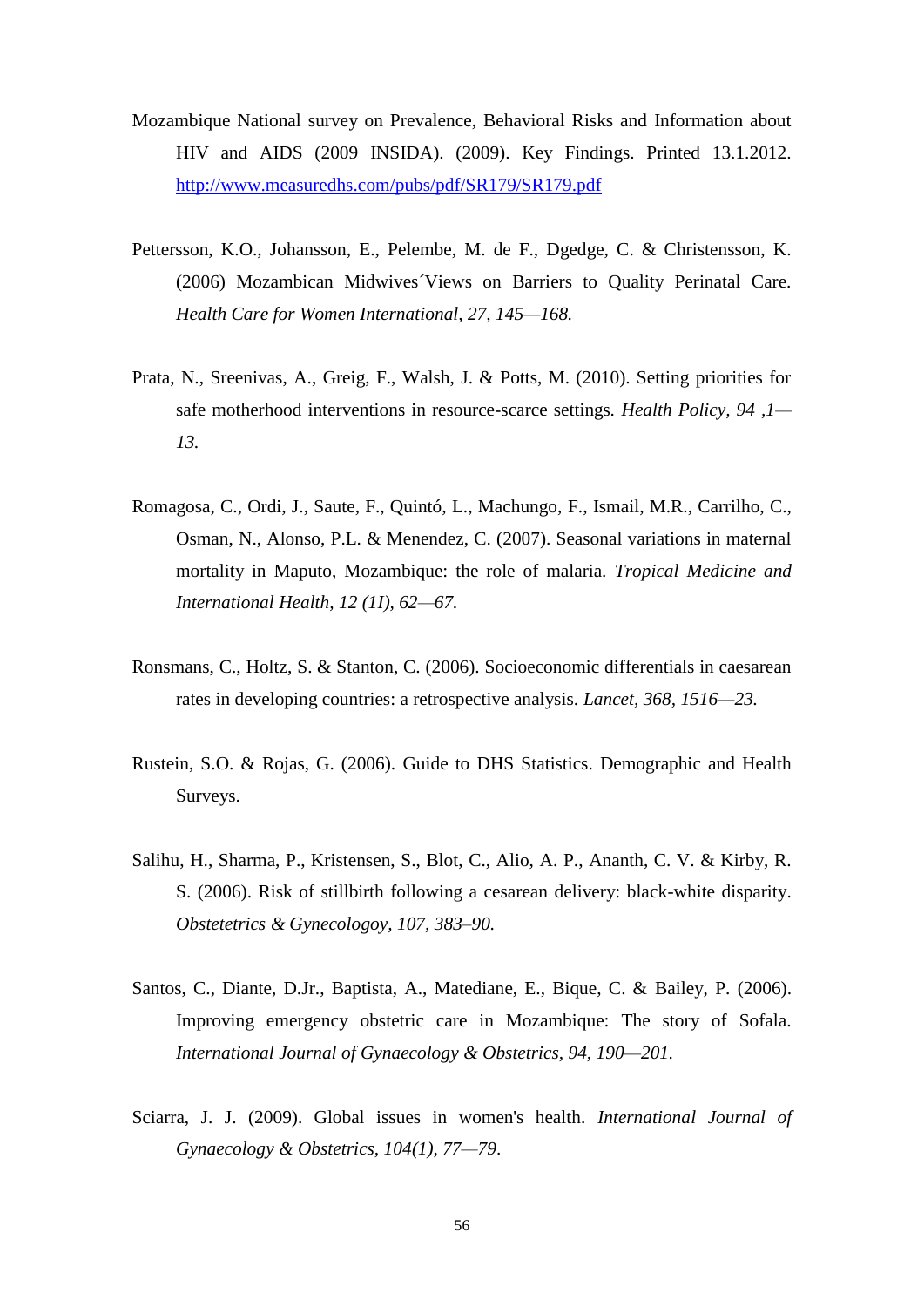Mozambique National survey on Prevalence, Behavioral Risks and Information about HIV and AIDS (2009 INSIDA). (2009). Key Findings. Printed 13.1.2012. http://www.measuredhs.com/pubs/pdf/SR179/SR179.pdf

Pettersson, K.O., Johansson, E., Pelembe, M. de F., Dgedge, C. & Christensson, K. (2006) Mozambican Midwives´Views on Barriers to Quality Perinatal Care. *Health Care for Women International, 27, 145—168.*

Prata, N., Sreenivas, A., Greig, F., Walsh, J. & Potts, M. (2010). Setting priorities for safe motherhood interventions in resource-scarce settings. *Health Policy, 94 ,1—13.*

Romagosa, C., Ordi, J., Saute, F., Quintó, L., Machungo, F., Ismail, M.R., Carrilho, C., Osman, N., Alonso, P.L. & Menendez, C. (2007). Seasonal variations in maternal mortality in Maputo, Mozambique: the role of malaria. *Tropical Medicine and International Health, 12 (1I), 62—67.*

Ronsmans, C., Holtz, S. & Stanton, C. (2006). Socioeconomic differentials in caesarean rates in developing countries: a retrospective analysis. *Lancet, 368, 1516—23.*

Rustein, S.O. & Rojas, G. (2006). Guide to DHS Statistics. Demographic and Health Surveys.

Salihu, H., Sharma, P., Kristensen, S., Blot, C., Alio, A. P., Ananth, C. V. & Kirby, R. S. (2006). Risk of stillbirth following a cesarean delivery: black-white disparity. *Obstetetrics & Gynecologoy, 107, 383–90.*

Santos, C., Diante, D.Jr., Baptista, A., Matediane, E., Bique, C. & Bailey, P. (2006). Improving emergency obstetric care in Mozambique: The story of Sofala. *International Journal of Gynaecology & Obstetrics, 94, 190—201.*

Sciarra, J. J. (2009). Global issues in women's health. *International Journal of Gynaecology & Obstetrics, 104(1), 77—79*.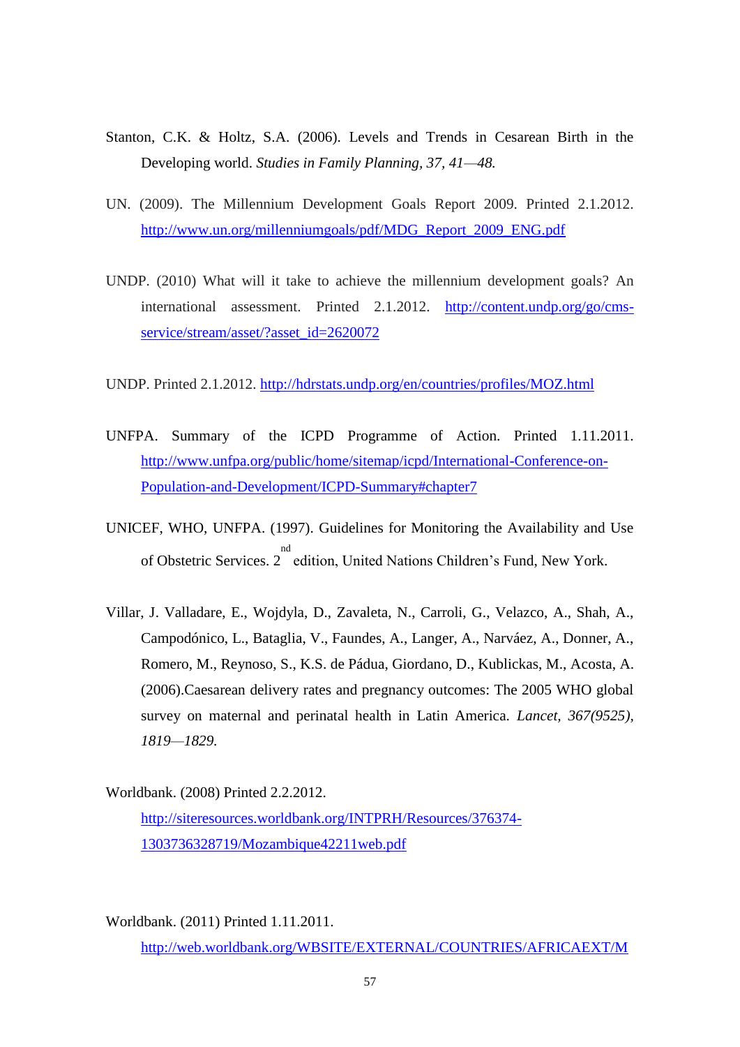Stanton, C.K. & Holtz, S.A. (2006). Levels and Trends in Cesarean Birth in the Developing world. *Studies in Family Planning, 37, 41—48.*

UN. (2009). The Millennium Development Goals Report 2009. Printed 2.1.2012. http://www.un.org/millenniumgoals/pdf/MDG_Report_2009_ENG.pdf

UNDP. (2010) What will it take to achieve the millennium development goals? An international assessment. Printed 2.1.2012. http://content.undp.org/go/cms-service/stream/asset/?asset_id=2620072

UNDP. Printed 2.1.2012. http://hdrstats.undp.org/en/countries/profiles/MOZ.html

UNFPA. Summary of the ICPD Programme of Action. Printed 1.11.2011. http://www.unfpa.org/public/home/sitemap/icpd/International-Conference-on-Population-and-Development/ICPD-Summary#chapter7

UNICEF, WHO, UNFPA. (1997). Guidelines for Monitoring the Availability and Use of Obstetric Services. 2nd edition, United Nations Children's Fund, New York.

Villar, J. Valladare, E., Wojdyla, D., Zavaleta, N., Carroli, G., Velazco, A., Shah, A., Campodónico, L., Bataglia, V., Faundes, A., Langer, A., Narváez, A., Donner, A., Romero, M., Reynoso, S., K.S. de Pádua, Giordano, D., Kublickas, M., Acosta, A. (2006).Caesarean delivery rates and pregnancy outcomes: The 2005 WHO global survey on maternal and perinatal health in Latin America. *Lancet, 367(9525), 1819—1829.*

Worldbank. (2008) Printed 2.2.2012. http://siteresources.worldbank.org/INTPRH/Resources/376374-1303736328719/Mozambique42211web.pdf

Worldbank. (2011) Printed 1.11.2011. http://web.worldbank.org/WBSITE/EXTERNAL/COUNTRIES/AFRICAEXT/M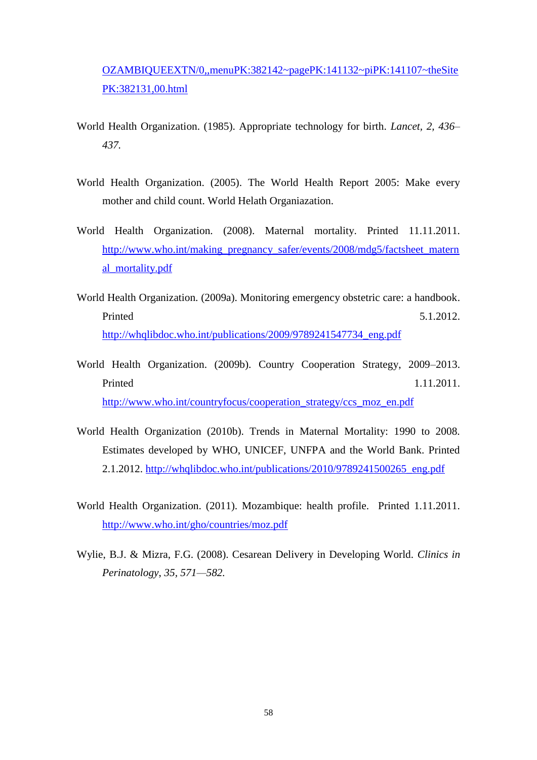OZAMBIQUEEXTN/0,,menuPK:382142~pagePK:141132~piPK:141107~theSitePK:382131,00.html

World Health Organization. (1985). Appropriate technology for birth. *Lancet, 2, 436–437.*

World Health Organization. (2005). The World Health Report 2005: Make every mother and child count. World Helath Organiazation.

World Health Organization. (2008). Maternal mortality. Printed 11.11.2011. http://www.who.int/making_pregnancy_safer/events/2008/mdg5/factsheet_maternal_mortality.pdf

World Health Organization. (2009a). Monitoring emergency obstetric care: a handbook. Printed 5.1.2012. http://whqlibdoc.who.int/publications/2009/9789241547734_eng.pdf

World Health Organization. (2009b). Country Cooperation Strategy, 2009–2013. Printed 1.11.2011. http://www.who.int/countryfocus/cooperation_strategy/ccs_moz_en.pdf

World Health Organization (2010b). Trends in Maternal Mortality: 1990 to 2008. Estimates developed by WHO, UNICEF, UNFPA and the World Bank. Printed 2.1.2012. http://whqlibdoc.who.int/publications/2010/9789241500265_eng.pdf

World Health Organization. (2011). Mozambique: health profile. Printed 1.11.2011. http://www.who.int/gho/countries/moz.pdf

Wylie, B.J. & Mizra, F.G. (2008). Cesarean Delivery in Developing World. *Clinics in Perinatology, 35, 571—582.*